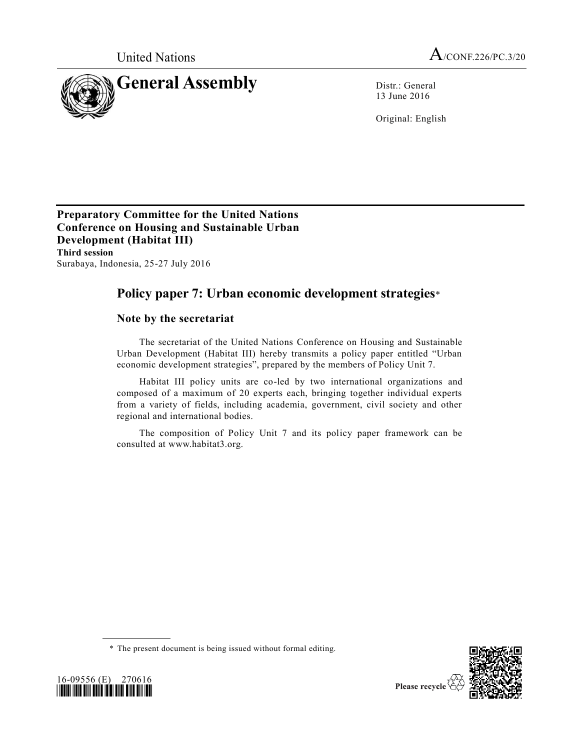United Nations A/CONF.226/PC.3/20

# General Assembly

Distr.: General
13 June 2016

Original: English

**Preparatory Committee for the United Nations Conference on Housing and Sustainable Urban Development (Habitat III)**
**Third session**
Surabaya, Indonesia, 25-27 July 2016

## Policy paper 7: Urban economic development strategies*

### Note by the secretariat

The secretariat of the United Nations Conference on Housing and Sustainable Urban Development (Habitat III) hereby transmits a policy paper entitled "Urban economic development strategies", prepared by the members of Policy Unit 7.

Habitat III policy units are co-led by two international organizations and composed of a maximum of 20 experts each, bringing together individual experts from a variety of fields, including academia, government, civil society and other regional and international bodies.

The composition of Policy Unit 7 and its policy paper framework can be consulted at www.habitat3.org.

\* The present document is being issued without formal editing.

16-09556 (E) 270616

Please recycle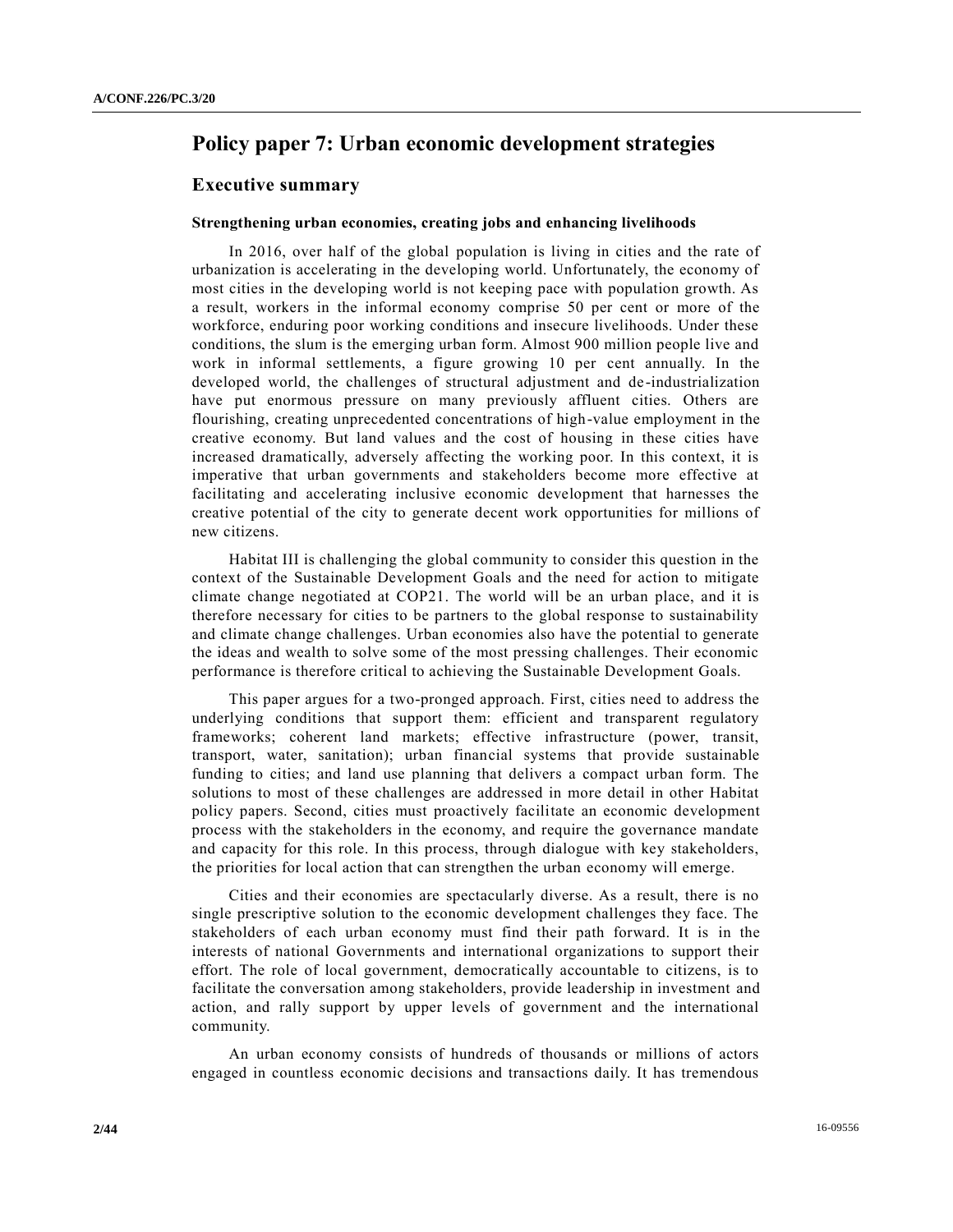# Policy paper 7: Urban economic development strategies

## Executive summary

### Strengthening urban economies, creating jobs and enhancing livelihoods

In 2016, over half of the global population is living in cities and the rate of urbanization is accelerating in the developing world. Unfortunately, the economy of most cities in the developing world is not keeping pace with population growth. As a result, workers in the informal economy comprise 50 per cent or more of the workforce, enduring poor working conditions and insecure livelihoods. Under these conditions, the slum is the emerging urban form. Almost 900 million people live and work in informal settlements, a figure growing 10 per cent annually. In the developed world, the challenges of structural adjustment and de-industrialization have put enormous pressure on many previously affluent cities. Others are flourishing, creating unprecedented concentrations of high-value employment in the creative economy. But land values and the cost of housing in these cities have increased dramatically, adversely affecting the working poor. In this context, it is imperative that urban governments and stakeholders become more effective at facilitating and accelerating inclusive economic development that harnesses the creative potential of the city to generate decent work opportunities for millions of new citizens.

Habitat III is challenging the global community to consider this question in the context of the Sustainable Development Goals and the need for action to mitigate climate change negotiated at COP21. The world will be an urban place, and it is therefore necessary for cities to be partners to the global response to sustainability and climate change challenges. Urban economies also have the potential to generate the ideas and wealth to solve some of the most pressing challenges. Their economic performance is therefore critical to achieving the Sustainable Development Goals.

This paper argues for a two-pronged approach. First, cities need to address the underlying conditions that support them: efficient and transparent regulatory frameworks; coherent land markets; effective infrastructure (power, transit, transport, water, sanitation); urban financial systems that provide sustainable funding to cities; and land use planning that delivers a compact urban form. The solutions to most of these challenges are addressed in more detail in other Habitat policy papers. Second, cities must proactively facilitate an economic development process with the stakeholders in the economy, and require the governance mandate and capacity for this role. In this process, through dialogue with key stakeholders, the priorities for local action that can strengthen the urban economy will emerge.

Cities and their economies are spectacularly diverse. As a result, there is no single prescriptive solution to the economic development challenges they face. The stakeholders of each urban economy must find their path forward. It is in the interests of national Governments and international organizations to support their effort. The role of local government, democratically accountable to citizens, is to facilitate the conversation among stakeholders, provide leadership in investment and action, and rally support by upper levels of government and the international community.

An urban economy consists of hundreds of thousands or millions of actors engaged in countless economic decisions and transactions daily. It has tremendous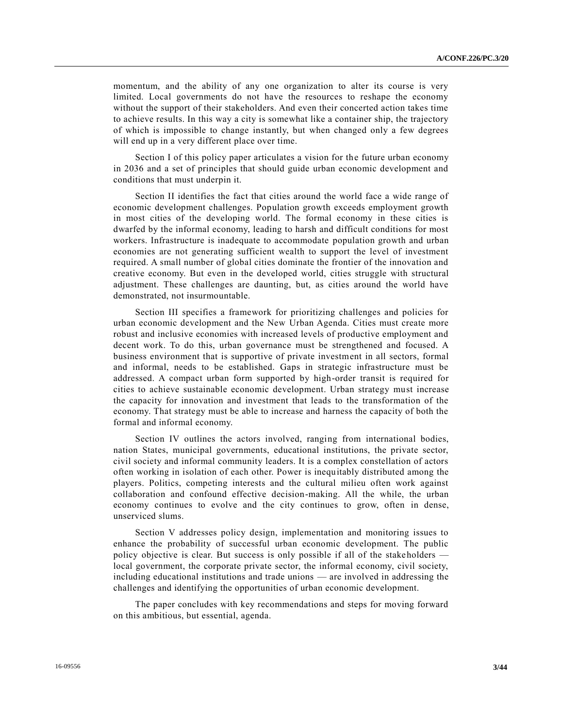momentum, and the ability of any one organization to alter its course is very limited. Local governments do not have the resources to reshape the economy without the support of their stakeholders. And even their concerted action takes time to achieve results. In this way a city is somewhat like a container ship, the trajectory of which is impossible to change instantly, but when changed only a few degrees will end up in a very different place over time.

Section I of this policy paper articulates a vision for the future urban economy in 2036 and a set of principles that should guide urban economic development and conditions that must underpin it.

Section II identifies the fact that cities around the world face a wide range of economic development challenges. Population growth exceeds employment growth in most cities of the developing world. The formal economy in these cities is dwarfed by the informal economy, leading to harsh and difficult conditions for most workers. Infrastructure is inadequate to accommodate population growth and urban economies are not generating sufficient wealth to support the level of investment required. A small number of global cities dominate the frontier of the innovation and creative economy. But even in the developed world, cities struggle with structural adjustment. These challenges are daunting, but, as cities around the world have demonstrated, not insurmountable.

Section III specifies a framework for prioritizing challenges and policies for urban economic development and the New Urban Agenda. Cities must create more robust and inclusive economies with increased levels of productive employment and decent work. To do this, urban governance must be strengthened and focused. A business environment that is supportive of private investment in all sectors, formal and informal, needs to be established. Gaps in strategic infrastructure must be addressed. A compact urban form supported by high-order transit is required for cities to achieve sustainable economic development. Urban strategy must increase the capacity for innovation and investment that leads to the transformation of the economy. That strategy must be able to increase and harness the capacity of both the formal and informal economy.

Section IV outlines the actors involved, ranging from international bodies, nation States, municipal governments, educational institutions, the private sector, civil society and informal community leaders. It is a complex constellation of actors often working in isolation of each other. Power is inequitably distributed among the players. Politics, competing interests and the cultural milieu often work against collaboration and confound effective decision-making. All the while, the urban economy continues to evolve and the city continues to grow, often in dense, unserviced slums.

Section V addresses policy design, implementation and monitoring issues to enhance the probability of successful urban economic development. The public policy objective is clear. But success is only possible if all of the stakeholders — local government, the corporate private sector, the informal economy, civil society, including educational institutions and trade unions — are involved in addressing the challenges and identifying the opportunities of urban economic development.

The paper concludes with key recommendations and steps for moving forward on this ambitious, but essential, agenda.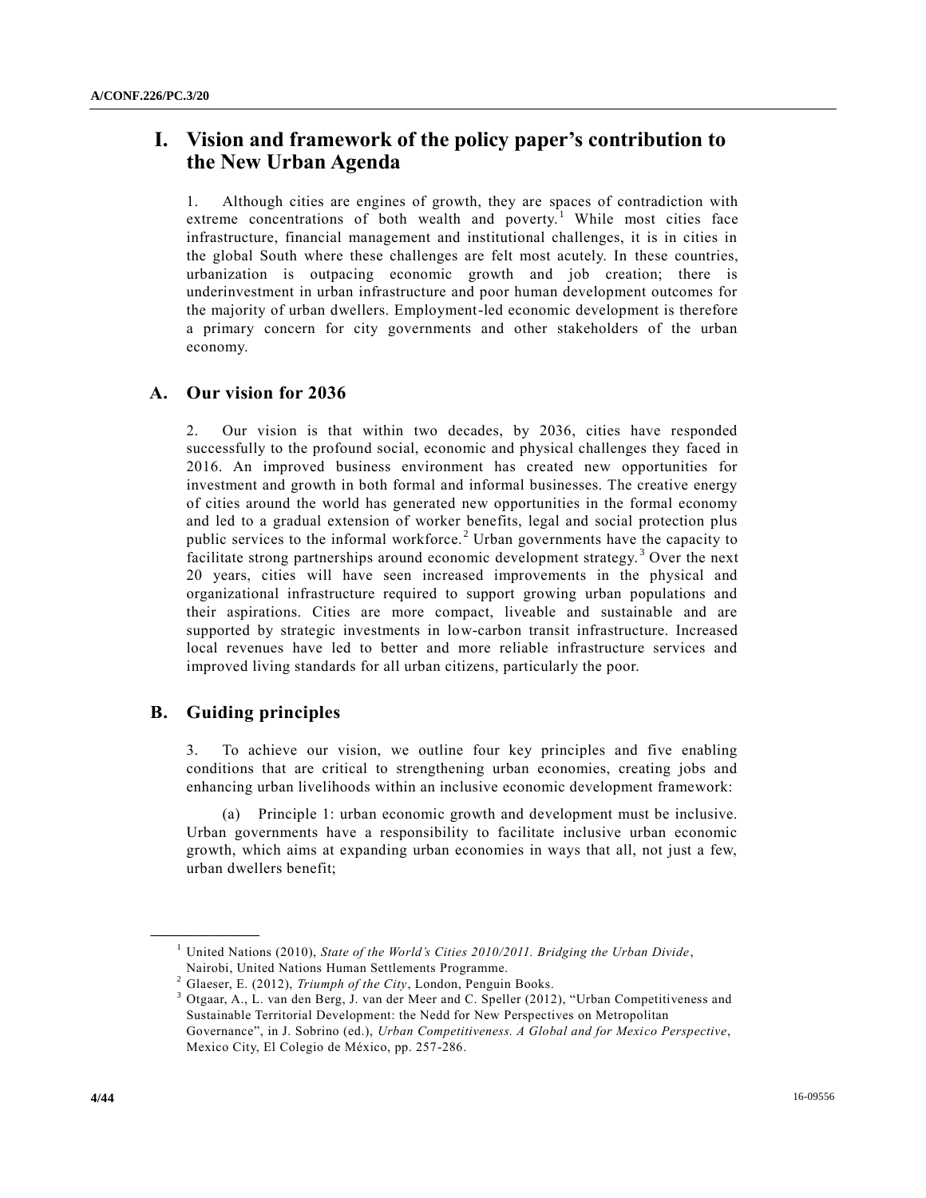# I. Vision and framework of the policy paper's contribution to the New Urban Agenda

1. Although cities are engines of growth, they are spaces of contradiction with extreme concentrations of both wealth and poverty.[1] While most cities face infrastructure, financial management and institutional challenges, it is in cities in the global South where these challenges are felt most acutely. In these countries, urbanization is outpacing economic growth and job creation; there is underinvestment in urban infrastructure and poor human development outcomes for the majority of urban dwellers. Employment-led economic development is therefore a primary concern for city governments and other stakeholders of the urban economy.

## A. Our vision for 2036

2. Our vision is that within two decades, by 2036, cities have responded successfully to the profound social, economic and physical challenges they faced in 2016. An improved business environment has created new opportunities for investment and growth in both formal and informal businesses. The creative energy of cities around the world has generated new opportunities in the formal economy and led to a gradual extension of worker benefits, legal and social protection plus public services to the informal workforce.[2] Urban governments have the capacity to facilitate strong partnerships around economic development strategy.[3] Over the next 20 years, cities will have seen increased improvements in the physical and organizational infrastructure required to support growing urban populations and their aspirations. Cities are more compact, liveable and sustainable and are supported by strategic investments in low-carbon transit infrastructure. Increased local revenues have led to better and more reliable infrastructure services and improved living standards for all urban citizens, particularly the poor.

## B. Guiding principles

3. To achieve our vision, we outline four key principles and five enabling conditions that are critical to strengthening urban economies, creating jobs and enhancing urban livelihoods within an inclusive economic development framework:

(a) Principle 1: urban economic growth and development must be inclusive. Urban governments have a responsibility to facilitate inclusive urban economic growth, which aims at expanding urban economies in ways that all, not just a few, urban dwellers benefit;

---

[1] United Nations (2010), *State of the World's Cities 2010/2011. Bridging the Urban Divide*, Nairobi, United Nations Human Settlements Programme.

[2] Glaeser, E. (2012), *Triumph of the City*, London, Penguin Books.

[3] Otgaar, A., L. van den Berg, J. van der Meer and C. Speller (2012), "Urban Competitiveness and Sustainable Territorial Development: the Nedd for New Perspectives on Metropolitan Governance", in J. Sobrino (ed.), *Urban Competitiveness. A Global and for Mexico Perspective*, Mexico City, El Colegio de México, pp. 257-286.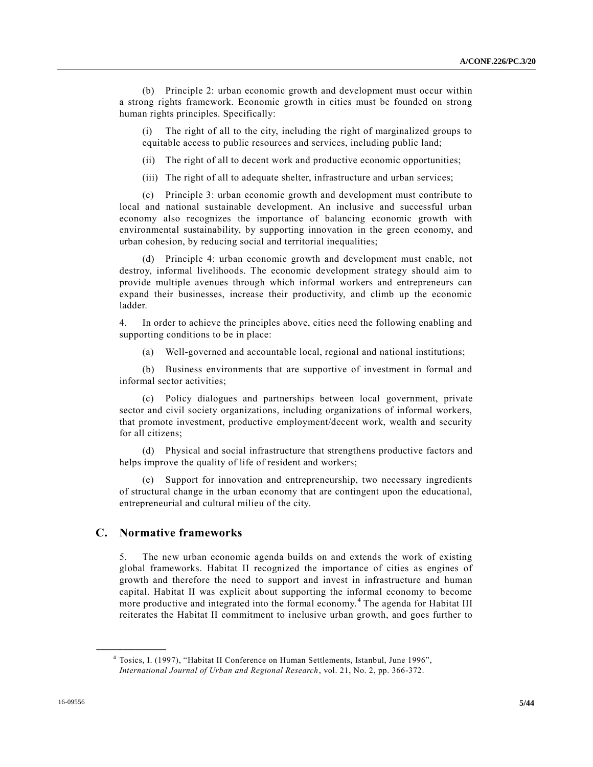(b) Principle 2: urban economic growth and development must occur within a strong rights framework. Economic growth in cities must be founded on strong human rights principles. Specifically:

(i) The right of all to the city, including the right of marginalized groups to equitable access to public resources and services, including public land;

(ii) The right of all to decent work and productive economic opportunities;

(iii) The right of all to adequate shelter, infrastructure and urban services;

(c) Principle 3: urban economic growth and development must contribute to local and national sustainable development. An inclusive and successful urban economy also recognizes the importance of balancing economic growth with environmental sustainability, by supporting innovation in the green economy, and urban cohesion, by reducing social and territorial inequalities;

(d) Principle 4: urban economic growth and development must enable, not destroy, informal livelihoods. The economic development strategy should aim to provide multiple avenues through which informal workers and entrepreneurs can expand their businesses, increase their productivity, and climb up the economic ladder.

4. In order to achieve the principles above, cities need the following enabling and supporting conditions to be in place:

(a) Well-governed and accountable local, regional and national institutions;

(b) Business environments that are supportive of investment in formal and informal sector activities;

(c) Policy dialogues and partnerships between local government, private sector and civil society organizations, including organizations of informal workers, that promote investment, productive employment/decent work, wealth and security for all citizens;

(d) Physical and social infrastructure that strengthens productive factors and helps improve the quality of life of resident and workers;

(e) Support for innovation and entrepreneurship, two necessary ingredients of structural change in the urban economy that are contingent upon the educational, entrepreneurial and cultural milieu of the city.

## C. Normative frameworks

5. The new urban economic agenda builds on and extends the work of existing global frameworks. Habitat II recognized the importance of cities as engines of growth and therefore the need to support and invest in infrastructure and human capital. Habitat II was explicit about supporting the informal economy to become more productive and integrated into the formal economy.[4] The agenda for Habitat III reiterates the Habitat II commitment to inclusive urban growth, and goes further to

[4] Tosics, I. (1997), "Habitat II Conference on Human Settlements, Istanbul, June 1996", *International Journal of Urban and Regional Research*, vol. 21, No. 2, pp. 366-372.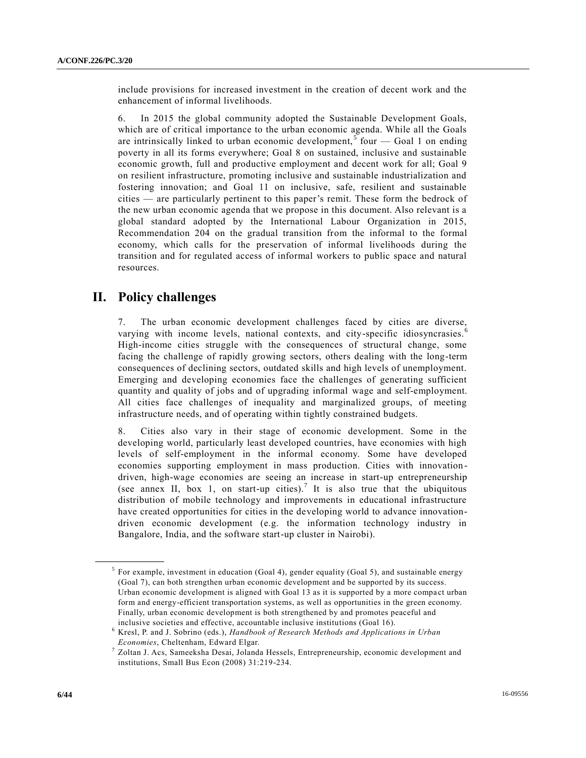include provisions for increased investment in the creation of decent work and the enhancement of informal livelihoods.

6. In 2015 the global community adopted the Sustainable Development Goals, which are of critical importance to the urban economic agenda. While all the Goals are intrinsically linked to urban economic development,[5] four — Goal 1 on ending poverty in all its forms everywhere; Goal 8 on sustained, inclusive and sustainable economic growth, full and productive employment and decent work for all; Goal 9 on resilient infrastructure, promoting inclusive and sustainable industrialization and fostering innovation; and Goal 11 on inclusive, safe, resilient and sustainable cities — are particularly pertinent to this paper's remit. These form the bedrock of the new urban economic agenda that we propose in this document. Also relevant is a global standard adopted by the International Labour Organization in 2015, Recommendation 204 on the gradual transition from the informal to the formal economy, which calls for the preservation of informal livelihoods during the transition and for regulated access of informal workers to public space and natural resources.

## II. Policy challenges

7. The urban economic development challenges faced by cities are diverse, varying with income levels, national contexts, and city-specific idiosyncrasies.[6] High-income cities struggle with the consequences of structural change, some facing the challenge of rapidly growing sectors, others dealing with the long-term consequences of declining sectors, outdated skills and high levels of unemployment. Emerging and developing economies face the challenges of generating sufficient quantity and quality of jobs and of upgrading informal wage and self-employment. All cities face challenges of inequality and marginalized groups, of meeting infrastructure needs, and of operating within tightly constrained budgets.

8. Cities also vary in their stage of economic development. Some in the developing world, particularly least developed countries, have economies with high levels of self-employment in the informal economy. Some have developed economies supporting employment in mass production. Cities with innovation-driven, high-wage economies are seeing an increase in start-up entrepreneurship (see annex II, box 1, on start-up cities).[7] It is also true that the ubiquitous distribution of mobile technology and improvements in educational infrastructure have created opportunities for cities in the developing world to advance innovation-driven economic development (e.g. the information technology industry in Bangalore, India, and the software start-up cluster in Nairobi).

---

[5] For example, investment in education (Goal 4), gender equality (Goal 5), and sustainable energy (Goal 7), can both strengthen urban economic development and be supported by its success. Urban economic development is aligned with Goal 13 as it is supported by a more compact urban form and energy-efficient transportation systems, as well as opportunities in the green economy. Finally, urban economic development is both strengthened by and promotes peaceful and inclusive societies and effective, accountable inclusive institutions (Goal 16).

[6] Kresl, P. and J. Sobrino (eds.), *Handbook of Research Methods and Applications in Urban Economies*, Cheltenham, Edward Elgar.

[7] Zoltan J. Acs, Sameeksha Desai, Jolanda Hessels, Entrepreneurship, economic development and institutions, Small Bus Econ (2008) 31:219-234.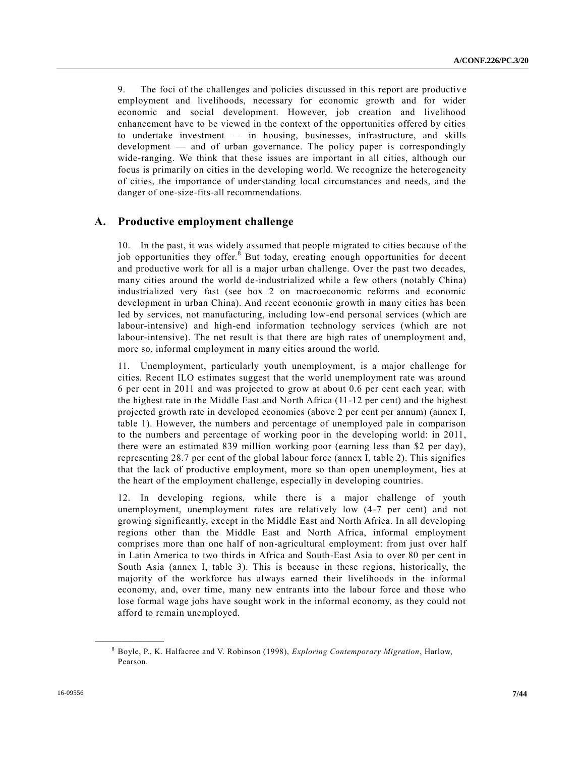9. The foci of the challenges and policies discussed in this report are productive employment and livelihoods, necessary for economic growth and for wider economic and social development. However, job creation and livelihood enhancement have to be viewed in the context of the opportunities offered by cities to undertake investment — in housing, businesses, infrastructure, and skills development — and of urban governance. The policy paper is correspondingly wide-ranging. We think that these issues are important in all cities, although our focus is primarily on cities in the developing world. We recognize the heterogeneity of cities, the importance of understanding local circumstances and needs, and the danger of one-size-fits-all recommendations.

## A. Productive employment challenge

10. In the past, it was widely assumed that people migrated to cities because of the job opportunities they offer.[8] But today, creating enough opportunities for decent and productive work for all is a major urban challenge. Over the past two decades, many cities around the world de-industrialized while a few others (notably China) industrialized very fast (see box 2 on macroeconomic reforms and economic development in urban China). And recent economic growth in many cities has been led by services, not manufacturing, including low-end personal services (which are labour-intensive) and high-end information technology services (which are not labour-intensive). The net result is that there are high rates of unemployment and, more so, informal employment in many cities around the world.

11. Unemployment, particularly youth unemployment, is a major challenge for cities. Recent ILO estimates suggest that the world unemployment rate was around 6 per cent in 2011 and was projected to grow at about 0.6 per cent each year, with the highest rate in the Middle East and North Africa (11-12 per cent) and the highest projected growth rate in developed economies (above 2 per cent per annum) (annex I, table 1). However, the numbers and percentage of unemployed pale in comparison to the numbers and percentage of working poor in the developing world: in 2011, there were an estimated 839 million working poor (earning less than $2 per day), representing 28.7 per cent of the global labour force (annex I, table 2). This signifies that the lack of productive employment, more so than open unemployment, lies at the heart of the employment challenge, especially in developing countries.

12. In developing regions, while there is a major challenge of youth unemployment, unemployment rates are relatively low (4-7 per cent) and not growing significantly, except in the Middle East and North Africa. In all developing regions other than the Middle East and North Africa, informal employment comprises more than one half of non-agricultural employment: from just over half in Latin America to two thirds in Africa and South-East Asia to over 80 per cent in South Asia (annex I, table 3). This is because in these regions, historically, the majority of the workforce has always earned their livelihoods in the informal economy, and, over time, many new entrants into the labour force and those who lose formal wage jobs have sought work in the informal economy, as they could not afford to remain unemployed.

---

[8] Boyle, P., K. Halfacree and V. Robinson (1998), *Exploring Contemporary Migration*, Harlow, Pearson.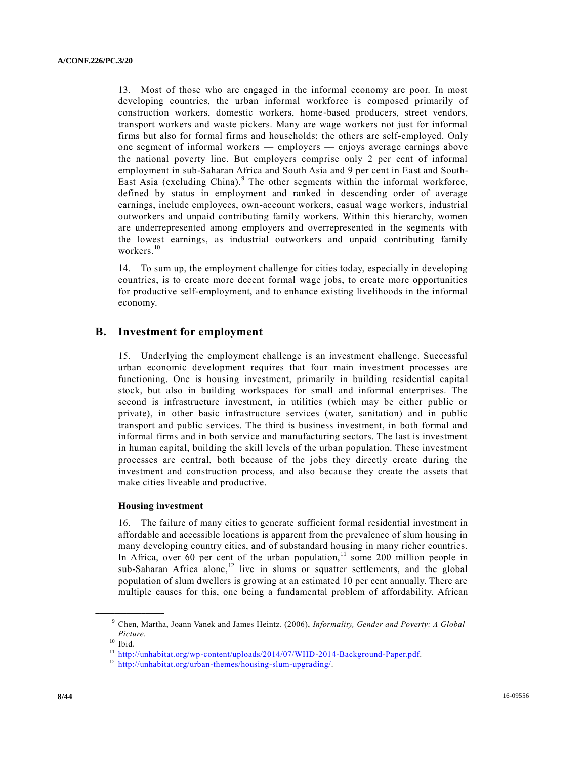13. Most of those who are engaged in the informal economy are poor. In most developing countries, the urban informal workforce is composed primarily of construction workers, domestic workers, home-based producers, street vendors, transport workers and waste pickers. Many are wage workers not just for informal firms but also for formal firms and households; the others are self-employed. Only one segment of informal workers — employers — enjoys average earnings above the national poverty line. But employers comprise only 2 per cent of informal employment in sub-Saharan Africa and South Asia and 9 per cent in East and South-East Asia (excluding China).[9] The other segments within the informal workforce, defined by status in employment and ranked in descending order of average earnings, include employees, own-account workers, casual wage workers, industrial outworkers and unpaid contributing family workers. Within this hierarchy, women are underrepresented among employers and overrepresented in the segments with the lowest earnings, as industrial outworkers and unpaid contributing family workers.[10]

14. To sum up, the employment challenge for cities today, especially in developing countries, is to create more decent formal wage jobs, to create more opportunities for productive self-employment, and to enhance existing livelihoods in the informal economy.

## B. Investment for employment

15. Underlying the employment challenge is an investment challenge. Successful urban economic development requires that four main investment processes are functioning. One is housing investment, primarily in building residential capital stock, but also in building workspaces for small and informal enterprises. The second is infrastructure investment, in utilities (which may be either public or private), in other basic infrastructure services (water, sanitation) and in public transport and public services. The third is business investment, in both formal and informal firms and in both service and manufacturing sectors. The last is investment in human capital, building the skill levels of the urban population. These investment processes are central, both because of the jobs they directly create during the investment and construction process, and also because they create the assets that make cities liveable and productive.

### Housing investment

16. The failure of many cities to generate sufficient formal residential investment in affordable and accessible locations is apparent from the prevalence of slum housing in many developing country cities, and of substandard housing in many richer countries. In Africa, over 60 per cent of the urban population,[11] some 200 million people in sub-Saharan Africa alone,[12] live in slums or squatter settlements, and the global population of slum dwellers is growing at an estimated 10 per cent annually. There are multiple causes for this, one being a fundamental problem of affordability. African

---

[9] Chen, Martha, Joann Vanek and James Heintz. (2006), *Informality, Gender and Poverty: A Global Picture.*

[10] Ibid.

[11] http://unhabitat.org/wp-content/uploads/2014/07/WHD-2014-Background-Paper.pdf.

[12] http://unhabitat.org/urban-themes/housing-slum-upgrading/.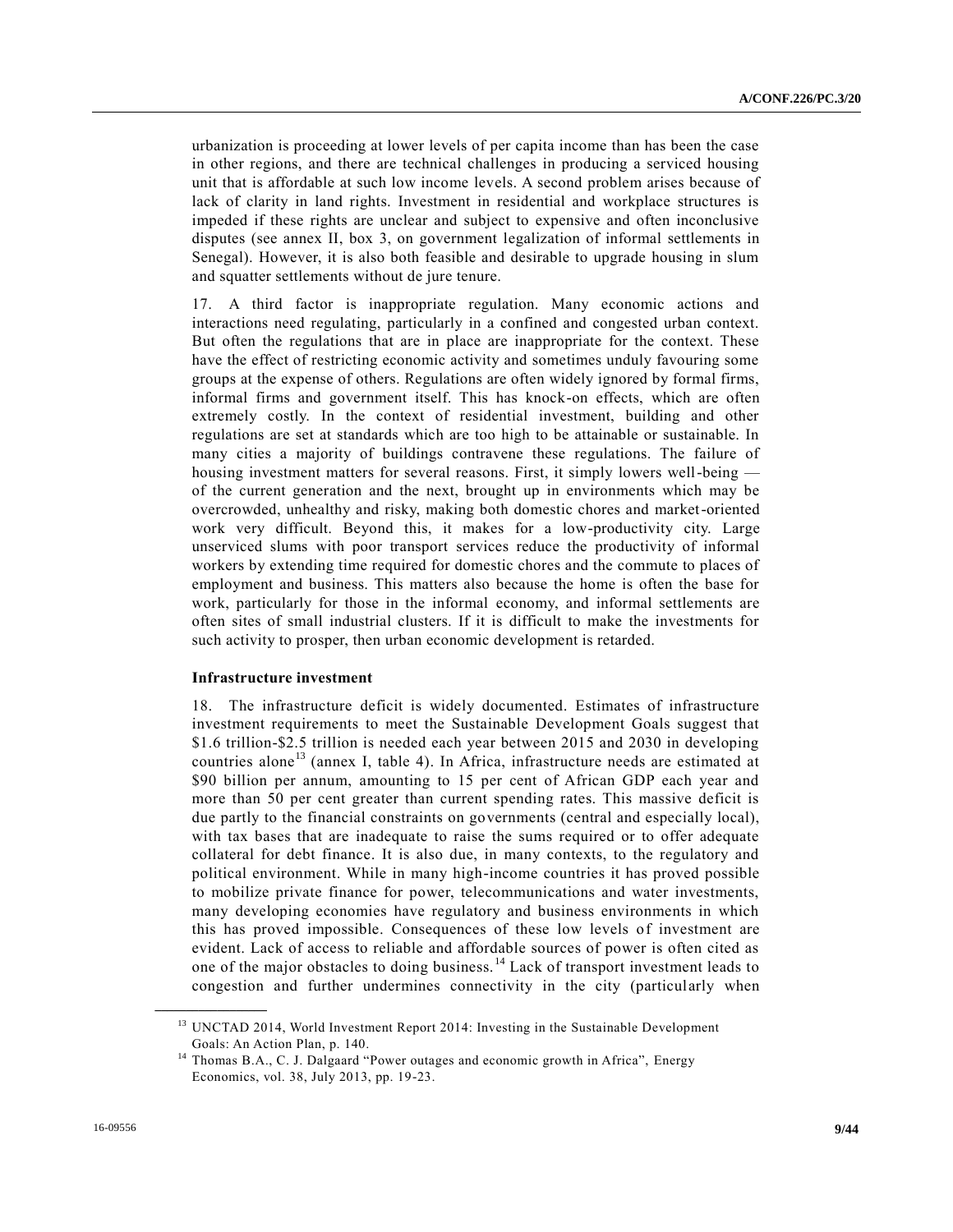urbanization is proceeding at lower levels of per capita income than has been the case in other regions, and there are technical challenges in producing a serviced housing unit that is affordable at such low income levels. A second problem arises because of lack of clarity in land rights. Investment in residential and workplace structures is impeded if these rights are unclear and subject to expensive and often inconclusive disputes (see annex II, box 3, on government legalization of informal settlements in Senegal). However, it is also both feasible and desirable to upgrade housing in slum and squatter settlements without de jure tenure.

17. A third factor is inappropriate regulation. Many economic actions and interactions need regulating, particularly in a confined and congested urban context. But often the regulations that are in place are inappropriate for the context. These have the effect of restricting economic activity and sometimes unduly favouring some groups at the expense of others. Regulations are often widely ignored by formal firms, informal firms and government itself. This has knock-on effects, which are often extremely costly. In the context of residential investment, building and other regulations are set at standards which are too high to be attainable or sustainable. In many cities a majority of buildings contravene these regulations. The failure of housing investment matters for several reasons. First, it simply lowers well-being — of the current generation and the next, brought up in environments which may be overcrowded, unhealthy and risky, making both domestic chores and market-oriented work very difficult. Beyond this, it makes for a low-productivity city. Large unserviced slums with poor transport services reduce the productivity of informal workers by extending time required for domestic chores and the commute to places of employment and business. This matters also because the home is often the base for work, particularly for those in the informal economy, and informal settlements are often sites of small industrial clusters. If it is difficult to make the investments for such activity to prosper, then urban economic development is retarded.

**Infrastructure investment**

18. The infrastructure deficit is widely documented. Estimates of infrastructure investment requirements to meet the Sustainable Development Goals suggest that $1.6 trillion-$2.5 trillion is needed each year between 2015 and 2030 in developing countries alone[13] (annex I, table 4). In Africa, infrastructure needs are estimated at $90 billion per annum, amounting to 15 per cent of African GDP each year and more than 50 per cent greater than current spending rates. This massive deficit is due partly to the financial constraints on governments (central and especially local), with tax bases that are inadequate to raise the sums required or to offer adequate collateral for debt finance. It is also due, in many contexts, to the regulatory and political environment. While in many high-income countries it has proved possible to mobilize private finance for power, telecommunications and water investments, many developing economies have regulatory and business environments in which this has proved impossible. Consequences of these low levels of investment are evident. Lack of access to reliable and affordable sources of power is often cited as one of the major obstacles to doing business.[14] Lack of transport investment leads to congestion and further undermines connectivity in the city (particularly when

[13] UNCTAD 2014, World Investment Report 2014: Investing in the Sustainable Development Goals: An Action Plan, p. 140.

[14] Thomas B.A., C. J. Dalgaard "Power outages and economic growth in Africa", Energy Economics, vol. 38, July 2013, pp. 19-23.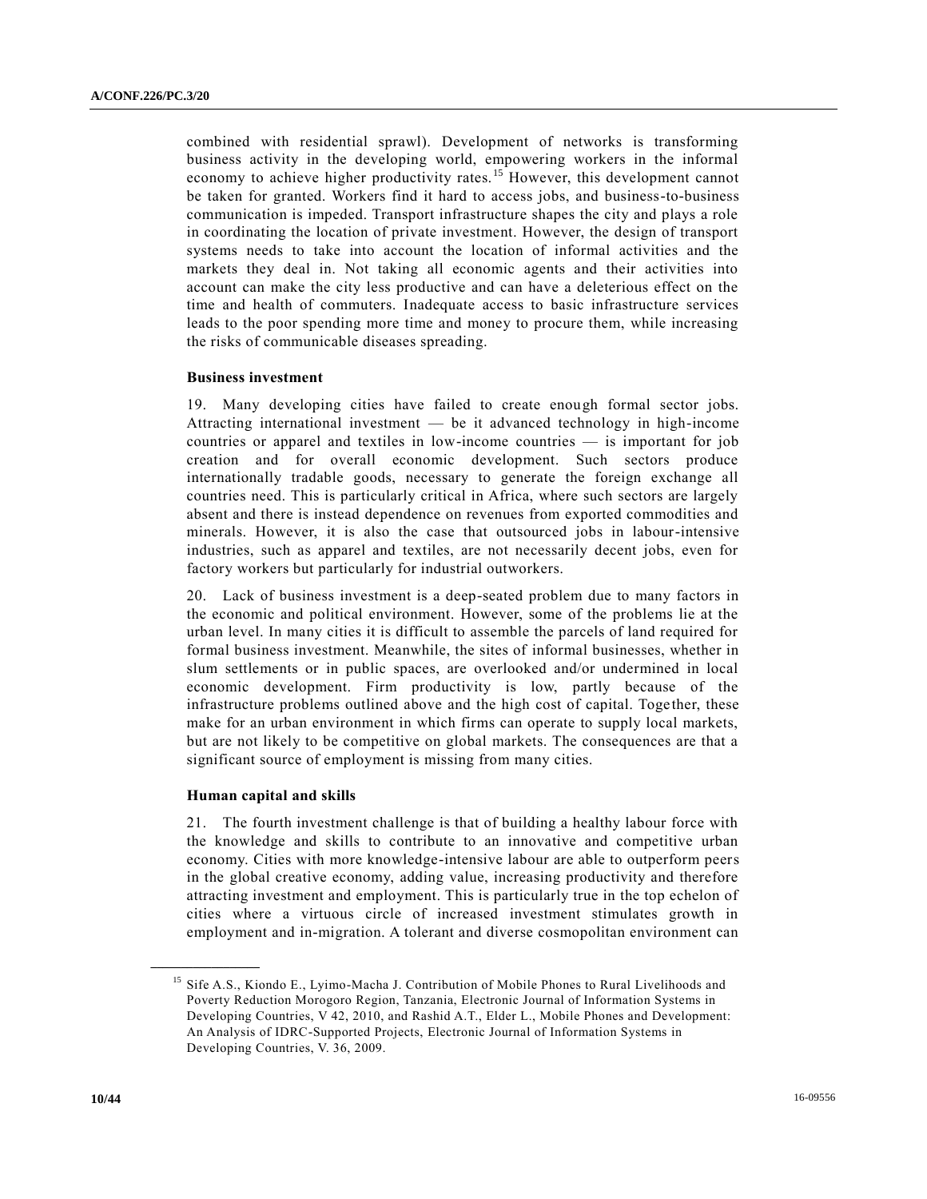combined with residential sprawl). Development of networks is transforming business activity in the developing world, empowering workers in the informal economy to achieve higher productivity rates.[15] However, this development cannot be taken for granted. Workers find it hard to access jobs, and business-to-business communication is impeded. Transport infrastructure shapes the city and plays a role in coordinating the location of private investment. However, the design of transport systems needs to take into account the location of informal activities and the markets they deal in. Not taking all economic agents and their activities into account can make the city less productive and can have a deleterious effect on the time and health of commuters. Inadequate access to basic infrastructure services leads to the poor spending more time and money to procure them, while increasing the risks of communicable diseases spreading.

**Business investment**

19. Many developing cities have failed to create enough formal sector jobs. Attracting international investment — be it advanced technology in high-income countries or apparel and textiles in low-income countries — is important for job creation and for overall economic development. Such sectors produce internationally tradable goods, necessary to generate the foreign exchange all countries need. This is particularly critical in Africa, where such sectors are largely absent and there is instead dependence on revenues from exported commodities and minerals. However, it is also the case that outsourced jobs in labour-intensive industries, such as apparel and textiles, are not necessarily decent jobs, even for factory workers but particularly for industrial outworkers.

20. Lack of business investment is a deep-seated problem due to many factors in the economic and political environment. However, some of the problems lie at the urban level. In many cities it is difficult to assemble the parcels of land required for formal business investment. Meanwhile, the sites of informal businesses, whether in slum settlements or in public spaces, are overlooked and/or undermined in local economic development. Firm productivity is low, partly because of the infrastructure problems outlined above and the high cost of capital. Together, these make for an urban environment in which firms can operate to supply local markets, but are not likely to be competitive on global markets. The consequences are that a significant source of employment is missing from many cities.

**Human capital and skills**

21. The fourth investment challenge is that of building a healthy labour force with the knowledge and skills to contribute to an innovative and competitive urban economy. Cities with more knowledge-intensive labour are able to outperform peers in the global creative economy, adding value, increasing productivity and therefore attracting investment and employment. This is particularly true in the top echelon of cities where a virtuous circle of increased investment stimulates growth in employment and in-migration. A tolerant and diverse cosmopolitan environment can

---

[15] Sife A.S., Kiondo E., Lyimo-Macha J. Contribution of Mobile Phones to Rural Livelihoods and Poverty Reduction Morogoro Region, Tanzania, Electronic Journal of Information Systems in Developing Countries, V 42, 2010, and Rashid A.T., Elder L., Mobile Phones and Development: An Analysis of IDRC-Supported Projects, Electronic Journal of Information Systems in Developing Countries, V. 36, 2009.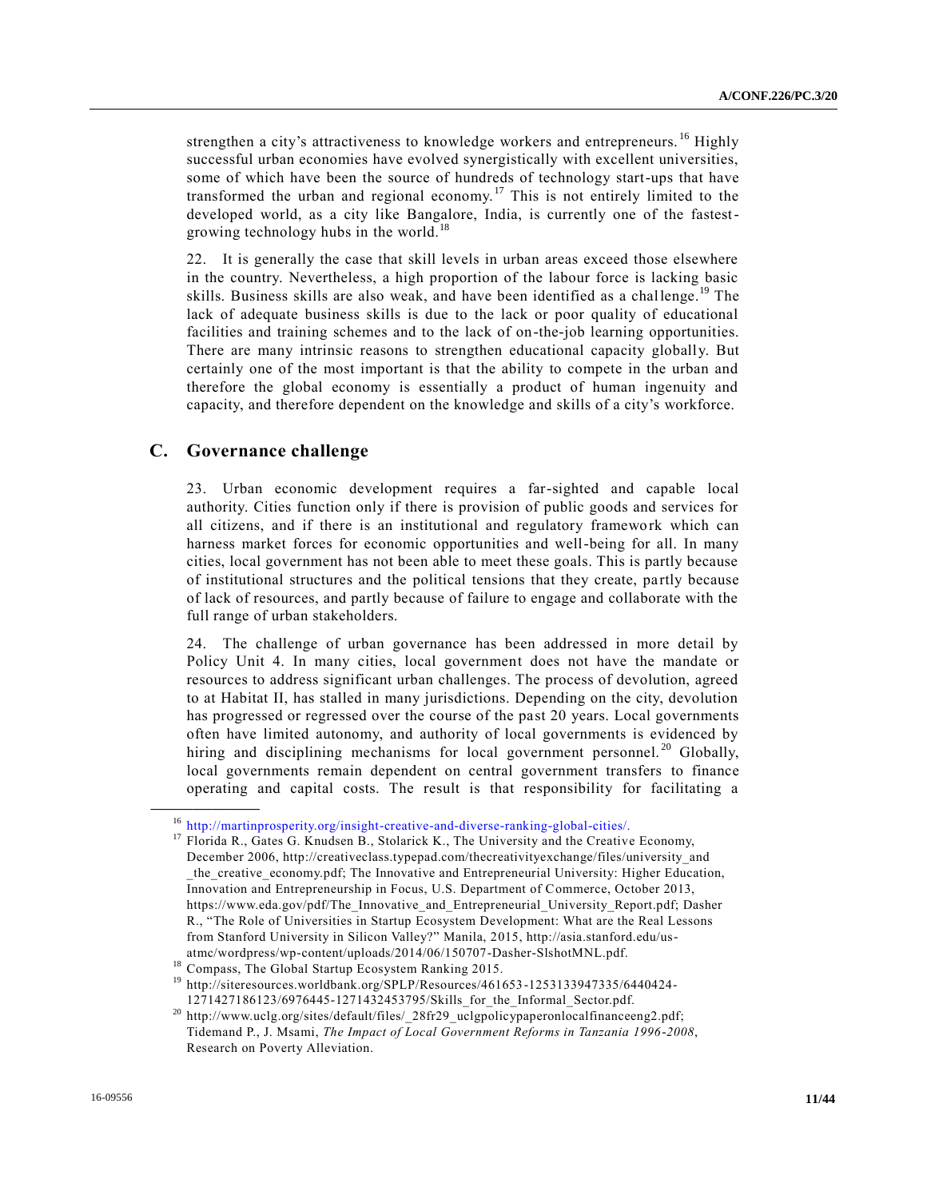strengthen a city's attractiveness to knowledge workers and entrepreneurs.[16] Highly successful urban economies have evolved synergistically with excellent universities, some of which have been the source of hundreds of technology start-ups that have transformed the urban and regional economy.[17] This is not entirely limited to the developed world, as a city like Bangalore, India, is currently one of the fastest-growing technology hubs in the world.[18]

22. It is generally the case that skill levels in urban areas exceed those elsewhere in the country. Nevertheless, a high proportion of the labour force is lacking basic skills. Business skills are also weak, and have been identified as a challenge.[19] The lack of adequate business skills is due to the lack or poor quality of educational facilities and training schemes and to the lack of on-the-job learning opportunities. There are many intrinsic reasons to strengthen educational capacity globally. But certainly one of the most important is that the ability to compete in the urban and therefore the global economy is essentially a product of human ingenuity and capacity, and therefore dependent on the knowledge and skills of a city's workforce.

## C. Governance challenge

23. Urban economic development requires a far-sighted and capable local authority. Cities function only if there is provision of public goods and services for all citizens, and if there is an institutional and regulatory framework which can harness market forces for economic opportunities and well-being for all. In many cities, local government has not been able to meet these goals. This is partly because of institutional structures and the political tensions that they create, partly because of lack of resources, and partly because of failure to engage and collaborate with the full range of urban stakeholders.

24. The challenge of urban governance has been addressed in more detail by Policy Unit 4. In many cities, local government does not have the mandate or resources to address significant urban challenges. The process of devolution, agreed to at Habitat II, has stalled in many jurisdictions. Depending on the city, devolution has progressed or regressed over the course of the past 20 years. Local governments often have limited autonomy, and authority of local governments is evidenced by hiring and disciplining mechanisms for local government personnel.[20] Globally, local governments remain dependent on central government transfers to finance operating and capital costs. The result is that responsibility for facilitating a

---

[16] http://martinprosperity.org/insight-creative-and-diverse-ranking-global-cities/.

[17] Florida R., Gates G. Knudsen B., Stolarick K., The University and the Creative Economy, December 2006, http://creativeclass.typepad.com/thecreativityexchange/files/university_and_the_creative_economy.pdf; The Innovative and Entrepreneurial University: Higher Education, Innovation and Entrepreneurship in Focus, U.S. Department of Commerce, October 2013, https://www.eda.gov/pdf/The_Innovative_and_Entrepreneurial_University_Report.pdf; Dasher R., "The Role of Universities in Startup Ecosystem Development: What are the Real Lessons from Stanford University in Silicon Valley?" Manila, 2015, http://asia.stanford.edu/us-atmc/wordpress/wp-content/uploads/2014/06/150707-Dasher-SlshotMNL.pdf.

[18] Compass, The Global Startup Ecosystem Ranking 2015.

[19] http://siteresources.worldbank.org/SPLP/Resources/461653-1253133947335/6440424-1271427186123/6976445-1271432453795/Skills_for_the_Informal_Sector.pdf.

[20] http://www.uclg.org/sites/default/files/_28fr29_uclgpolicypaperonlocalfinanceeng2.pdf; Tidemand P., J. Msami, *The Impact of Local Government Reforms in Tanzania 1996-2008*, Research on Poverty Alleviation.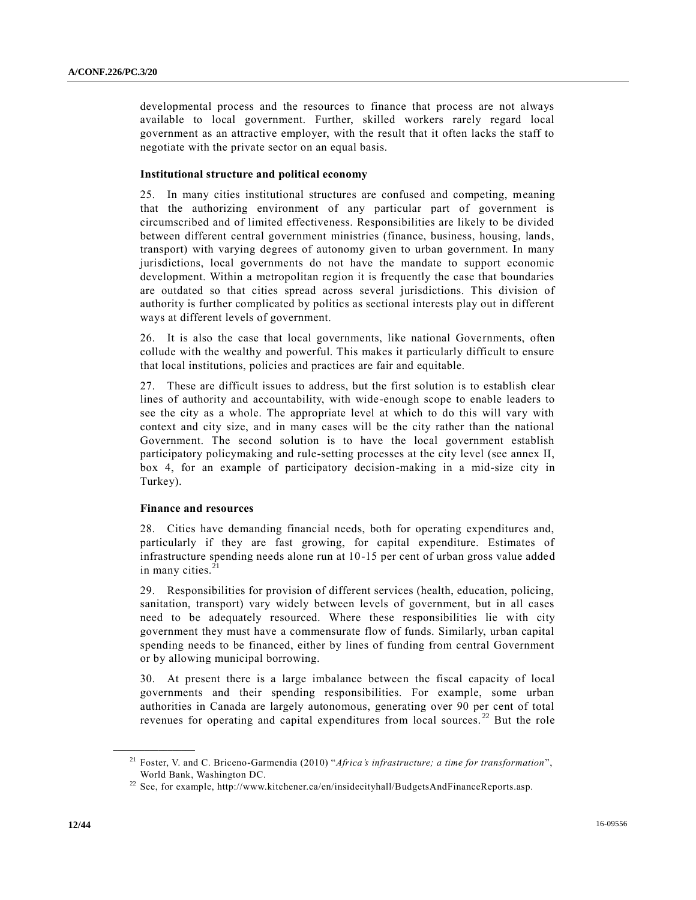developmental process and the resources to finance that process are not always available to local government. Further, skilled workers rarely regard local government as an attractive employer, with the result that it often lacks the staff to negotiate with the private sector on an equal basis.

### Institutional structure and political economy

25. In many cities institutional structures are confused and competing, meaning that the authorizing environment of any particular part of government is circumscribed and of limited effectiveness. Responsibilities are likely to be divided between different central government ministries (finance, business, housing, lands, transport) with varying degrees of autonomy given to urban government. In many jurisdictions, local governments do not have the mandate to support economic development. Within a metropolitan region it is frequently the case that boundaries are outdated so that cities spread across several jurisdictions. This division of authority is further complicated by politics as sectional interests play out in different ways at different levels of government.

26. It is also the case that local governments, like national Governments, often collude with the wealthy and powerful. This makes it particularly difficult to ensure that local institutions, policies and practices are fair and equitable.

27. These are difficult issues to address, but the first solution is to establish clear lines of authority and accountability, with wide-enough scope to enable leaders to see the city as a whole. The appropriate level at which to do this will vary with context and city size, and in many cases will be the city rather than the national Government. The second solution is to have the local government establish participatory policymaking and rule-setting processes at the city level (see annex II, box 4, for an example of participatory decision-making in a mid-size city in Turkey).

### Finance and resources

28. Cities have demanding financial needs, both for operating expenditures and, particularly if they are fast growing, for capital expenditure. Estimates of infrastructure spending needs alone run at 10-15 per cent of urban gross value added in many cities.[21]

29. Responsibilities for provision of different services (health, education, policing, sanitation, transport) vary widely between levels of government, but in all cases need to be adequately resourced. Where these responsibilities lie with city government they must have a commensurate flow of funds. Similarly, urban capital spending needs to be financed, either by lines of funding from central Government or by allowing municipal borrowing.

30. At present there is a large imbalance between the fiscal capacity of local governments and their spending responsibilities. For example, some urban authorities in Canada are largely autonomous, generating over 90 per cent of total revenues for operating and capital expenditures from local sources.[22] But the role

---

[21] Foster, V. and C. Briceno-Garmendia (2010) "*Africa's infrastructure; a time for transformation*", World Bank, Washington DC.

[22] See, for example, http://www.kitchener.ca/en/insidecityhall/BudgetsAndFinanceReports.asp.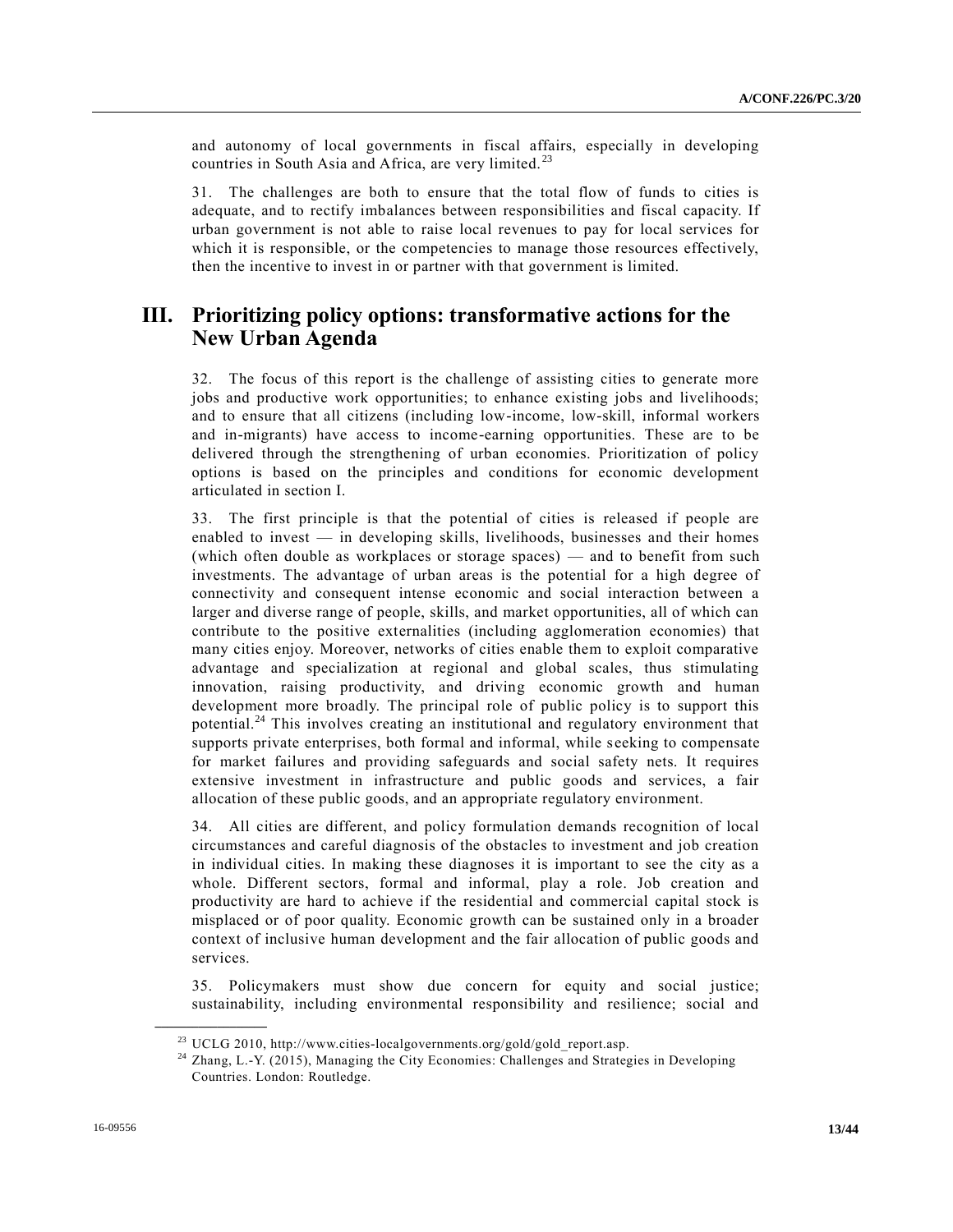and autonomy of local governments in fiscal affairs, especially in developing countries in South Asia and Africa, are very limited.[23]

31. The challenges are both to ensure that the total flow of funds to cities is adequate, and to rectify imbalances between responsibilities and fiscal capacity. If urban government is not able to raise local revenues to pay for local services for which it is responsible, or the competencies to manage those resources effectively, then the incentive to invest in or partner with that government is limited.

## III. Prioritizing policy options: transformative actions for the New Urban Agenda

32. The focus of this report is the challenge of assisting cities to generate more jobs and productive work opportunities; to enhance existing jobs and livelihoods; and to ensure that all citizens (including low-income, low-skill, informal workers and in-migrants) have access to income-earning opportunities. These are to be delivered through the strengthening of urban economies. Prioritization of policy options is based on the principles and conditions for economic development articulated in section I.

33. The first principle is that the potential of cities is released if people are enabled to invest — in developing skills, livelihoods, businesses and their homes (which often double as workplaces or storage spaces) — and to benefit from such investments. The advantage of urban areas is the potential for a high degree of connectivity and consequent intense economic and social interaction between a larger and diverse range of people, skills, and market opportunities, all of which can contribute to the positive externalities (including agglomeration economies) that many cities enjoy. Moreover, networks of cities enable them to exploit comparative advantage and specialization at regional and global scales, thus stimulating innovation, raising productivity, and driving economic growth and human development more broadly. The principal role of public policy is to support this potential.[24] This involves creating an institutional and regulatory environment that supports private enterprises, both formal and informal, while seeking to compensate for market failures and providing safeguards and social safety nets. It requires extensive investment in infrastructure and public goods and services, a fair allocation of these public goods, and an appropriate regulatory environment.

34. All cities are different, and policy formulation demands recognition of local circumstances and careful diagnosis of the obstacles to investment and job creation in individual cities. In making these diagnoses it is important to see the city as a whole. Different sectors, formal and informal, play a role. Job creation and productivity are hard to achieve if the residential and commercial capital stock is misplaced or of poor quality. Economic growth can be sustained only in a broader context of inclusive human development and the fair allocation of public goods and services.

35. Policymakers must show due concern for equity and social justice; sustainability, including environmental responsibility and resilience; social and

---

[23] UCLG 2010, http://www.cities-localgovernments.org/gold/gold_report.asp.

[24] Zhang, L.-Y. (2015), Managing the City Economies: Challenges and Strategies in Developing Countries. London: Routledge.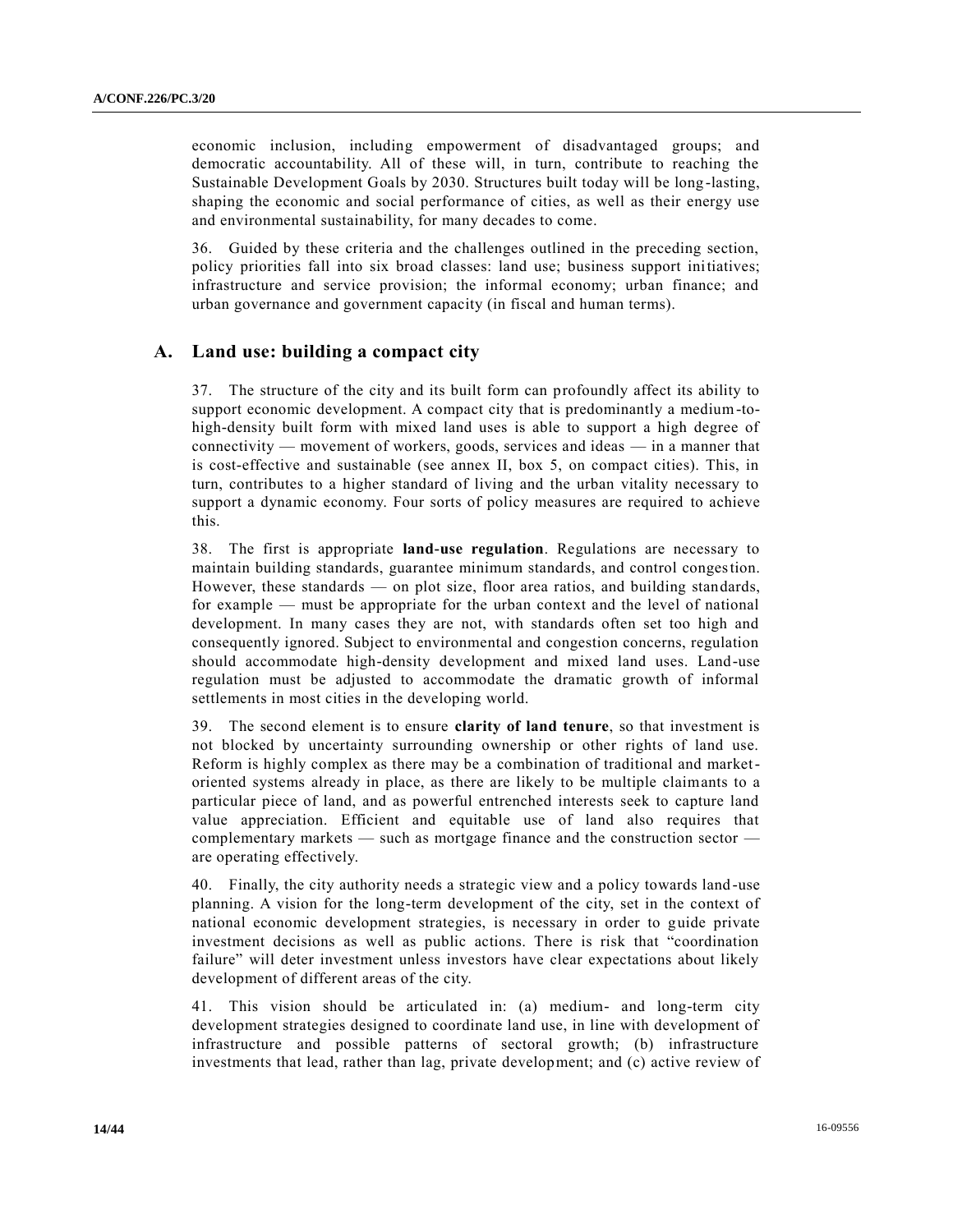economic inclusion, including empowerment of disadvantaged groups; and democratic accountability. All of these will, in turn, contribute to reaching the Sustainable Development Goals by 2030. Structures built today will be long-lasting, shaping the economic and social performance of cities, as well as their energy use and environmental sustainability, for many decades to come.

36. Guided by these criteria and the challenges outlined in the preceding section, policy priorities fall into six broad classes: land use; business support initiatives; infrastructure and service provision; the informal economy; urban finance; and urban governance and government capacity (in fiscal and human terms).

## A. Land use: building a compact city

37. The structure of the city and its built form can profoundly affect its ability to support economic development. A compact city that is predominantly a medium-to-high-density built form with mixed land uses is able to support a high degree of connectivity — movement of workers, goods, services and ideas — in a manner that is cost-effective and sustainable (see annex II, box 5, on compact cities). This, in turn, contributes to a higher standard of living and the urban vitality necessary to support a dynamic economy. Four sorts of policy measures are required to achieve this.

38. The first is appropriate **land-use regulation**. Regulations are necessary to maintain building standards, guarantee minimum standards, and control congestion. However, these standards — on plot size, floor area ratios, and building standards, for example — must be appropriate for the urban context and the level of national development. In many cases they are not, with standards often set too high and consequently ignored. Subject to environmental and congestion concerns, regulation should accommodate high-density development and mixed land uses. Land-use regulation must be adjusted to accommodate the dramatic growth of informal settlements in most cities in the developing world.

39. The second element is to ensure **clarity of land tenure**, so that investment is not blocked by uncertainty surrounding ownership or other rights of land use. Reform is highly complex as there may be a combination of traditional and market-oriented systems already in place, as there are likely to be multiple claimants to a particular piece of land, and as powerful entrenched interests seek to capture land value appreciation. Efficient and equitable use of land also requires that complementary markets — such as mortgage finance and the construction sector — are operating effectively.

40. Finally, the city authority needs a strategic view and a policy towards land-use planning. A vision for the long-term development of the city, set in the context of national economic development strategies, is necessary in order to guide private investment decisions as well as public actions. There is risk that "coordination failure" will deter investment unless investors have clear expectations about likely development of different areas of the city.

41. This vision should be articulated in: (a) medium- and long-term city development strategies designed to coordinate land use, in line with development of infrastructure and possible patterns of sectoral growth; (b) infrastructure investments that lead, rather than lag, private development; and (c) active review of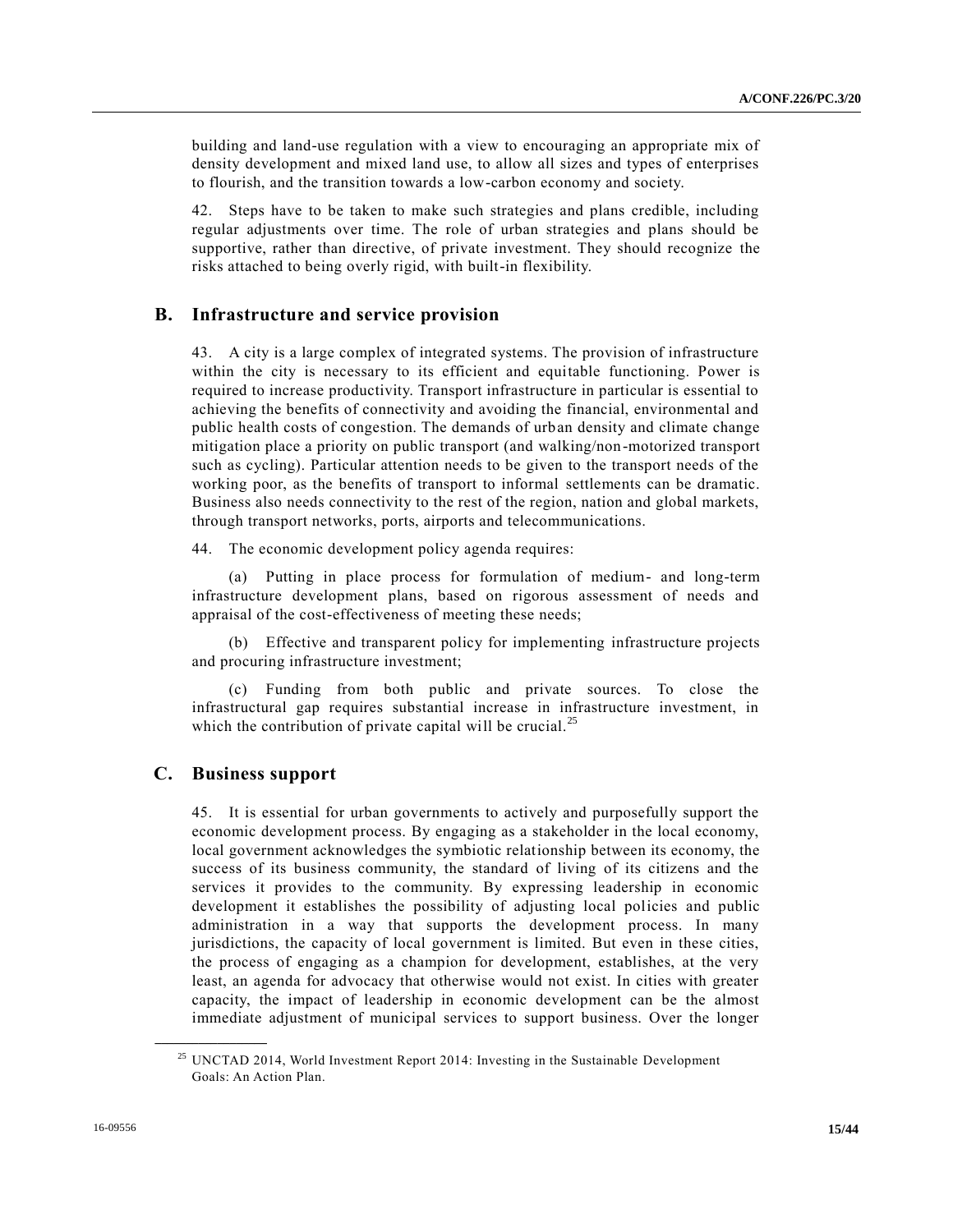building and land-use regulation with a view to encouraging an appropriate mix of density development and mixed land use, to allow all sizes and types of enterprises to flourish, and the transition towards a low-carbon economy and society.

42. Steps have to be taken to make such strategies and plans credible, including regular adjustments over time. The role of urban strategies and plans should be supportive, rather than directive, of private investment. They should recognize the risks attached to being overly rigid, with built-in flexibility.

## B. Infrastructure and service provision

43. A city is a large complex of integrated systems. The provision of infrastructure within the city is necessary to its efficient and equitable functioning. Power is required to increase productivity. Transport infrastructure in particular is essential to achieving the benefits of connectivity and avoiding the financial, environmental and public health costs of congestion. The demands of urban density and climate change mitigation place a priority on public transport (and walking/non-motorized transport such as cycling). Particular attention needs to be given to the transport needs of the working poor, as the benefits of transport to informal settlements can be dramatic. Business also needs connectivity to the rest of the region, nation and global markets, through transport networks, ports, airports and telecommunications.

44. The economic development policy agenda requires:

(a) Putting in place process for formulation of medium- and long-term infrastructure development plans, based on rigorous assessment of needs and appraisal of the cost-effectiveness of meeting these needs;

(b) Effective and transparent policy for implementing infrastructure projects and procuring infrastructure investment;

(c) Funding from both public and private sources. To close the infrastructural gap requires substantial increase in infrastructure investment, in which the contribution of private capital will be crucial.[25]

## C. Business support

45. It is essential for urban governments to actively and purposefully support the economic development process. By engaging as a stakeholder in the local economy, local government acknowledges the symbiotic relationship between its economy, the success of its business community, the standard of living of its citizens and the services it provides to the community. By expressing leadership in economic development it establishes the possibility of adjusting local policies and public administration in a way that supports the development process. In many jurisdictions, the capacity of local government is limited. But even in these cities, the process of engaging as a champion for development, establishes, at the very least, an agenda for advocacy that otherwise would not exist. In cities with greater capacity, the impact of leadership in economic development can be the almost immediate adjustment of municipal services to support business. Over the longer

[25] UNCTAD 2014, World Investment Report 2014: Investing in the Sustainable Development Goals: An Action Plan.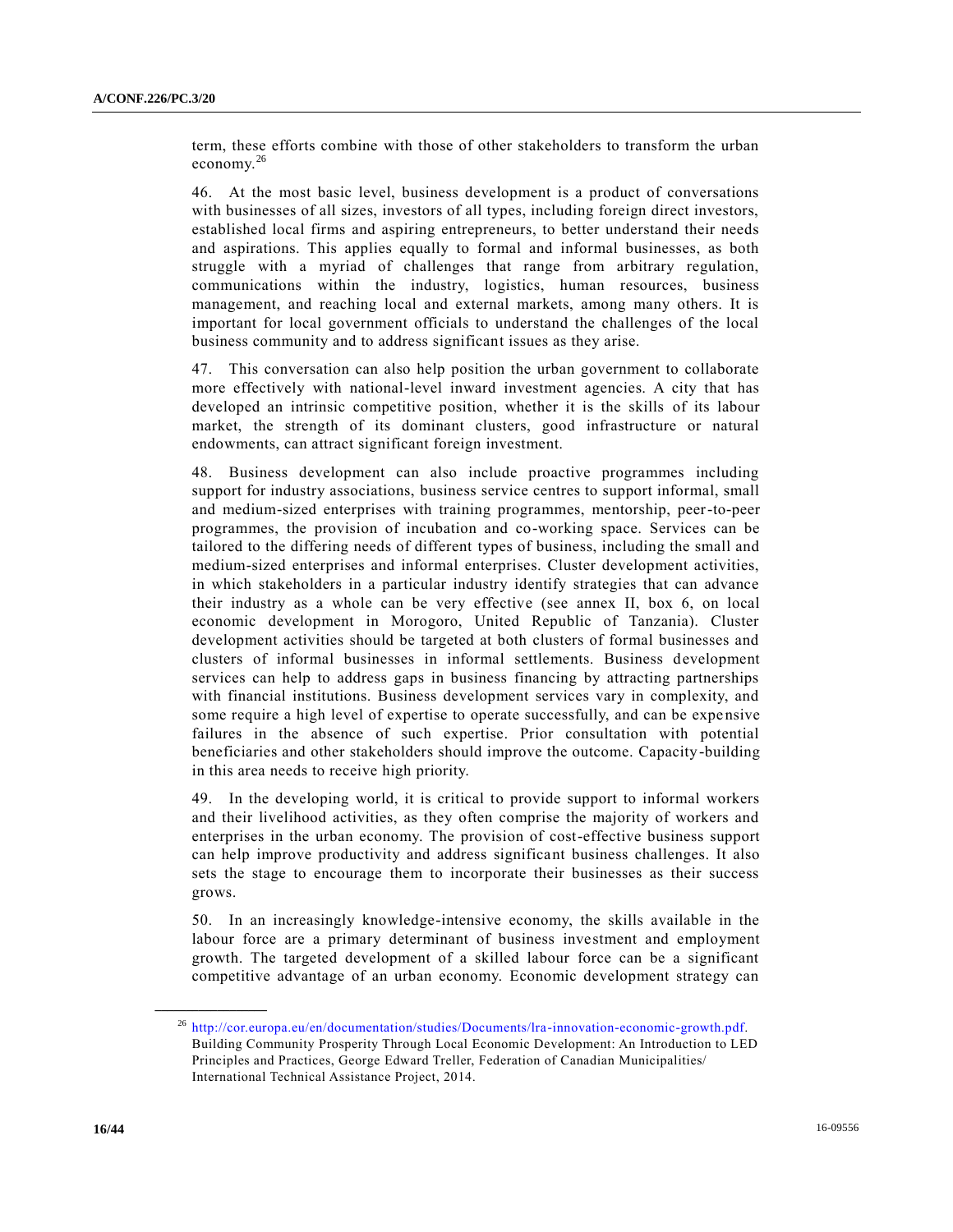term, these efforts combine with those of other stakeholders to transform the urban economy.[26]

46. At the most basic level, business development is a product of conversations with businesses of all sizes, investors of all types, including foreign direct investors, established local firms and aspiring entrepreneurs, to better understand their needs and aspirations. This applies equally to formal and informal businesses, as both struggle with a myriad of challenges that range from arbitrary regulation, communications within the industry, logistics, human resources, business management, and reaching local and external markets, among many others. It is important for local government officials to understand the challenges of the local business community and to address significant issues as they arise.

47. This conversation can also help position the urban government to collaborate more effectively with national-level inward investment agencies. A city that has developed an intrinsic competitive position, whether it is the skills of its labour market, the strength of its dominant clusters, good infrastructure or natural endowments, can attract significant foreign investment.

48. Business development can also include proactive programmes including support for industry associations, business service centres to support informal, small and medium-sized enterprises with training programmes, mentorship, peer-to-peer programmes, the provision of incubation and co-working space. Services can be tailored to the differing needs of different types of business, including the small and medium-sized enterprises and informal enterprises. Cluster development activities, in which stakeholders in a particular industry identify strategies that can advance their industry as a whole can be very effective (see annex II, box 6, on local economic development in Morogoro, United Republic of Tanzania). Cluster development activities should be targeted at both clusters of formal businesses and clusters of informal businesses in informal settlements. Business development services can help to address gaps in business financing by attracting partnerships with financial institutions. Business development services vary in complexity, and some require a high level of expertise to operate successfully, and can be expensive failures in the absence of such expertise. Prior consultation with potential beneficiaries and other stakeholders should improve the outcome. Capacity-building in this area needs to receive high priority.

49. In the developing world, it is critical to provide support to informal workers and their livelihood activities, as they often comprise the majority of workers and enterprises in the urban economy. The provision of cost-effective business support can help improve productivity and address significant business challenges. It also sets the stage to encourage them to incorporate their businesses as their success grows.

50. In an increasingly knowledge-intensive economy, the skills available in the labour force are a primary determinant of business investment and employment growth. The targeted development of a skilled labour force can be a significant competitive advantage of an urban economy. Economic development strategy can

---

[26] http://cor.europa.eu/en/documentation/studies/Documents/lra-innovation-economic-growth.pdf. Building Community Prosperity Through Local Economic Development: An Introduction to LED Principles and Practices, George Edward Treller, Federation of Canadian Municipalities/ International Technical Assistance Project, 2014.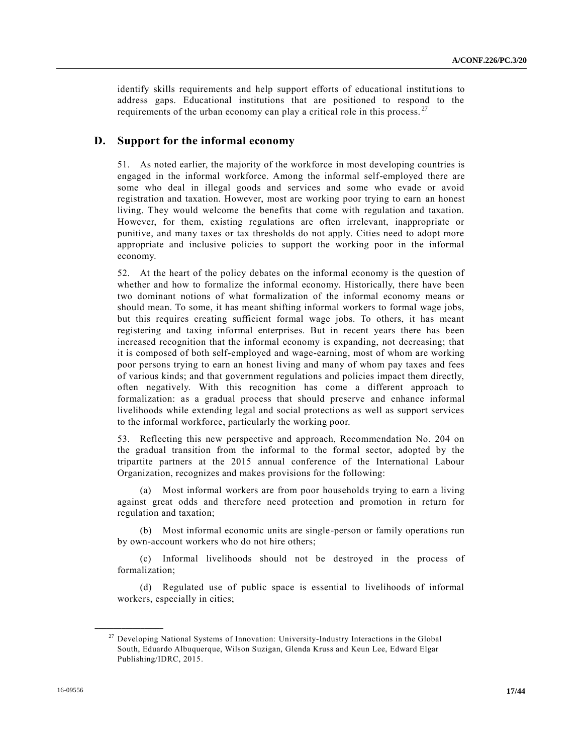identify skills requirements and help support efforts of educational institutions to address gaps. Educational institutions that are positioned to respond to the requirements of the urban economy can play a critical role in this process.[27]

## D. Support for the informal economy

51. As noted earlier, the majority of the workforce in most developing countries is engaged in the informal workforce. Among the informal self-employed there are some who deal in illegal goods and services and some who evade or avoid registration and taxation. However, most are working poor trying to earn an honest living. They would welcome the benefits that come with regulation and taxation. However, for them, existing regulations are often irrelevant, inappropriate or punitive, and many taxes or tax thresholds do not apply. Cities need to adopt more appropriate and inclusive policies to support the working poor in the informal economy.

52. At the heart of the policy debates on the informal economy is the question of whether and how to formalize the informal economy. Historically, there have been two dominant notions of what formalization of the informal economy means or should mean. To some, it has meant shifting informal workers to formal wage jobs, but this requires creating sufficient formal wage jobs. To others, it has meant registering and taxing informal enterprises. But in recent years there has been increased recognition that the informal economy is expanding, not decreasing; that it is composed of both self-employed and wage-earning, most of whom are working poor persons trying to earn an honest living and many of whom pay taxes and fees of various kinds; and that government regulations and policies impact them directly, often negatively. With this recognition has come a different approach to formalization: as a gradual process that should preserve and enhance informal livelihoods while extending legal and social protections as well as support services to the informal workforce, particularly the working poor.

53. Reflecting this new perspective and approach, Recommendation No. 204 on the gradual transition from the informal to the formal sector, adopted by the tripartite partners at the 2015 annual conference of the International Labour Organization, recognizes and makes provisions for the following:

(a) Most informal workers are from poor households trying to earn a living against great odds and therefore need protection and promotion in return for regulation and taxation;

(b) Most informal economic units are single-person or family operations run by own-account workers who do not hire others;

(c) Informal livelihoods should not be destroyed in the process of formalization;

(d) Regulated use of public space is essential to livelihoods of informal workers, especially in cities;

---

[27] Developing National Systems of Innovation: University-Industry Interactions in the Global South, Eduardo Albuquerque, Wilson Suzigan, Glenda Kruss and Keun Lee, Edward Elgar Publishing/IDRC, 2015.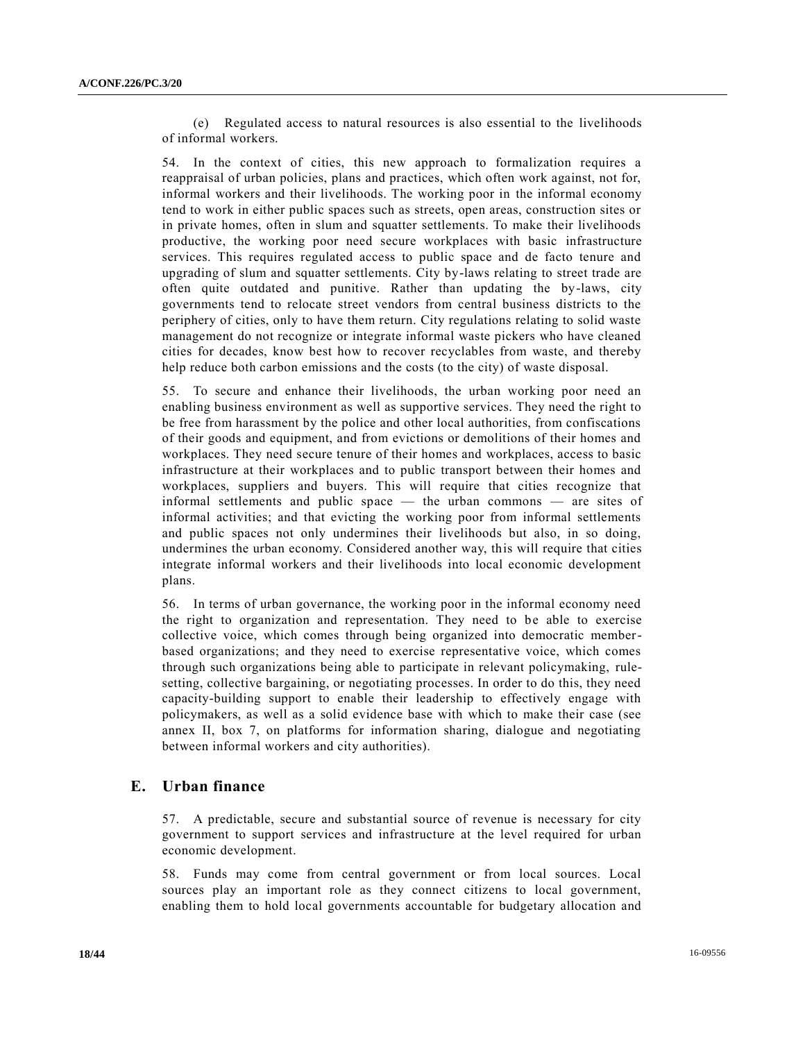(e) Regulated access to natural resources is also essential to the livelihoods of informal workers.

54. In the context of cities, this new approach to formalization requires a reappraisal of urban policies, plans and practices, which often work against, not for, informal workers and their livelihoods. The working poor in the informal economy tend to work in either public spaces such as streets, open areas, construction sites or in private homes, often in slum and squatter settlements. To make their livelihoods productive, the working poor need secure workplaces with basic infrastructure services. This requires regulated access to public space and de facto tenure and upgrading of slum and squatter settlements. City by-laws relating to street trade are often quite outdated and punitive. Rather than updating the by-laws, city governments tend to relocate street vendors from central business districts to the periphery of cities, only to have them return. City regulations relating to solid waste management do not recognize or integrate informal waste pickers who have cleaned cities for decades, know best how to recover recyclables from waste, and thereby help reduce both carbon emissions and the costs (to the city) of waste disposal.

55. To secure and enhance their livelihoods, the urban working poor need an enabling business environment as well as supportive services. They need the right to be free from harassment by the police and other local authorities, from confiscations of their goods and equipment, and from evictions or demolitions of their homes and workplaces. They need secure tenure of their homes and workplaces, access to basic infrastructure at their workplaces and to public transport between their homes and workplaces, suppliers and buyers. This will require that cities recognize that informal settlements and public space — the urban commons — are sites of informal activities; and that evicting the working poor from informal settlements and public spaces not only undermines their livelihoods but also, in so doing, undermines the urban economy. Considered another way, this will require that cities integrate informal workers and their livelihoods into local economic development plans.

56. In terms of urban governance, the working poor in the informal economy need the right to organization and representation. They need to be able to exercise collective voice, which comes through being organized into democratic member-based organizations; and they need to exercise representative voice, which comes through such organizations being able to participate in relevant policymaking, rule-setting, collective bargaining, or negotiating processes. In order to do this, they need capacity-building support to enable their leadership to effectively engage with policymakers, as well as a solid evidence base with which to make their case (see annex II, box 7, on platforms for information sharing, dialogue and negotiating between informal workers and city authorities).

## E. Urban finance

57. A predictable, secure and substantial source of revenue is necessary for city government to support services and infrastructure at the level required for urban economic development.

58. Funds may come from central government or from local sources. Local sources play an important role as they connect citizens to local government, enabling them to hold local governments accountable for budgetary allocation and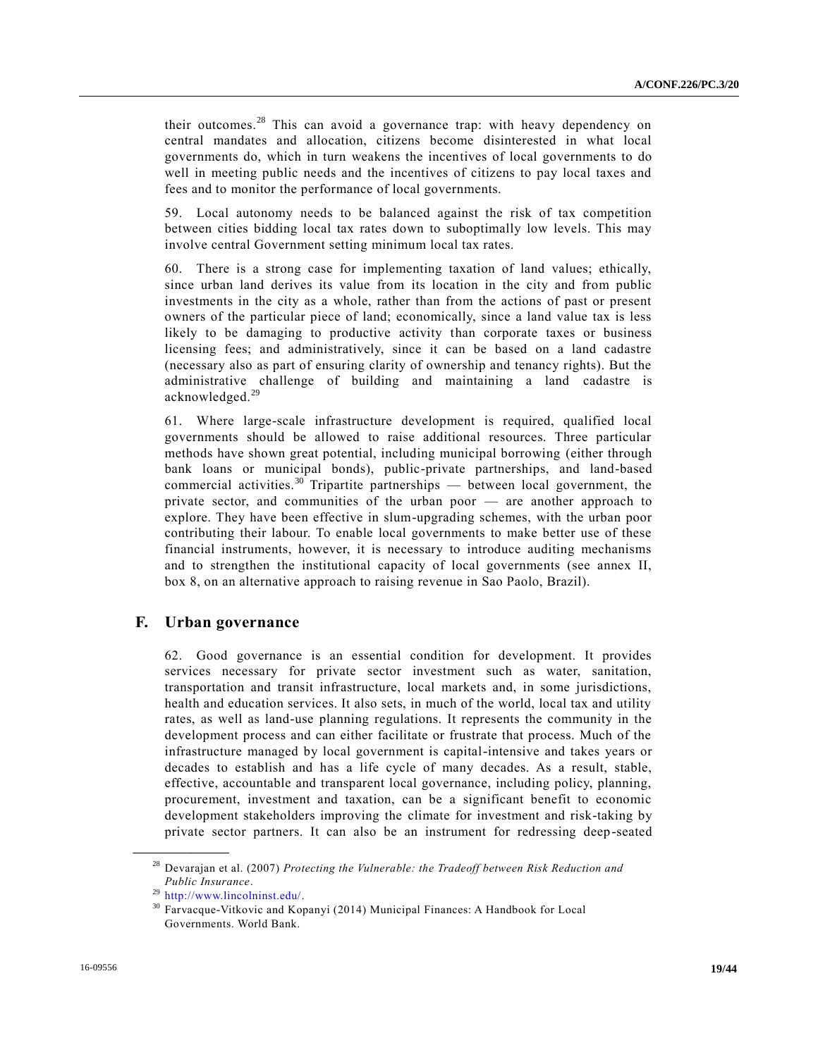their outcomes.[28] This can avoid a governance trap: with heavy dependency on central mandates and allocation, citizens become disinterested in what local governments do, which in turn weakens the incentives of local governments to do well in meeting public needs and the incentives of citizens to pay local taxes and fees and to monitor the performance of local governments.

59. Local autonomy needs to be balanced against the risk of tax competition between cities bidding local tax rates down to suboptimally low levels. This may involve central Government setting minimum local tax rates.

60. There is a strong case for implementing taxation of land values; ethically, since urban land derives its value from its location in the city and from public investments in the city as a whole, rather than from the actions of past or present owners of the particular piece of land; economically, since a land value tax is less likely to be damaging to productive activity than corporate taxes or business licensing fees; and administratively, since it can be based on a land cadastre (necessary also as part of ensuring clarity of ownership and tenancy rights). But the administrative challenge of building and maintaining a land cadastre is acknowledged.[29]

61. Where large-scale infrastructure development is required, qualified local governments should be allowed to raise additional resources. Three particular methods have shown great potential, including municipal borrowing (either through bank loans or municipal bonds), public-private partnerships, and land-based commercial activities.[30] Tripartite partnerships — between local government, the private sector, and communities of the urban poor — are another approach to explore. They have been effective in slum-upgrading schemes, with the urban poor contributing their labour. To enable local governments to make better use of these financial instruments, however, it is necessary to introduce auditing mechanisms and to strengthen the institutional capacity of local governments (see annex II, box 8, on an alternative approach to raising revenue in Sao Paolo, Brazil).

## F. Urban governance

62. Good governance is an essential condition for development. It provides services necessary for private sector investment such as water, sanitation, transportation and transit infrastructure, local markets and, in some jurisdictions, health and education services. It also sets, in much of the world, local tax and utility rates, as well as land-use planning regulations. It represents the community in the development process and can either facilitate or frustrate that process. Much of the infrastructure managed by local government is capital-intensive and takes years or decades to establish and has a life cycle of many decades. As a result, stable, effective, accountable and transparent local governance, including policy, planning, procurement, investment and taxation, can be a significant benefit to economic development stakeholders improving the climate for investment and risk-taking by private sector partners. It can also be an instrument for redressing deep-seated

---

[28] Devarajan et al. (2007) *Protecting the Vulnerable: the Tradeoff between Risk Reduction and Public Insurance*.

[29] http://www.lincolninst.edu/.

[30] Farvacque-Vitkovic and Kopanyi (2014) Municipal Finances: A Handbook for Local Governments. World Bank.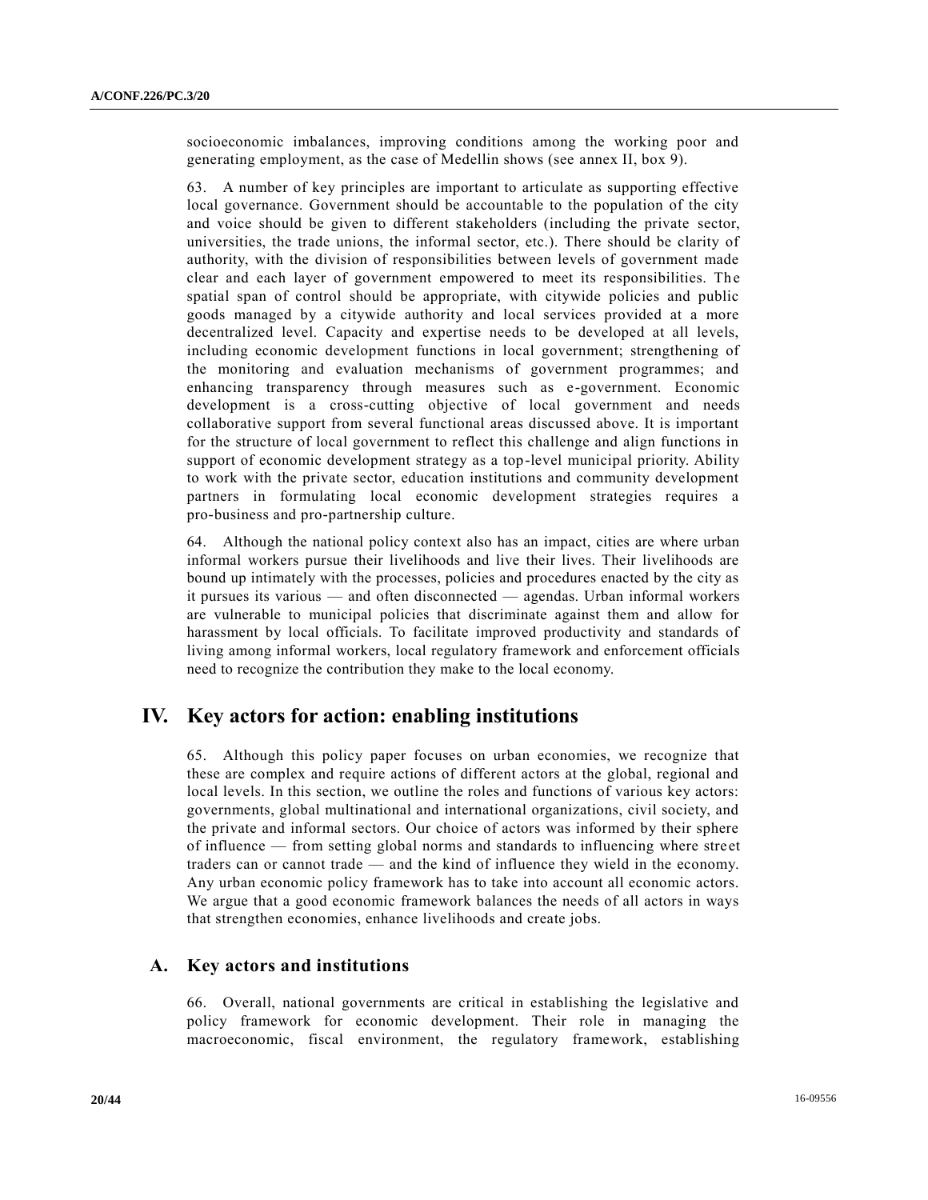socioeconomic imbalances, improving conditions among the working poor and generating employment, as the case of Medellin shows (see annex II, box 9).

63. A number of key principles are important to articulate as supporting effective local governance. Government should be accountable to the population of the city and voice should be given to different stakeholders (including the private sector, universities, the trade unions, the informal sector, etc.). There should be clarity of authority, with the division of responsibilities between levels of government made clear and each layer of government empowered to meet its responsibilities. The spatial span of control should be appropriate, with citywide policies and public goods managed by a citywide authority and local services provided at a more decentralized level. Capacity and expertise needs to be developed at all levels, including economic development functions in local government; strengthening of the monitoring and evaluation mechanisms of government programmes; and enhancing transparency through measures such as e-government. Economic development is a cross-cutting objective of local government and needs collaborative support from several functional areas discussed above. It is important for the structure of local government to reflect this challenge and align functions in support of economic development strategy as a top-level municipal priority. Ability to work with the private sector, education institutions and community development partners in formulating local economic development strategies requires a pro-business and pro-partnership culture.

64. Although the national policy context also has an impact, cities are where urban informal workers pursue their livelihoods and live their lives. Their livelihoods are bound up intimately with the processes, policies and procedures enacted by the city as it pursues its various — and often disconnected — agendas. Urban informal workers are vulnerable to municipal policies that discriminate against them and allow for harassment by local officials. To facilitate improved productivity and standards of living among informal workers, local regulatory framework and enforcement officials need to recognize the contribution they make to the local economy.

# IV. Key actors for action: enabling institutions

65. Although this policy paper focuses on urban economies, we recognize that these are complex and require actions of different actors at the global, regional and local levels. In this section, we outline the roles and functions of various key actors: governments, global multinational and international organizations, civil society, and the private and informal sectors. Our choice of actors was informed by their sphere of influence — from setting global norms and standards to influencing where street traders can or cannot trade — and the kind of influence they wield in the economy. Any urban economic policy framework has to take into account all economic actors. We argue that a good economic framework balances the needs of all actors in ways that strengthen economies, enhance livelihoods and create jobs.

## A. Key actors and institutions

66. Overall, national governments are critical in establishing the legislative and policy framework for economic development. Their role in managing the macroeconomic, fiscal environment, the regulatory framework, establishing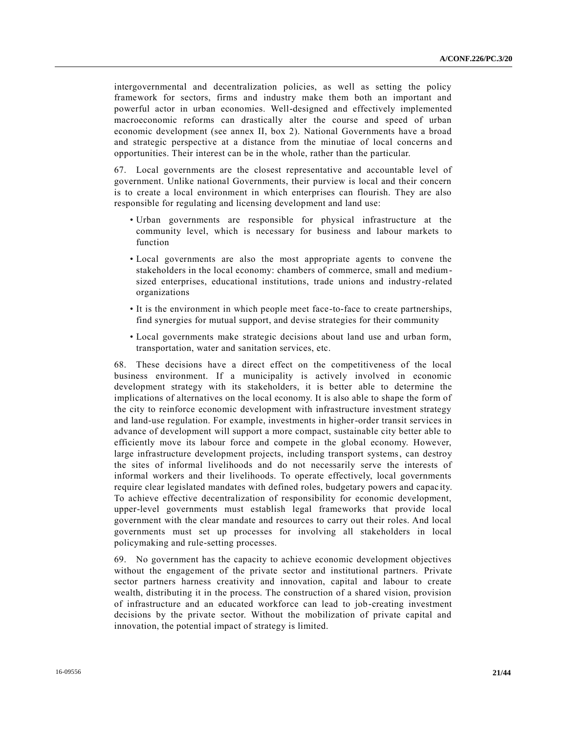intergovernmental and decentralization policies, as well as setting the policy framework for sectors, firms and industry make them both an important and powerful actor in urban economies. Well-designed and effectively implemented macroeconomic reforms can drastically alter the course and speed of urban economic development (see annex II, box 2). National Governments have a broad and strategic perspective at a distance from the minutiae of local concerns and opportunities. Their interest can be in the whole, rather than the particular.

67. Local governments are the closest representative and accountable level of government. Unlike national Governments, their purview is local and their concern is to create a local environment in which enterprises can flourish. They are also responsible for regulating and licensing development and land use:

- Urban governments are responsible for physical infrastructure at the community level, which is necessary for business and labour markets to function
- Local governments are also the most appropriate agents to convene the stakeholders in the local economy: chambers of commerce, small and medium-sized enterprises, educational institutions, trade unions and industry-related organizations
- It is the environment in which people meet face-to-face to create partnerships, find synergies for mutual support, and devise strategies for their community
- Local governments make strategic decisions about land use and urban form, transportation, water and sanitation services, etc.

68. These decisions have a direct effect on the competitiveness of the local business environment. If a municipality is actively involved in economic development strategy with its stakeholders, it is better able to determine the implications of alternatives on the local economy. It is also able to shape the form of the city to reinforce economic development with infrastructure investment strategy and land-use regulation. For example, investments in higher-order transit services in advance of development will support a more compact, sustainable city better able to efficiently move its labour force and compete in the global economy. However, large infrastructure development projects, including transport systems, can destroy the sites of informal livelihoods and do not necessarily serve the interests of informal workers and their livelihoods. To operate effectively, local governments require clear legislated mandates with defined roles, budgetary powers and capacity. To achieve effective decentralization of responsibility for economic development, upper-level governments must establish legal frameworks that provide local government with the clear mandate and resources to carry out their roles. And local governments must set up processes for involving all stakeholders in local policymaking and rule-setting processes.

69. No government has the capacity to achieve economic development objectives without the engagement of the private sector and institutional partners. Private sector partners harness creativity and innovation, capital and labour to create wealth, distributing it in the process. The construction of a shared vision, provision of infrastructure and an educated workforce can lead to job-creating investment decisions by the private sector. Without the mobilization of private capital and innovation, the potential impact of strategy is limited.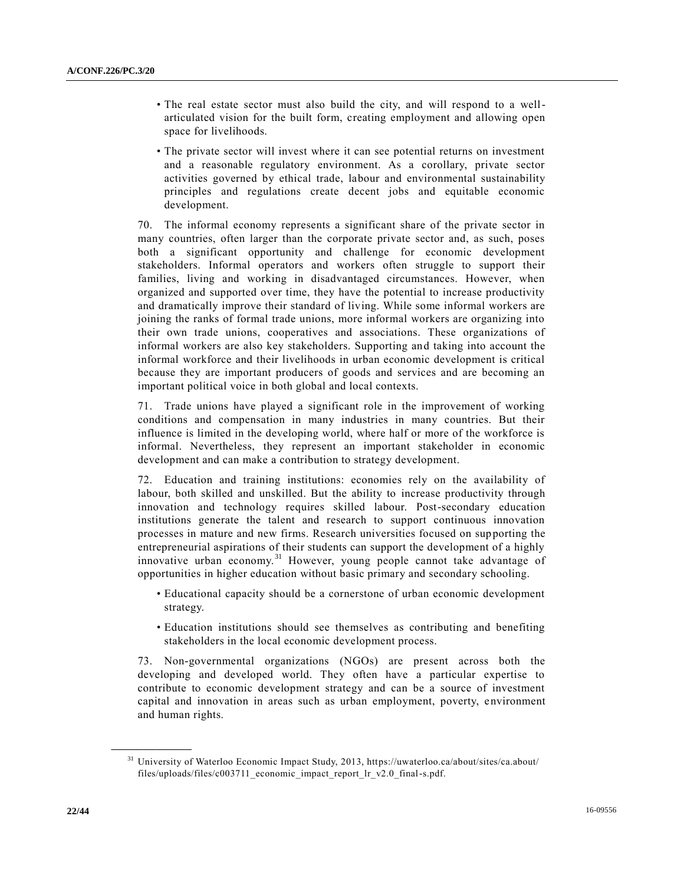- The real estate sector must also build the city, and will respond to a well-articulated vision for the built form, creating employment and allowing open space for livelihoods.
- The private sector will invest where it can see potential returns on investment and a reasonable regulatory environment. As a corollary, private sector activities governed by ethical trade, labour and environmental sustainability principles and regulations create decent jobs and equitable economic development.

70. The informal economy represents a significant share of the private sector in many countries, often larger than the corporate private sector and, as such, poses both a significant opportunity and challenge for economic development stakeholders. Informal operators and workers often struggle to support their families, living and working in disadvantaged circumstances. However, when organized and supported over time, they have the potential to increase productivity and dramatically improve their standard of living. While some informal workers are joining the ranks of formal trade unions, more informal workers are organizing into their own trade unions, cooperatives and associations. These organizations of informal workers are also key stakeholders. Supporting and taking into account the informal workforce and their livelihoods in urban economic development is critical because they are important producers of goods and services and are becoming an important political voice in both global and local contexts.

71. Trade unions have played a significant role in the improvement of working conditions and compensation in many industries in many countries. But their influence is limited in the developing world, where half or more of the workforce is informal. Nevertheless, they represent an important stakeholder in economic development and can make a contribution to strategy development.

72. Education and training institutions: economies rely on the availability of labour, both skilled and unskilled. But the ability to increase productivity through innovation and technology requires skilled labour. Post-secondary education institutions generate the talent and research to support continuous innovation processes in mature and new firms. Research universities focused on supporting the entrepreneurial aspirations of their students can support the development of a highly innovative urban economy.[31] However, young people cannot take advantage of opportunities in higher education without basic primary and secondary schooling.

- Educational capacity should be a cornerstone of urban economic development strategy.
- Education institutions should see themselves as contributing and benefiting stakeholders in the local economic development process.

73. Non-governmental organizations (NGOs) are present across both the developing and developed world. They often have a particular expertise to contribute to economic development strategy and can be a source of investment capital and innovation in areas such as urban employment, poverty, environment and human rights.

---

[31] University of Waterloo Economic Impact Study, 2013, https://uwaterloo.ca/about/sites/ca.about/files/uploads/files/c003711_economic_impact_report_lr_v2.0_final-s.pdf.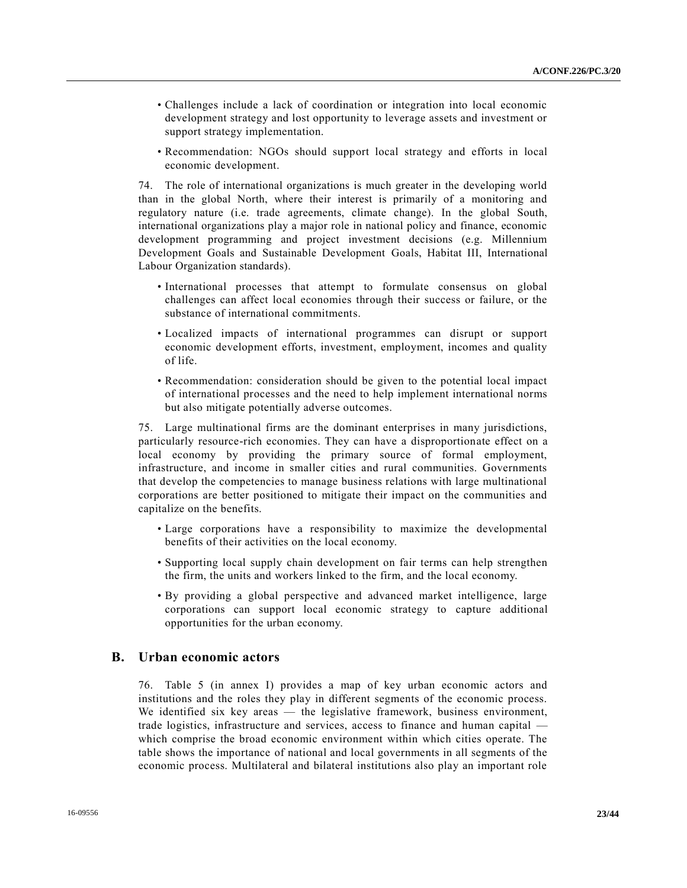- Challenges include a lack of coordination or integration into local economic development strategy and lost opportunity to leverage assets and investment or support strategy implementation.

- Recommendation: NGOs should support local strategy and efforts in local economic development.

74. The role of international organizations is much greater in the developing world than in the global North, where their interest is primarily of a monitoring and regulatory nature (i.e. trade agreements, climate change). In the global South, international organizations play a major role in national policy and finance, economic development programming and project investment decisions (e.g. Millennium Development Goals and Sustainable Development Goals, Habitat III, International Labour Organization standards).

- International processes that attempt to formulate consensus on global challenges can affect local economies through their success or failure, or the substance of international commitments.

- Localized impacts of international programmes can disrupt or support economic development efforts, investment, employment, incomes and quality of life.

- Recommendation: consideration should be given to the potential local impact of international processes and the need to help implement international norms but also mitigate potentially adverse outcomes.

75. Large multinational firms are the dominant enterprises in many jurisdictions, particularly resource-rich economies. They can have a disproportionate effect on a local economy by providing the primary source of formal employment, infrastructure, and income in smaller cities and rural communities. Governments that develop the competencies to manage business relations with large multinational corporations are better positioned to mitigate their impact on the communities and capitalize on the benefits.

- Large corporations have a responsibility to maximize the developmental benefits of their activities on the local economy.

- Supporting local supply chain development on fair terms can help strengthen the firm, the units and workers linked to the firm, and the local economy.

- By providing a global perspective and advanced market intelligence, large corporations can support local economic strategy to capture additional opportunities for the urban economy.

## B. Urban economic actors

76. Table 5 (in annex I) provides a map of key urban economic actors and institutions and the roles they play in different segments of the economic process. We identified six key areas — the legislative framework, business environment, trade logistics, infrastructure and services, access to finance and human capital — which comprise the broad economic environment within which cities operate. The table shows the importance of national and local governments in all segments of the economic process. Multilateral and bilateral institutions also play an important role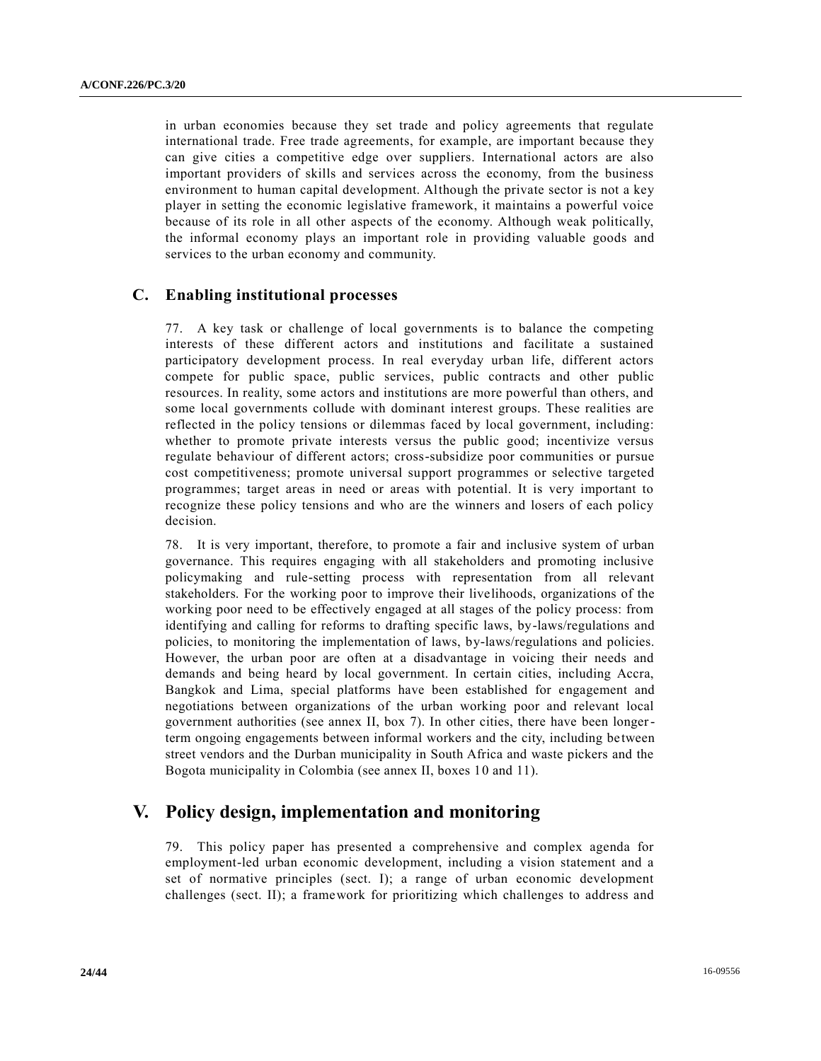in urban economies because they set trade and policy agreements that regulate international trade. Free trade agreements, for example, are important because they can give cities a competitive edge over suppliers. International actors are also important providers of skills and services across the economy, from the business environment to human capital development. Although the private sector is not a key player in setting the economic legislative framework, it maintains a powerful voice because of its role in all other aspects of the economy. Although weak politically, the informal economy plays an important role in providing valuable goods and services to the urban economy and community.

## C. Enabling institutional processes

77. A key task or challenge of local governments is to balance the competing interests of these different actors and institutions and facilitate a sustained participatory development process. In real everyday urban life, different actors compete for public space, public services, public contracts and other public resources. In reality, some actors and institutions are more powerful than others, and some local governments collude with dominant interest groups. These realities are reflected in the policy tensions or dilemmas faced by local government, including: whether to promote private interests versus the public good; incentivize versus regulate behaviour of different actors; cross-subsidize poor communities or pursue cost competitiveness; promote universal support programmes or selective targeted programmes; target areas in need or areas with potential. It is very important to recognize these policy tensions and who are the winners and losers of each policy decision.

78. It is very important, therefore, to promote a fair and inclusive system of urban governance. This requires engaging with all stakeholders and promoting inclusive policymaking and rule-setting process with representation from all relevant stakeholders. For the working poor to improve their livelihoods, organizations of the working poor need to be effectively engaged at all stages of the policy process: from identifying and calling for reforms to drafting specific laws, by-laws/regulations and policies, to monitoring the implementation of laws, by-laws/regulations and policies. However, the urban poor are often at a disadvantage in voicing their needs and demands and being heard by local government. In certain cities, including Accra, Bangkok and Lima, special platforms have been established for engagement and negotiations between organizations of the urban working poor and relevant local government authorities (see annex II, box 7). In other cities, there have been longer-term ongoing engagements between informal workers and the city, including between street vendors and the Durban municipality in South Africa and waste pickers and the Bogota municipality in Colombia (see annex II, boxes 10 and 11).

# V. Policy design, implementation and monitoring

79. This policy paper has presented a comprehensive and complex agenda for employment-led urban economic development, including a vision statement and a set of normative principles (sect. I); a range of urban economic development challenges (sect. II); a framework for prioritizing which challenges to address and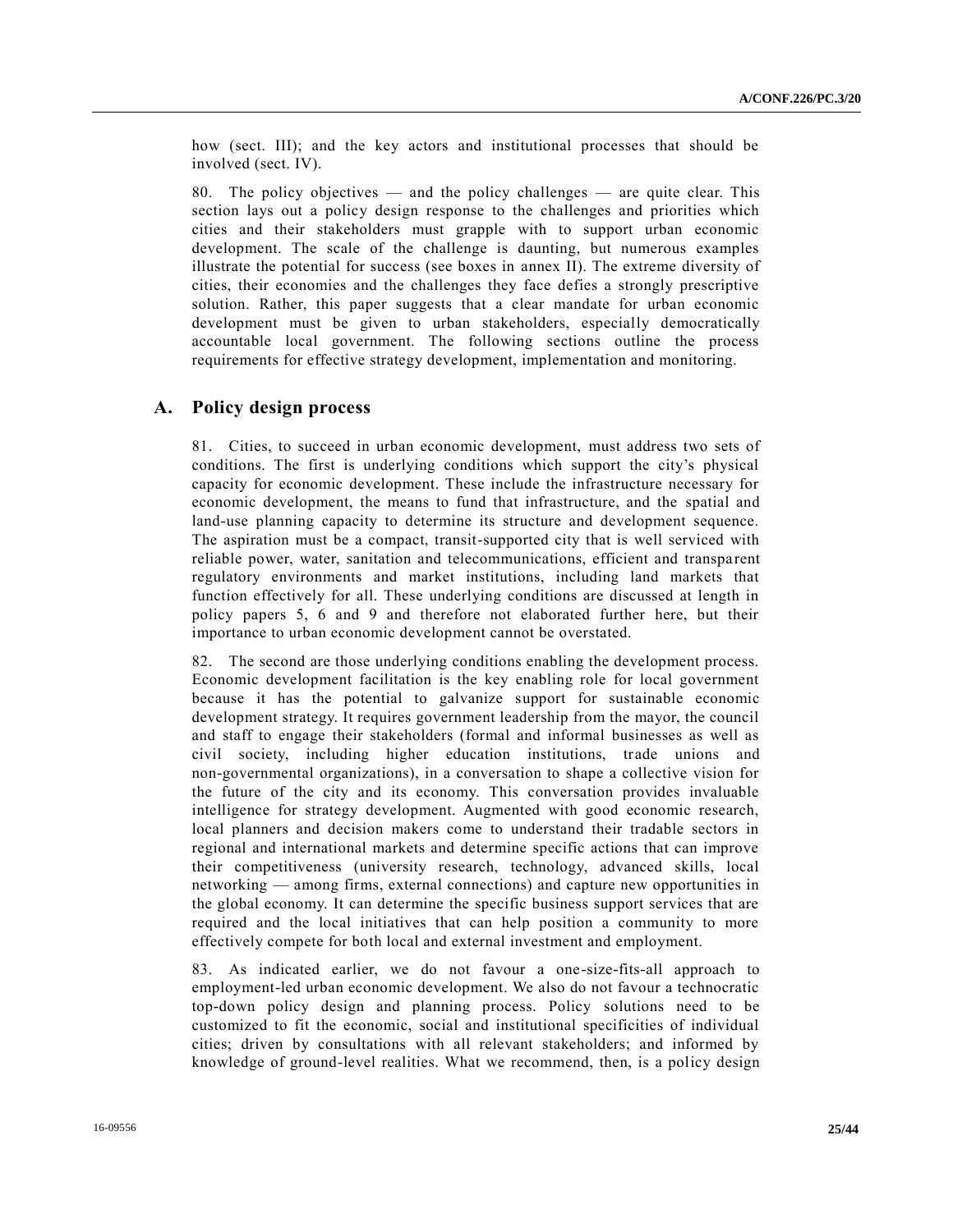how (sect. III); and the key actors and institutional processes that should be involved (sect. IV).

80. The policy objectives — and the policy challenges — are quite clear. This section lays out a policy design response to the challenges and priorities which cities and their stakeholders must grapple with to support urban economic development. The scale of the challenge is daunting, but numerous examples illustrate the potential for success (see boxes in annex II). The extreme diversity of cities, their economies and the challenges they face defies a strongly prescriptive solution. Rather, this paper suggests that a clear mandate for urban economic development must be given to urban stakeholders, especially democratically accountable local government. The following sections outline the process requirements for effective strategy development, implementation and monitoring.

## A. Policy design process

81. Cities, to succeed in urban economic development, must address two sets of conditions. The first is underlying conditions which support the city's physical capacity for economic development. These include the infrastructure necessary for economic development, the means to fund that infrastructure, and the spatial and land-use planning capacity to determine its structure and development sequence. The aspiration must be a compact, transit-supported city that is well serviced with reliable power, water, sanitation and telecommunications, efficient and transparent regulatory environments and market institutions, including land markets that function effectively for all. These underlying conditions are discussed at length in policy papers 5, 6 and 9 and therefore not elaborated further here, but their importance to urban economic development cannot be overstated.

82. The second are those underlying conditions enabling the development process. Economic development facilitation is the key enabling role for local government because it has the potential to galvanize support for sustainable economic development strategy. It requires government leadership from the mayor, the council and staff to engage their stakeholders (formal and informal businesses as well as civil society, including higher education institutions, trade unions and non-governmental organizations), in a conversation to shape a collective vision for the future of the city and its economy. This conversation provides invaluable intelligence for strategy development. Augmented with good economic research, local planners and decision makers come to understand their tradable sectors in regional and international markets and determine specific actions that can improve their competitiveness (university research, technology, advanced skills, local networking — among firms, external connections) and capture new opportunities in the global economy. It can determine the specific business support services that are required and the local initiatives that can help position a community to more effectively compete for both local and external investment and employment.

83. As indicated earlier, we do not favour a one-size-fits-all approach to employment-led urban economic development. We also do not favour a technocratic top-down policy design and planning process. Policy solutions need to be customized to fit the economic, social and institutional specificities of individual cities; driven by consultations with all relevant stakeholders; and informed by knowledge of ground-level realities. What we recommend, then, is a policy design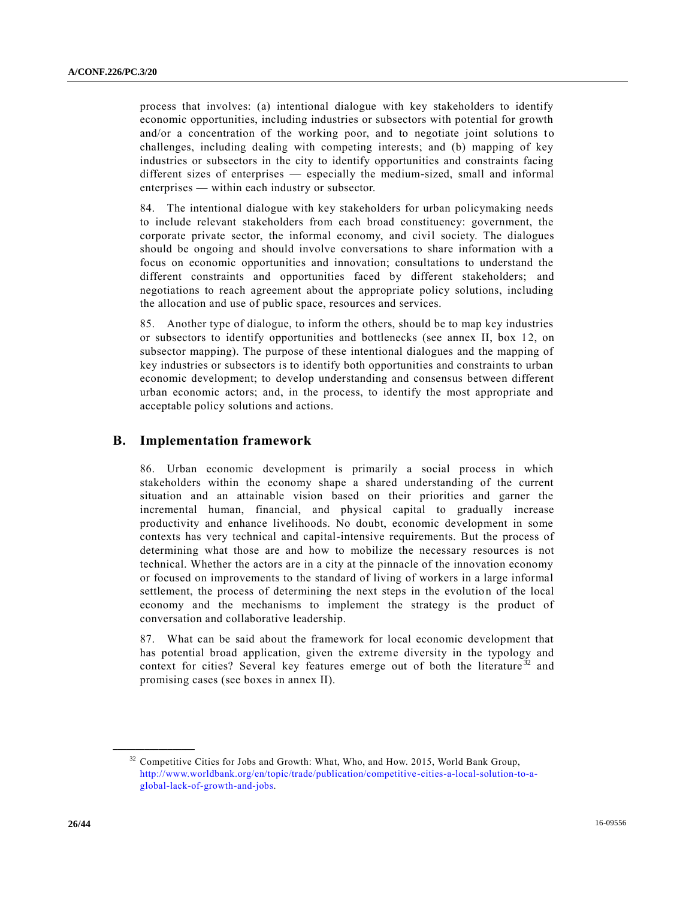process that involves: (a) intentional dialogue with key stakeholders to identify economic opportunities, including industries or subsectors with potential for growth and/or a concentration of the working poor, and to negotiate joint solutions to challenges, including dealing with competing interests; and (b) mapping of key industries or subsectors in the city to identify opportunities and constraints facing different sizes of enterprises — especially the medium-sized, small and informal enterprises — within each industry or subsector.

84. The intentional dialogue with key stakeholders for urban policymaking needs to include relevant stakeholders from each broad constituency: government, the corporate private sector, the informal economy, and civil society. The dialogues should be ongoing and should involve conversations to share information with a focus on economic opportunities and innovation; consultations to understand the different constraints and opportunities faced by different stakeholders; and negotiations to reach agreement about the appropriate policy solutions, including the allocation and use of public space, resources and services.

85. Another type of dialogue, to inform the others, should be to map key industries or subsectors to identify opportunities and bottlenecks (see annex II, box 12, on subsector mapping). The purpose of these intentional dialogues and the mapping of key industries or subsectors is to identify both opportunities and constraints to urban economic development; to develop understanding and consensus between different urban economic actors; and, in the process, to identify the most appropriate and acceptable policy solutions and actions.

## B. Implementation framework

86. Urban economic development is primarily a social process in which stakeholders within the economy shape a shared understanding of the current situation and an attainable vision based on their priorities and garner the incremental human, financial, and physical capital to gradually increase productivity and enhance livelihoods. No doubt, economic development in some contexts has very technical and capital-intensive requirements. But the process of determining what those are and how to mobilize the necessary resources is not technical. Whether the actors are in a city at the pinnacle of the innovation economy or focused on improvements to the standard of living of workers in a large informal settlement, the process of determining the next steps in the evolution of the local economy and the mechanisms to implement the strategy is the product of conversation and collaborative leadership.

87. What can be said about the framework for local economic development that has potential broad application, given the extreme diversity in the typology and context for cities? Several key features emerge out of both the literature[32] and promising cases (see boxes in annex II).

---

[32] Competitive Cities for Jobs and Growth: What, Who, and How. 2015, World Bank Group, http://www.worldbank.org/en/topic/trade/publication/competitive-cities-a-local-solution-to-a-global-lack-of-growth-and-jobs.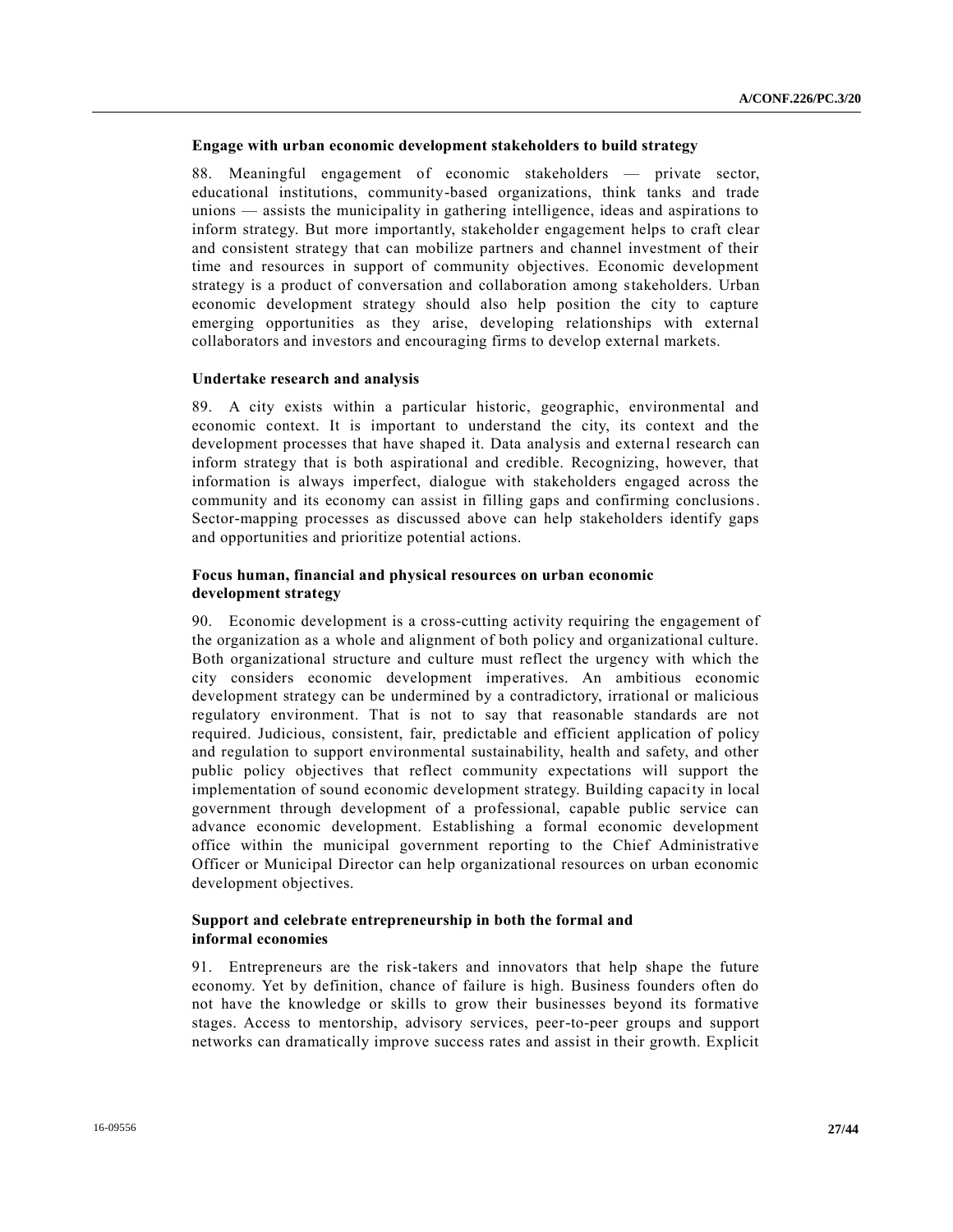**Engage with urban economic development stakeholders to build strategy**

88. Meaningful engagement of economic stakeholders — private sector, educational institutions, community-based organizations, think tanks and trade unions — assists the municipality in gathering intelligence, ideas and aspirations to inform strategy. But more importantly, stakeholder engagement helps to craft clear and consistent strategy that can mobilize partners and channel investment of their time and resources in support of community objectives. Economic development strategy is a product of conversation and collaboration among stakeholders. Urban economic development strategy should also help position the city to capture emerging opportunities as they arise, developing relationships with external collaborators and investors and encouraging firms to develop external markets.

**Undertake research and analysis**

89. A city exists within a particular historic, geographic, environmental and economic context. It is important to understand the city, its context and the development processes that have shaped it. Data analysis and external research can inform strategy that is both aspirational and credible. Recognizing, however, that information is always imperfect, dialogue with stakeholders engaged across the community and its economy can assist in filling gaps and confirming conclusions. Sector-mapping processes as discussed above can help stakeholders identify gaps and opportunities and prioritize potential actions.

**Focus human, financial and physical resources on urban economic development strategy**

90. Economic development is a cross-cutting activity requiring the engagement of the organization as a whole and alignment of both policy and organizational culture. Both organizational structure and culture must reflect the urgency with which the city considers economic development imperatives. An ambitious economic development strategy can be undermined by a contradictory, irrational or malicious regulatory environment. That is not to say that reasonable standards are not required. Judicious, consistent, fair, predictable and efficient application of policy and regulation to support environmental sustainability, health and safety, and other public policy objectives that reflect community expectations will support the implementation of sound economic development strategy. Building capacity in local government through development of a professional, capable public service can advance economic development. Establishing a formal economic development office within the municipal government reporting to the Chief Administrative Officer or Municipal Director can help organizational resources on urban economic development objectives.

**Support and celebrate entrepreneurship in both the formal and informal economies**

91. Entrepreneurs are the risk-takers and innovators that help shape the future economy. Yet by definition, chance of failure is high. Business founders often do not have the knowledge or skills to grow their businesses beyond its formative stages. Access to mentorship, advisory services, peer-to-peer groups and support networks can dramatically improve success rates and assist in their growth. Explicit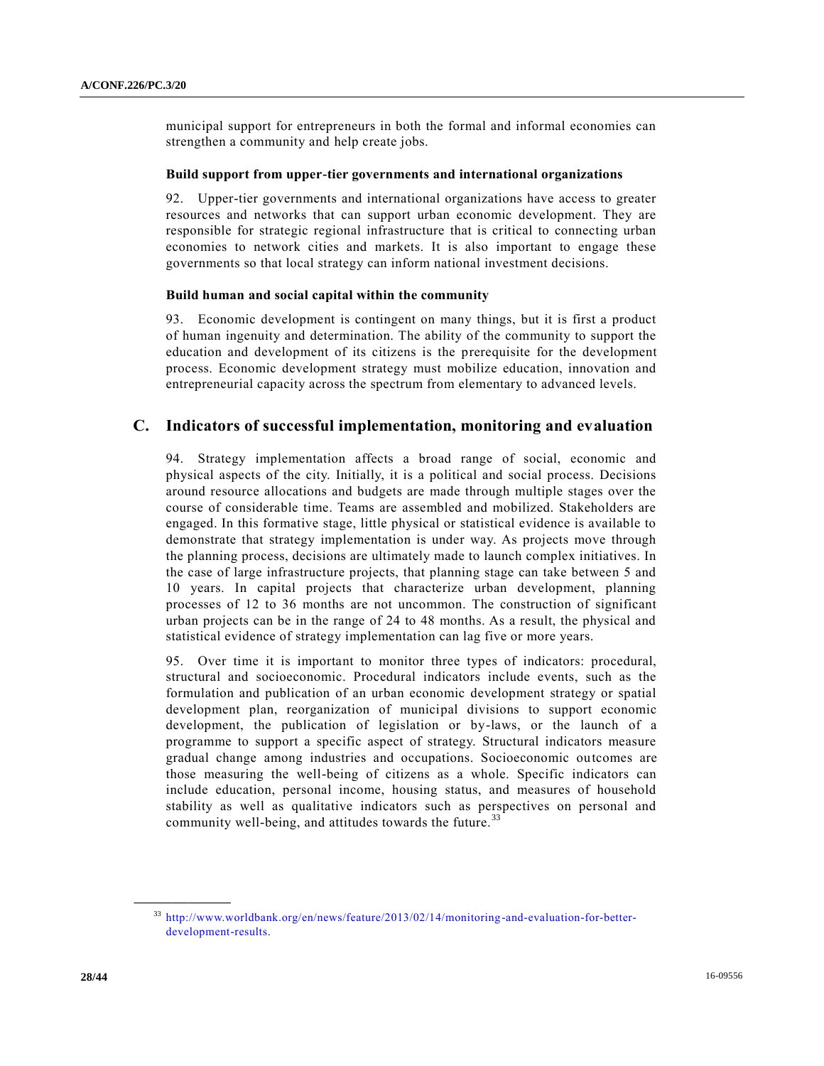municipal support for entrepreneurs in both the formal and informal economies can strengthen a community and help create jobs.

#### Build support from upper-tier governments and international organizations

92. Upper-tier governments and international organizations have access to greater resources and networks that can support urban economic development. They are responsible for strategic regional infrastructure that is critical to connecting urban economies to network cities and markets. It is also important to engage these governments so that local strategy can inform national investment decisions.

#### Build human and social capital within the community

93. Economic development is contingent on many things, but it is first a product of human ingenuity and determination. The ability of the community to support the education and development of its citizens is the prerequisite for the development process. Economic development strategy must mobilize education, innovation and entrepreneurial capacity across the spectrum from elementary to advanced levels.

## C. Indicators of successful implementation, monitoring and evaluation

94. Strategy implementation affects a broad range of social, economic and physical aspects of the city. Initially, it is a political and social process. Decisions around resource allocations and budgets are made through multiple stages over the course of considerable time. Teams are assembled and mobilized. Stakeholders are engaged. In this formative stage, little physical or statistical evidence is available to demonstrate that strategy implementation is under way. As projects move through the planning process, decisions are ultimately made to launch complex initiatives. In the case of large infrastructure projects, that planning stage can take between 5 and 10 years. In capital projects that characterize urban development, planning processes of 12 to 36 months are not uncommon. The construction of significant urban projects can be in the range of 24 to 48 months. As a result, the physical and statistical evidence of strategy implementation can lag five or more years.

95. Over time it is important to monitor three types of indicators: procedural, structural and socioeconomic. Procedural indicators include events, such as the formulation and publication of an urban economic development strategy or spatial development plan, reorganization of municipal divisions to support economic development, the publication of legislation or by-laws, or the launch of a programme to support a specific aspect of strategy. Structural indicators measure gradual change among industries and occupations. Socioeconomic outcomes are those measuring the well-being of citizens as a whole. Specific indicators can include education, personal income, housing status, and measures of household stability as well as qualitative indicators such as perspectives on personal and community well-being, and attitudes towards the future.[33]

---

[33] http://www.worldbank.org/en/news/feature/2013/02/14/monitoring-and-evaluation-for-better-development-results.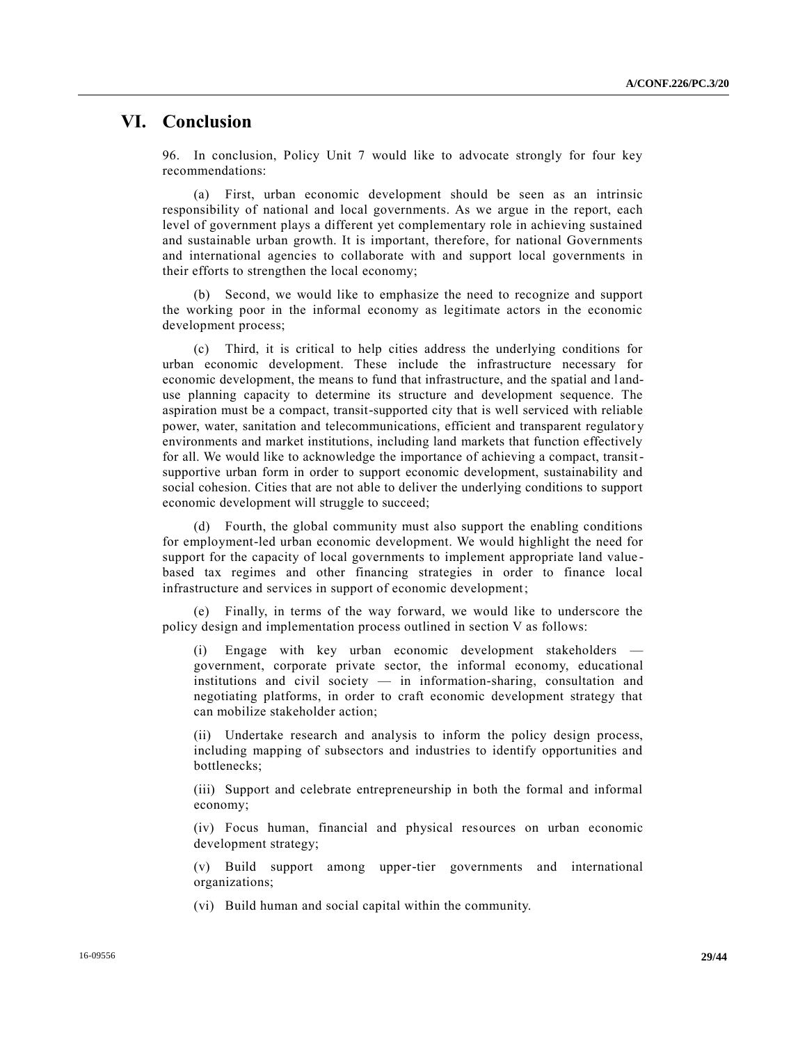# VI. Conclusion

96. In conclusion, Policy Unit 7 would like to advocate strongly for four key recommendations:

(a) First, urban economic development should be seen as an intrinsic responsibility of national and local governments. As we argue in the report, each level of government plays a different yet complementary role in achieving sustained and sustainable urban growth. It is important, therefore, for national Governments and international agencies to collaborate with and support local governments in their efforts to strengthen the local economy;

(b) Second, we would like to emphasize the need to recognize and support the working poor in the informal economy as legitimate actors in the economic development process;

(c) Third, it is critical to help cities address the underlying conditions for urban economic development. These include the infrastructure necessary for economic development, the means to fund that infrastructure, and the spatial and land-use planning capacity to determine its structure and development sequence. The aspiration must be a compact, transit-supported city that is well serviced with reliable power, water, sanitation and telecommunications, efficient and transparent regulatory environments and market institutions, including land markets that function effectively for all. We would like to acknowledge the importance of achieving a compact, transit-supportive urban form in order to support economic development, sustainability and social cohesion. Cities that are not able to deliver the underlying conditions to support economic development will struggle to succeed;

(d) Fourth, the global community must also support the enabling conditions for employment-led urban economic development. We would highlight the need for support for the capacity of local governments to implement appropriate land value-based tax regimes and other financing strategies in order to finance local infrastructure and services in support of economic development;

(e) Finally, in terms of the way forward, we would like to underscore the policy design and implementation process outlined in section V as follows:

(i) Engage with key urban economic development stakeholders — government, corporate private sector, the informal economy, educational institutions and civil society — in information-sharing, consultation and negotiating platforms, in order to craft economic development strategy that can mobilize stakeholder action;

(ii) Undertake research and analysis to inform the policy design process, including mapping of subsectors and industries to identify opportunities and bottlenecks;

(iii) Support and celebrate entrepreneurship in both the formal and informal economy;

(iv) Focus human, financial and physical resources on urban economic development strategy;

(v) Build support among upper-tier governments and international organizations;

(vi) Build human and social capital within the community.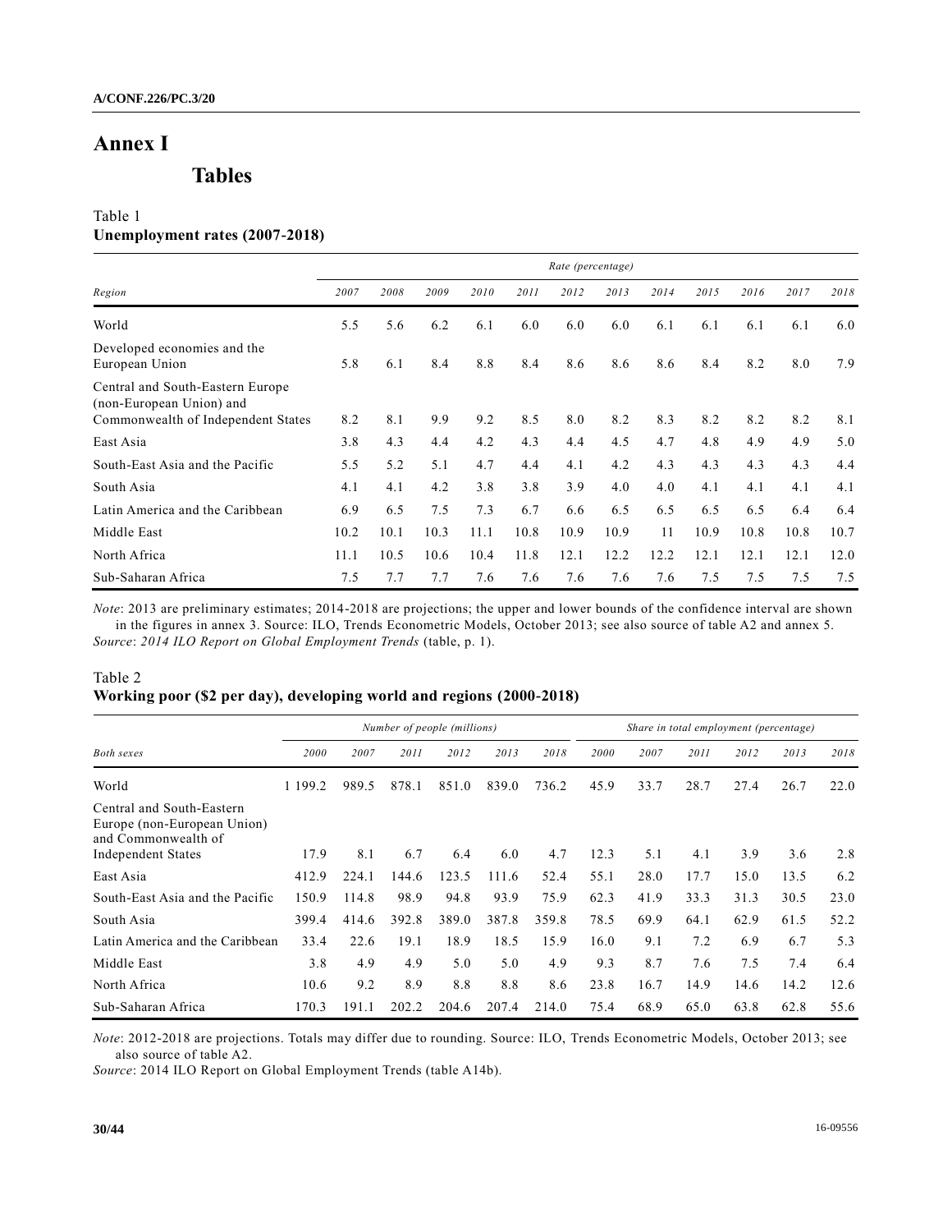# Annex I

## Tables

Table 1
**Unemployment rates (2007-2018)**

| | Rate (percentage) | | | | | | | | | | | |
|---|---|---|---|---|---|---|---|---|---|---|---|---|
| *Region* | *2007* | *2008* | *2009* | *2010* | *2011* | *2012* | *2013* | *2014* | *2015* | *2016* | *2017* | *2018* |
| World | 5.5 | 5.6 | 6.2 | 6.1 | 6.0 | 6.0 | 6.0 | 6.1 | 6.1 | 6.1 | 6.1 | 6.0 |
| Developed economies and the European Union | 5.8 | 6.1 | 8.4 | 8.8 | 8.4 | 8.6 | 8.6 | 8.6 | 8.4 | 8.2 | 8.0 | 7.9 |
| Central and South-Eastern Europe (non-European Union) and Commonwealth of Independent States | 8.2 | 8.1 | 9.9 | 9.2 | 8.5 | 8.0 | 8.2 | 8.3 | 8.2 | 8.2 | 8.2 | 8.1 |
| East Asia | 3.8 | 4.3 | 4.4 | 4.2 | 4.3 | 4.4 | 4.5 | 4.7 | 4.8 | 4.9 | 4.9 | 5.0 |
| South-East Asia and the Pacific | 5.5 | 5.2 | 5.1 | 4.7 | 4.4 | 4.1 | 4.2 | 4.3 | 4.3 | 4.3 | 4.3 | 4.4 |
| South Asia | 4.1 | 4.1 | 4.2 | 3.8 | 3.8 | 3.9 | 4.0 | 4.0 | 4.1 | 4.1 | 4.1 | 4.1 |
| Latin America and the Caribbean | 6.9 | 6.5 | 7.5 | 7.3 | 6.7 | 6.6 | 6.5 | 6.5 | 6.5 | 6.5 | 6.4 | 6.4 |
| Middle East | 10.2 | 10.1 | 10.3 | 11.1 | 10.8 | 10.9 | 10.9 | 11 | 10.9 | 10.8 | 10.8 | 10.7 |
| North Africa | 11.1 | 10.5 | 10.6 | 10.4 | 11.8 | 12.1 | 12.2 | 12.2 | 12.1 | 12.1 | 12.1 | 12.0 |
| Sub-Saharan Africa | 7.5 | 7.7 | 7.7 | 7.6 | 7.6 | 7.6 | 7.6 | 7.6 | 7.5 | 7.5 | 7.5 | 7.5 |

*Note*: 2013 are preliminary estimates; 2014-2018 are projections; the upper and lower bounds of the confidence interval are shown in the figures in annex 3. Source: ILO, Trends Econometric Models, October 2013; see also source of table A2 and annex 5.
*Source*: *2014 ILO Report on Global Employment Trends* (table, p. 1).

Table 2
**Working poor ($2 per day), developing world and regions (2000-2018)**

| | Number of people (millions) | | | | | | Share in total employment (percentage) | | | | | |
|---|---|---|---|---|---|---|---|---|---|---|---|---|
| *Both sexes* | *2000* | *2007* | *2011* | *2012* | *2013* | *2018* | *2000* | *2007* | *2011* | *2012* | *2013* | *2018* |
| World | 1 199.2 | 989.5 | 878.1 | 851.0 | 839.0 | 736.2 | 45.9 | 33.7 | 28.7 | 27.4 | 26.7 | 22.0 |
| Central and South-Eastern Europe (non-European Union) and Commonwealth of Independent States | 17.9 | 8.1 | 6.7 | 6.4 | 6.0 | 4.7 | 12.3 | 5.1 | 4.1 | 3.9 | 3.6 | 2.8 |
| East Asia | 412.9 | 224.1 | 144.6 | 123.5 | 111.6 | 52.4 | 55.1 | 28.0 | 17.7 | 15.0 | 13.5 | 6.2 |
| South-East Asia and the Pacific | 150.9 | 114.8 | 98.9 | 94.8 | 93.9 | 75.9 | 62.3 | 41.9 | 33.3 | 31.3 | 30.5 | 23.0 |
| South Asia | 399.4 | 414.6 | 392.8 | 389.0 | 387.8 | 359.8 | 78.5 | 69.9 | 64.1 | 62.9 | 61.5 | 52.2 |
| Latin America and the Caribbean | 33.4 | 22.6 | 19.1 | 18.9 | 18.5 | 15.9 | 16.0 | 9.1 | 7.2 | 6.9 | 6.7 | 5.3 |
| Middle East | 3.8 | 4.9 | 4.9 | 5.0 | 5.0 | 4.9 | 9.3 | 8.7 | 7.6 | 7.5 | 7.4 | 6.4 |
| North Africa | 10.6 | 9.2 | 8.9 | 8.8 | 8.8 | 8.6 | 23.8 | 16.7 | 14.9 | 14.6 | 14.2 | 12.6 |
| Sub-Saharan Africa | 170.3 | 191.1 | 202.2 | 204.6 | 207.4 | 214.0 | 75.4 | 68.9 | 65.0 | 63.8 | 62.8 | 55.6 |

*Note*: 2012-2018 are projections. Totals may differ due to rounding. Source: ILO, Trends Econometric Models, October 2013; see also source of table A2.
*Source*: 2014 ILO Report on Global Employment Trends (table A14b).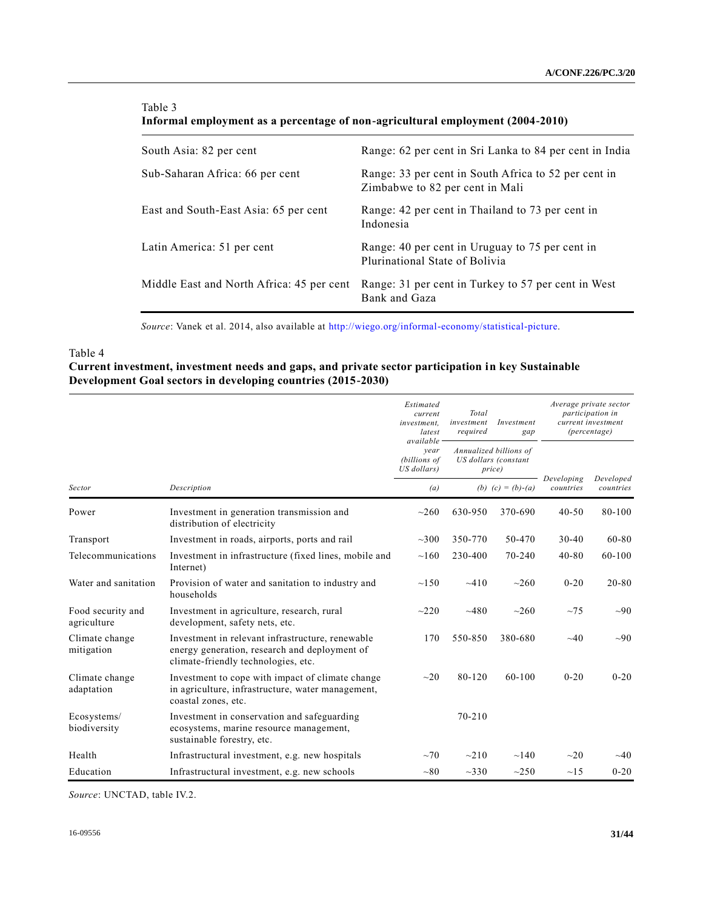Table 3
**Informal employment as a percentage of non-agricultural employment (2004-2010)**

| | |
|---|---|
| South Asia: 82 per cent | Range: 62 per cent in Sri Lanka to 84 per cent in India |
| Sub-Saharan Africa: 66 per cent | Range: 33 per cent in South Africa to 52 per cent in Zimbabwe to 82 per cent in Mali |
| East and South-East Asia: 65 per cent | Range: 42 per cent in Thailand to 73 per cent in Indonesia |
| Latin America: 51 per cent | Range: 40 per cent in Uruguay to 75 per cent in Plurinational State of Bolivia |
| Middle East and North Africa: 45 per cent | Range: 31 per cent in Turkey to 57 per cent in West Bank and Gaza |

*Source*: Vanek et al. 2014, also available at http://wiego.org/informal-economy/statistical-picture.

Table 4
**Current investment, investment needs and gaps, and private sector participation in key Sustainable Development Goal sectors in developing countries (2015-2030)**

| | | *Estimated current investment, latest available year (billions of US dollars)* | *Total investment required* | *Investment gap* | *Average private sector participation in current investment (percentage)* | |
|---|---|---|---|---|---|---|
| | | | *Annualized billions of US dollars (constant price)* | | | |
| *Sector* | *Description* | *(a)* | *(b)* | *(c) = (b)-(a)* | *Developing countries* | *Developed countries* |
| Power | Investment in generation transmission and distribution of electricity | ~260 | 630-950 | 370-690 | 40-50 | 80-100 |
| Transport | Investment in roads, airports, ports and rail | ~300 | 350-770 | 50-470 | 30-40 | 60-80 |
| Telecommunications | Investment in infrastructure (fixed lines, mobile and Internet) | ~160 | 230-400 | 70-240 | 40-80 | 60-100 |
| Water and sanitation | Provision of water and sanitation to industry and households | ~150 | ~410 | ~260 | 0-20 | 20-80 |
| Food security and agriculture | Investment in agriculture, research, rural development, safety nets, etc. | ~220 | ~480 | ~260 | ~75 | ~90 |
| Climate change mitigation | Investment in relevant infrastructure, renewable energy generation, research and deployment of climate-friendly technologies, etc. | 170 | 550-850 | 380-680 | ~40 | ~90 |
| Climate change adaptation | Investment to cope with impact of climate change in agriculture, infrastructure, water management, coastal zones, etc. | ~20 | 80-120 | 60-100 | 0-20 | 0-20 |
| Ecosystems/ biodiversity | Investment in conservation and safeguarding ecosystems, marine resource management, sustainable forestry, etc. | | 70-210 | | | |
| Health | Infrastructural investment, e.g. new hospitals | ~70 | ~210 | ~140 | ~20 | ~40 |
| Education | Infrastructural investment, e.g. new schools | ~80 | ~330 | ~250 | ~15 | 0-20 |

*Source*: UNCTAD, table IV.2.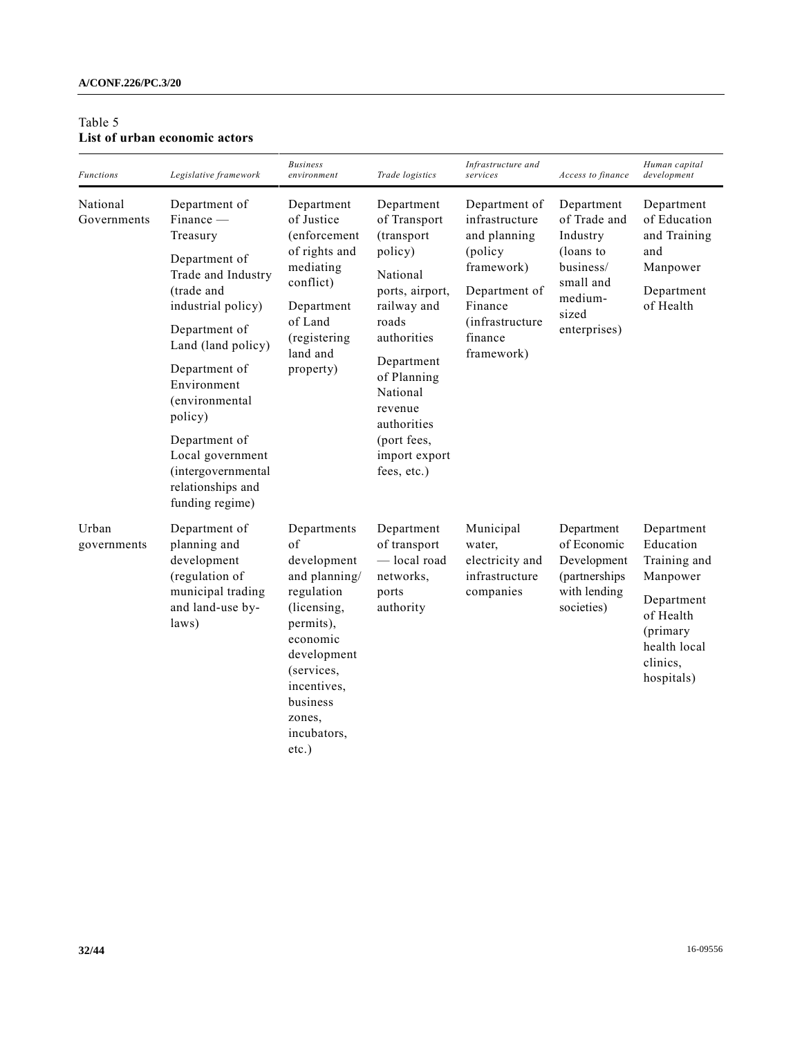Table 5
**List of urban economic actors**

| *Functions* | *Legislative framework* | *Business environment* | *Trade logistics* | *Infrastructure and services* | *Access to finance* | *Human capital development* |
| --- | --- | --- | --- | --- | --- | --- |
| National Governments | Department of Finance — Treasury<br><br>Department of Trade and Industry (trade and industrial policy)<br><br>Department of Land (land policy)<br><br>Department of Environment (environmental policy)<br><br>Department of Local government (intergovernmental relationships and funding regime) | Department of Justice (enforcement of rights and mediating conflict)<br><br>Department of Land (registering land and property) | Department of Transport (transport policy)<br><br>National ports, airport, railway and roads authorities<br><br>Department of Planning National revenue authorities (port fees, import export fees, etc.) | Department of infrastructure and planning (policy framework)<br><br>Department of Finance (infrastructure finance framework) | Department of Trade and Industry (loans to business/ small and medium-sized enterprises) | Department of Education and Training and Manpower<br><br>Department of Health |
| Urban governments | Department of planning and development (regulation of municipal trading and land-use by-laws) | Departments of development and planning/ regulation (licensing, permits), economic development (services, incentives, business zones, incubators, etc.) | Department of transport — local road networks, ports authority | Municipal water, electricity and infrastructure companies | Department of Economic Development (partnerships with lending societies) | Department Education Training and Manpower<br><br>Department of Health (primary health local clinics, hospitals) |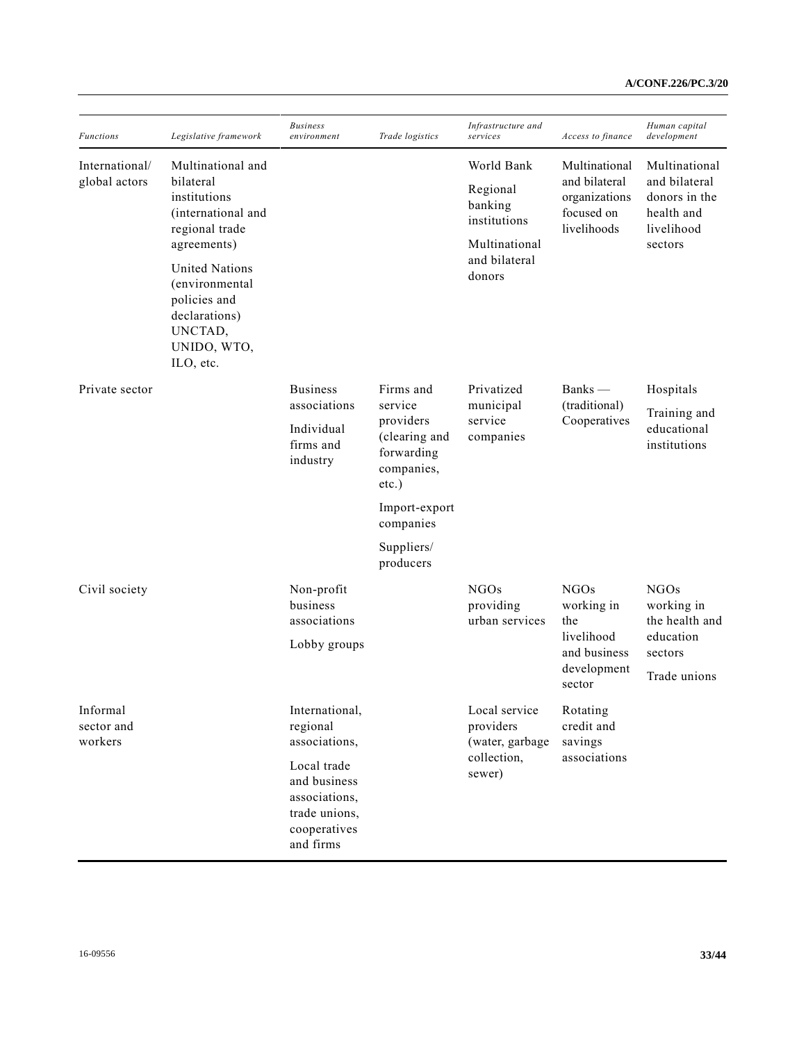| *Functions* | *Legislative framework* | *Business environment* | *Trade logistics* | *Infrastructure and services* | *Access to finance* | *Human capital development* |
|---|---|---|---|---|---|---|
| International/ global actors | Multinational and bilateral institutions (international and regional trade agreements)<br>United Nations (environmental policies and declarations) UNCTAD, UNIDO, WTO, ILO, etc. | | | World Bank<br>Regional banking institutions<br>Multinational and bilateral donors | Multinational and bilateral organizations focused on livelihoods | Multinational and bilateral donors in the health and livelihood sectors |
| Private sector | | Business associations<br>Individual firms and industry | Firms and service providers (clearing and forwarding companies, etc.)<br>Import-export companies<br>Suppliers/ producers | Privatized municipal service companies | Banks — (traditional) Cooperatives | Hospitals<br>Training and educational institutions |
| Civil society | | Non-profit business associations<br>Lobby groups | | NGOs providing urban services | NGOs working in the livelihood and business development sector | NGOs working in the health and education sectors<br>Trade unions |
| Informal sector and workers | | International, regional associations,<br>Local trade and business associations, trade unions, cooperatives and firms | | Local service providers (water, garbage collection, sewer) | Rotating credit and savings associations | |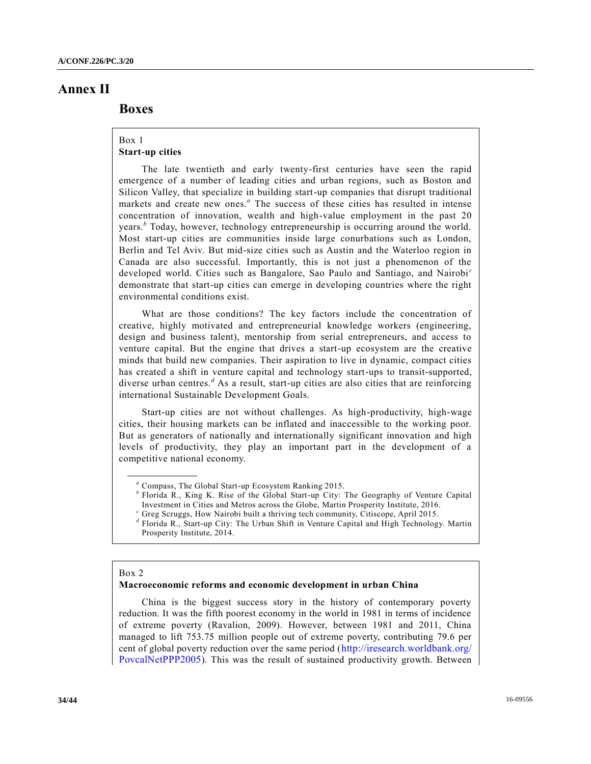# Annex II

## Boxes

Box 1

**Start-up cities**

The late twentieth and early twenty-first centuries have seen the rapid emergence of a number of leading cities and urban regions, such as Boston and Silicon Valley, that specialize in building start-up companies that disrupt traditional markets and create new ones.[a] The success of these cities has resulted in intense concentration of innovation, wealth and high-value employment in the past 20 years.[b] Today, however, technology entrepreneurship is occurring around the world. Most start-up cities are communities inside large conurbations such as London, Berlin and Tel Aviv. But mid-size cities such as Austin and the Waterloo region in Canada are also successful. Importantly, this is not just a phenomenon of the developed world. Cities such as Bangalore, Sao Paulo and Santiago, and Nairobi[c] demonstrate that start-up cities can emerge in developing countries where the right environmental conditions exist.

What are those conditions? The key factors include the concentration of creative, highly motivated and entrepreneurial knowledge workers (engineering, design and business talent), mentorship from serial entrepreneurs, and access to venture capital. But the engine that drives a start-up ecosystem are the creative minds that build new companies. Their aspiration to live in dynamic, compact cities has created a shift in venture capital and technology start-ups to transit-supported, diverse urban centres.[d] As a result, start-up cities are also cities that are reinforcing international Sustainable Development Goals.

Start-up cities are not without challenges. As high-productivity, high-wage cities, their housing markets can be inflated and inaccessible to the working poor. But as generators of nationally and internationally significant innovation and high levels of productivity, they play an important part in the development of a competitive national economy.

[a] Compass, The Global Start-up Ecosystem Ranking 2015.

[b] Florida R., King K. Rise of the Global Start-up City: The Geography of Venture Capital Investment in Cities and Metros across the Globe, Martin Prosperity Institute, 2016.

[c] Greg Scruggs, How Nairobi built a thriving tech community, Citiscope, April 2015.

[d] Florida R., Start-up City: The Urban Shift in Venture Capital and High Technology. Martin Prosperity Institute, 2014.

Box 2

**Macroeconomic reforms and economic development in urban China**

China is the biggest success story in the history of contemporary poverty reduction. It was the fifth poorest economy in the world in 1981 in terms of incidence of extreme poverty (Ravalion, 2009). However, between 1981 and 2011, China managed to lift 753.75 million people out of extreme poverty, contributing 79.6 per cent of global poverty reduction over the same period (http://iresearch.worldbank.org/PovcalNetPPP2005). This was the result of sustained productivity growth. Between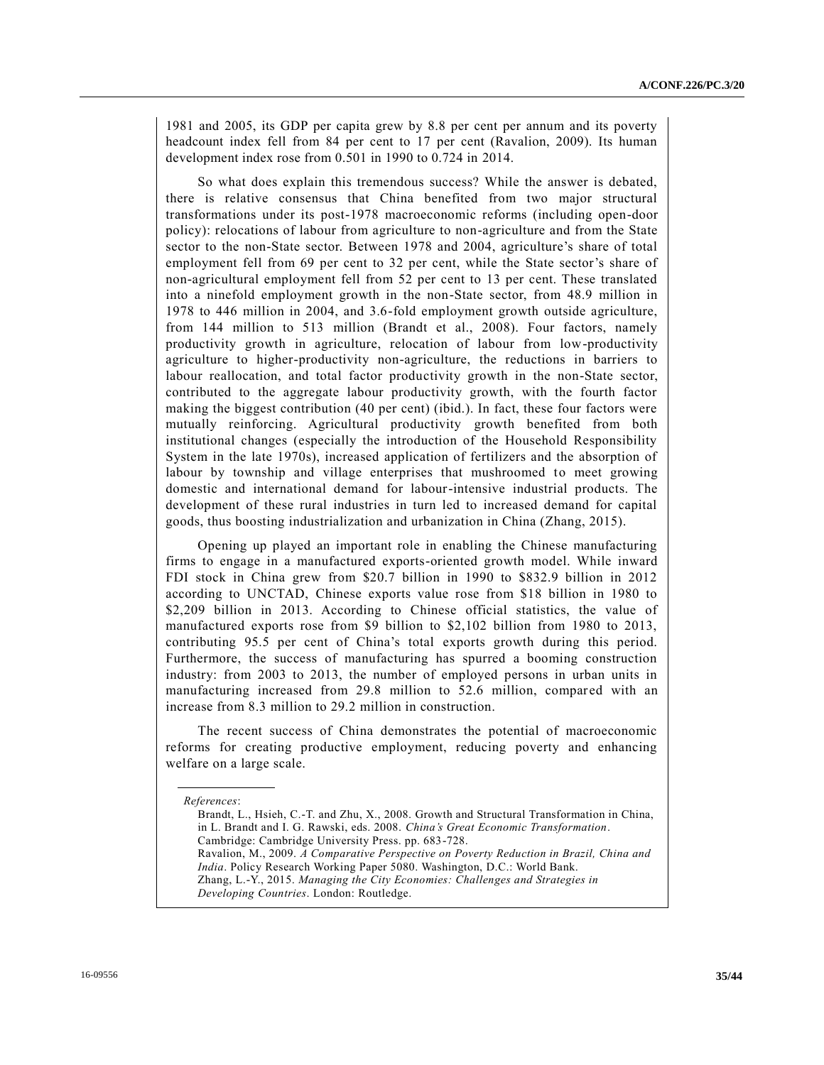1981 and 2005, its GDP per capita grew by 8.8 per cent per annum and its poverty headcount index fell from 84 per cent to 17 per cent (Ravalion, 2009). Its human development index rose from 0.501 in 1990 to 0.724 in 2014.

So what does explain this tremendous success? While the answer is debated, there is relative consensus that China benefited from two major structural transformations under its post-1978 macroeconomic reforms (including open-door policy): relocations of labour from agriculture to non-agriculture and from the State sector to the non-State sector. Between 1978 and 2004, agriculture's share of total employment fell from 69 per cent to 32 per cent, while the State sector's share of non-agricultural employment fell from 52 per cent to 13 per cent. These translated into a ninefold employment growth in the non-State sector, from 48.9 million in 1978 to 446 million in 2004, and 3.6-fold employment growth outside agriculture, from 144 million to 513 million (Brandt et al., 2008). Four factors, namely productivity growth in agriculture, relocation of labour from low-productivity agriculture to higher-productivity non-agriculture, the reductions in barriers to labour reallocation, and total factor productivity growth in the non-State sector, contributed to the aggregate labour productivity growth, with the fourth factor making the biggest contribution (40 per cent) (ibid.). In fact, these four factors were mutually reinforcing. Agricultural productivity growth benefited from both institutional changes (especially the introduction of the Household Responsibility System in the late 1970s), increased application of fertilizers and the absorption of labour by township and village enterprises that mushroomed to meet growing domestic and international demand for labour-intensive industrial products. The development of these rural industries in turn led to increased demand for capital goods, thus boosting industrialization and urbanization in China (Zhang, 2015).

Opening up played an important role in enabling the Chinese manufacturing firms to engage in a manufactured exports-oriented growth model. While inward FDI stock in China grew from $20.7 billion in 1990 to $832.9 billion in 2012 according to UNCTAD, Chinese exports value rose from $18 billion in 1980 to $2,209 billion in 2013. According to Chinese official statistics, the value of manufactured exports rose from $9 billion to $2,102 billion from 1980 to 2013, contributing 95.5 per cent of China's total exports growth during this period. Furthermore, the success of manufacturing has spurred a booming construction industry: from 2003 to 2013, the number of employed persons in urban units in manufacturing increased from 29.8 million to 52.6 million, compared with an increase from 8.3 million to 29.2 million in construction.

The recent success of China demonstrates the potential of macroeconomic reforms for creating productive employment, reducing poverty and enhancing welfare on a large scale.

---

*References*:

Brandt, L., Hsieh, C.-T. and Zhu, X., 2008. Growth and Structural Transformation in China, in L. Brandt and I. G. Rawski, eds. 2008. *China's Great Economic Transformation*. Cambridge: Cambridge University Press. pp. 683-728.

Ravalion, M., 2009. *A Comparative Perspective on Poverty Reduction in Brazil, China and India*. Policy Research Working Paper 5080. Washington, D.C.: World Bank.

Zhang, L.-Y., 2015. *Managing the City Economies: Challenges and Strategies in Developing Countries*. London: Routledge.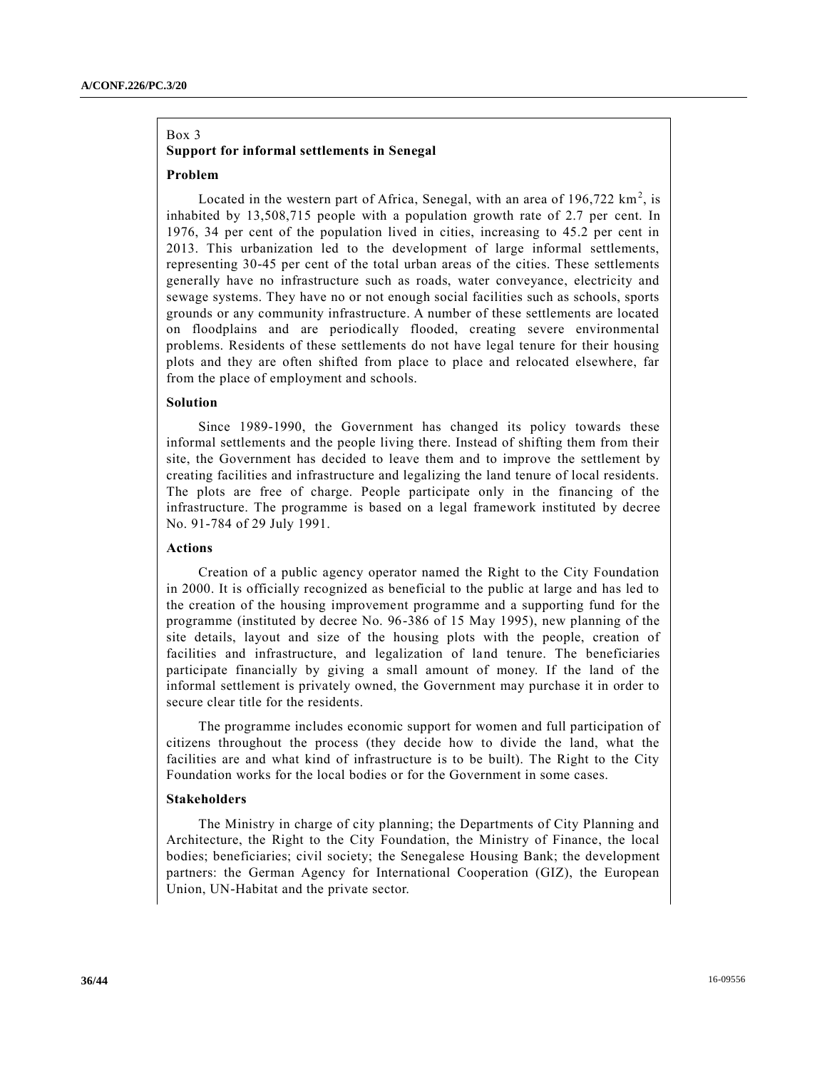Box 3

**Support for informal settlements in Senegal**

**Problem**

Located in the western part of Africa, Senegal, with an area of 196,722 $km^2$, is inhabited by 13,508,715 people with a population growth rate of 2.7 per cent. In 1976, 34 per cent of the population lived in cities, increasing to 45.2 per cent in 2013. This urbanization led to the development of large informal settlements, representing 30-45 per cent of the total urban areas of the cities. These settlements generally have no infrastructure such as roads, water conveyance, electricity and sewage systems. They have no or not enough social facilities such as schools, sports grounds or any community infrastructure. A number of these settlements are located on floodplains and are periodically flooded, creating severe environmental problems. Residents of these settlements do not have legal tenure for their housing plots and they are often shifted from place to place and relocated elsewhere, far from the place of employment and schools.

**Solution**

Since 1989-1990, the Government has changed its policy towards these informal settlements and the people living there. Instead of shifting them from their site, the Government has decided to leave them and to improve the settlement by creating facilities and infrastructure and legalizing the land tenure of local residents. The plots are free of charge. People participate only in the financing of the infrastructure. The programme is based on a legal framework instituted by decree No. 91-784 of 29 July 1991.

**Actions**

Creation of a public agency operator named the Right to the City Foundation in 2000. It is officially recognized as beneficial to the public at large and has led to the creation of the housing improvement programme and a supporting fund for the programme (instituted by decree No. 96-386 of 15 May 1995), new planning of the site details, layout and size of the housing plots with the people, creation of facilities and infrastructure, and legalization of land tenure. The beneficiaries participate financially by giving a small amount of money. If the land of the informal settlement is privately owned, the Government may purchase it in order to secure clear title for the residents.

The programme includes economic support for women and full participation of citizens throughout the process (they decide how to divide the land, what the facilities are and what kind of infrastructure is to be built). The Right to the City Foundation works for the local bodies or for the Government in some cases.

**Stakeholders**

The Ministry in charge of city planning; the Departments of City Planning and Architecture, the Right to the City Foundation, the Ministry of Finance, the local bodies; beneficiaries; civil society; the Senegalese Housing Bank; the development partners: the German Agency for International Cooperation (GIZ), the European Union, UN-Habitat and the private sector.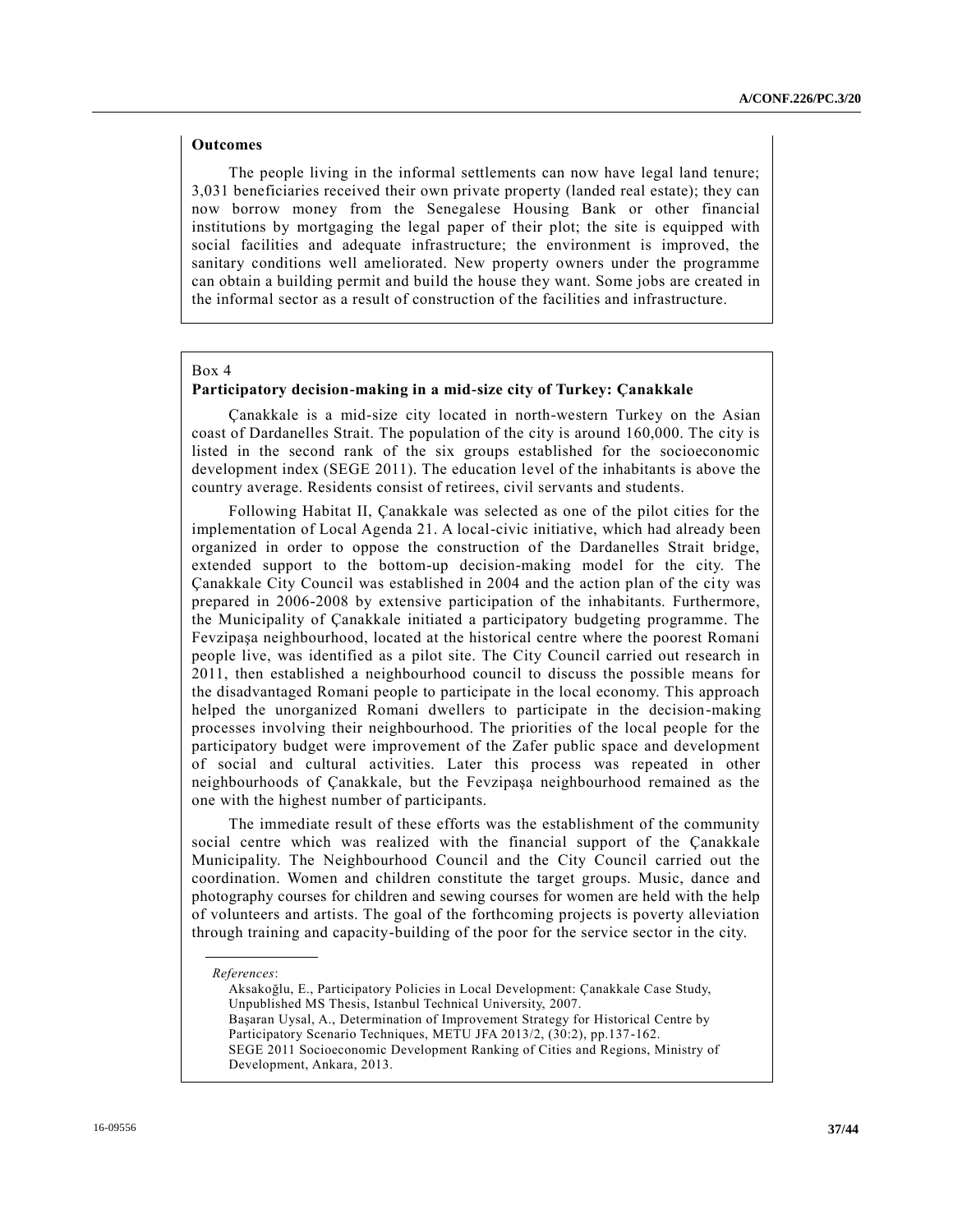**Outcomes**

The people living in the informal settlements can now have legal land tenure; 3,031 beneficiaries received their own private property (landed real estate); they can now borrow money from the Senegalese Housing Bank or other financial institutions by mortgaging the legal paper of their plot; the site is equipped with social facilities and adequate infrastructure; the environment is improved, the sanitary conditions well ameliorated. New property owners under the programme can obtain a building permit and build the house they want. Some jobs are created in the informal sector as a result of construction of the facilities and infrastructure.

Box 4

**Participatory decision-making in a mid-size city of Turkey: Çanakkale**

Çanakkale is a mid-size city located in north-western Turkey on the Asian coast of Dardanelles Strait. The population of the city is around 160,000. The city is listed in the second rank of the six groups established for the socioeconomic development index (SEGE 2011). The education level of the inhabitants is above the country average. Residents consist of retirees, civil servants and students.

Following Habitat II, Çanakkale was selected as one of the pilot cities for the implementation of Local Agenda 21. A local-civic initiative, which had already been organized in order to oppose the construction of the Dardanelles Strait bridge, extended support to the bottom-up decision-making model for the city. The Çanakkale City Council was established in 2004 and the action plan of the city was prepared in 2006-2008 by extensive participation of the inhabitants. Furthermore, the Municipality of Çanakkale initiated a participatory budgeting programme. The Fevzipaşa neighbourhood, located at the historical centre where the poorest Romani people live, was identified as a pilot site. The City Council carried out research in 2011, then established a neighbourhood council to discuss the possible means for the disadvantaged Romani people to participate in the local economy. This approach helped the unorganized Romani dwellers to participate in the decision-making processes involving their neighbourhood. The priorities of the local people for the participatory budget were improvement of the Zafer public space and development of social and cultural activities. Later this process was repeated in other neighbourhoods of Çanakkale, but the Fevzipaşa neighbourhood remained as the one with the highest number of participants.

The immediate result of these efforts was the establishment of the community social centre which was realized with the financial support of the Çanakkale Municipality. The Neighbourhood Council and the City Council carried out the coordination. Women and children constitute the target groups. Music, dance and photography courses for children and sewing courses for women are held with the help of volunteers and artists. The goal of the forthcoming projects is poverty alleviation through training and capacity-building of the poor for the service sector in the city.

*References*:

Aksakoğlu, E., Participatory Policies in Local Development: Çanakkale Case Study, Unpublished MS Thesis, Istanbul Technical University, 2007.

Başaran Uysal, A., Determination of Improvement Strategy for Historical Centre by Participatory Scenario Techniques, METU JFA 2013/2, (30:2), pp.137-162.

SEGE 2011 Socioeconomic Development Ranking of Cities and Regions, Ministry of Development, Ankara, 2013.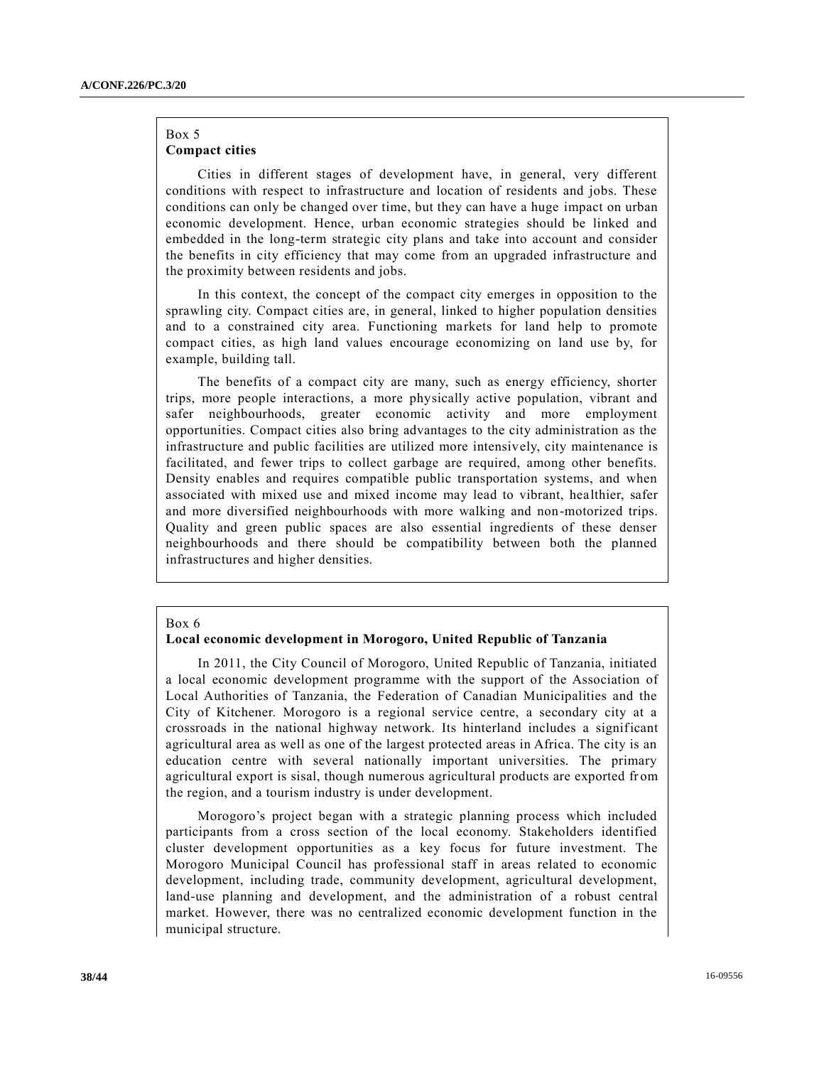Box 5

**Compact cities**

Cities in different stages of development have, in general, very different conditions with respect to infrastructure and location of residents and jobs. These conditions can only be changed over time, but they can have a huge impact on urban economic development. Hence, urban economic strategies should be linked and embedded in the long-term strategic city plans and take into account and consider the benefits in city efficiency that may come from an upgraded infrastructure and the proximity between residents and jobs.

In this context, the concept of the compact city emerges in opposition to the sprawling city. Compact cities are, in general, linked to higher population densities and to a constrained city area. Functioning markets for land help to promote compact cities, as high land values encourage economizing on land use by, for example, building tall.

The benefits of a compact city are many, such as energy efficiency, shorter trips, more people interactions, a more physically active population, vibrant and safer neighbourhoods, greater economic activity and more employment opportunities. Compact cities also bring advantages to the city administration as the infrastructure and public facilities are utilized more intensively, city maintenance is facilitated, and fewer trips to collect garbage are required, among other benefits. Density enables and requires compatible public transportation systems, and when associated with mixed use and mixed income may lead to vibrant, healthier, safer and more diversified neighbourhoods with more walking and non-motorized trips. Quality and green public spaces are also essential ingredients of these denser neighbourhoods and there should be compatibility between both the planned infrastructures and higher densities.

Box 6

**Local economic development in Morogoro, United Republic of Tanzania**

In 2011, the City Council of Morogoro, United Republic of Tanzania, initiated a local economic development programme with the support of the Association of Local Authorities of Tanzania, the Federation of Canadian Municipalities and the City of Kitchener. Morogoro is a regional service centre, a secondary city at a crossroads in the national highway network. Its hinterland includes a significant agricultural area as well as one of the largest protected areas in Africa. The city is an education centre with several nationally important universities. The primary agricultural export is sisal, though numerous agricultural products are exported from the region, and a tourism industry is under development.

Morogoro's project began with a strategic planning process which included participants from a cross section of the local economy. Stakeholders identified cluster development opportunities as a key focus for future investment. The Morogoro Municipal Council has professional staff in areas related to economic development, including trade, community development, agricultural development, land-use planning and development, and the administration of a robust central market. However, there was no centralized economic development function in the municipal structure.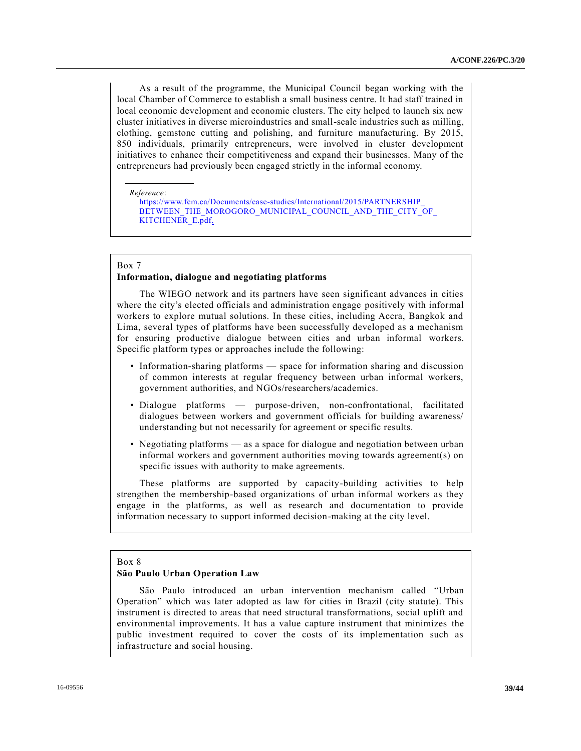As a result of the programme, the Municipal Council began working with the local Chamber of Commerce to establish a small business centre. It had staff trained in local economic development and economic clusters. The city helped to launch six new cluster initiatives in diverse microindustries and small-scale industries such as milling, clothing, gemstone cutting and polishing, and furniture manufacturing. By 2015, 850 individuals, primarily entrepreneurs, were involved in cluster development initiatives to enhance their competitiveness and expand their businesses. Many of the entrepreneurs had previously been engaged strictly in the informal economy.

*Reference*:
https://www.fcm.ca/Documents/case-studies/International/2015/PARTNERSHIP_BETWEEN_THE_MOROGORO_MUNICIPAL_COUNCIL_AND_THE_CITY_OF_KITCHENER_E.pdf.

Box 7

**Information, dialogue and negotiating platforms**

The WIEGO network and its partners have seen significant advances in cities where the city's elected officials and administration engage positively with informal workers to explore mutual solutions. In these cities, including Accra, Bangkok and Lima, several types of platforms have been successfully developed as a mechanism for ensuring productive dialogue between cities and urban informal workers. Specific platform types or approaches include the following:

- Information-sharing platforms — space for information sharing and discussion of common interests at regular frequency between urban informal workers, government authorities, and NGOs/researchers/academics.
- Dialogue platforms — purpose-driven, non-confrontational, facilitated dialogues between workers and government officials for building awareness/understanding but not necessarily for agreement or specific results.
- Negotiating platforms — as a space for dialogue and negotiation between urban informal workers and government authorities moving towards agreement(s) on specific issues with authority to make agreements.

These platforms are supported by capacity-building activities to help strengthen the membership-based organizations of urban informal workers as they engage in the platforms, as well as research and documentation to provide information necessary to support informed decision-making at the city level.

Box 8

**São Paulo Urban Operation Law**

São Paulo introduced an urban intervention mechanism called "Urban Operation" which was later adopted as law for cities in Brazil (city statute). This instrument is directed to areas that need structural transformations, social uplift and environmental improvements. It has a value capture instrument that minimizes the public investment required to cover the costs of its implementation such as infrastructure and social housing.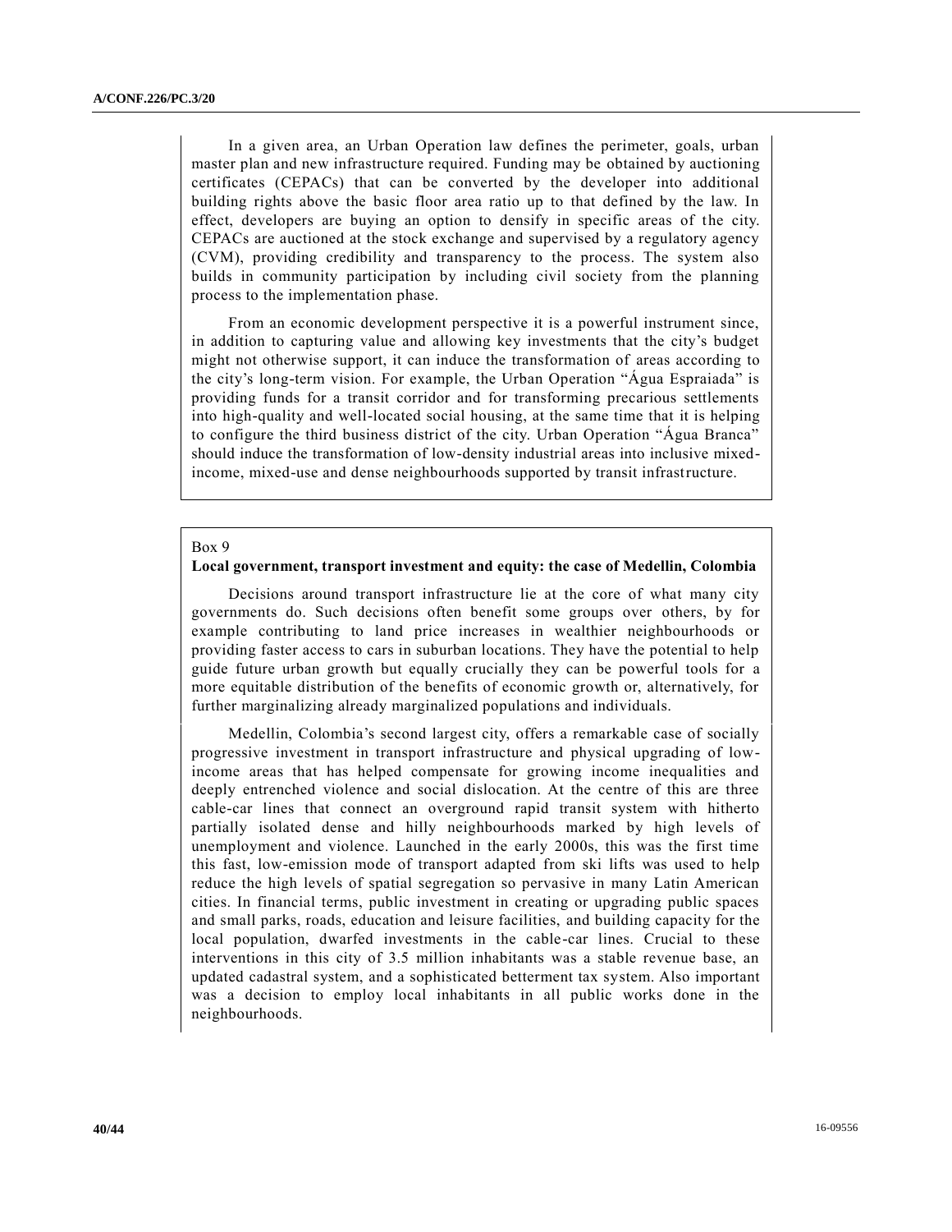In a given area, an Urban Operation law defines the perimeter, goals, urban master plan and new infrastructure required. Funding may be obtained by auctioning certificates (CEPACs) that can be converted by the developer into additional building rights above the basic floor area ratio up to that defined by the law. In effect, developers are buying an option to densify in specific areas of the city. CEPACs are auctioned at the stock exchange and supervised by a regulatory agency (CVM), providing credibility and transparency to the process. The system also builds in community participation by including civil society from the planning process to the implementation phase.

From an economic development perspective it is a powerful instrument since, in addition to capturing value and allowing key investments that the city's budget might not otherwise support, it can induce the transformation of areas according to the city's long-term vision. For example, the Urban Operation "Água Espraiada" is providing funds for a transit corridor and for transforming precarious settlements into high-quality and well-located social housing, at the same time that it is helping to configure the third business district of the city. Urban Operation "Água Branca" should induce the transformation of low-density industrial areas into inclusive mixed-income, mixed-use and dense neighbourhoods supported by transit infrastructure.

Box 9

**Local government, transport investment and equity: the case of Medellin, Colombia**

Decisions around transport infrastructure lie at the core of what many city governments do. Such decisions often benefit some groups over others, by for example contributing to land price increases in wealthier neighbourhoods or providing faster access to cars in suburban locations. They have the potential to help guide future urban growth but equally crucially they can be powerful tools for a more equitable distribution of the benefits of economic growth or, alternatively, for further marginalizing already marginalized populations and individuals.

Medellin, Colombia's second largest city, offers a remarkable case of socially progressive investment in transport infrastructure and physical upgrading of low-income areas that has helped compensate for growing income inequalities and deeply entrenched violence and social dislocation. At the centre of this are three cable-car lines that connect an overground rapid transit system with hitherto partially isolated dense and hilly neighbourhoods marked by high levels of unemployment and violence. Launched in the early 2000s, this was the first time this fast, low-emission mode of transport adapted from ski lifts was used to help reduce the high levels of spatial segregation so pervasive in many Latin American cities. In financial terms, public investment in creating or upgrading public spaces and small parks, roads, education and leisure facilities, and building capacity for the local population, dwarfed investments in the cable-car lines. Crucial to these interventions in this city of 3.5 million inhabitants was a stable revenue base, an updated cadastral system, and a sophisticated betterment tax system. Also important was a decision to employ local inhabitants in all public works done in the neighbourhoods.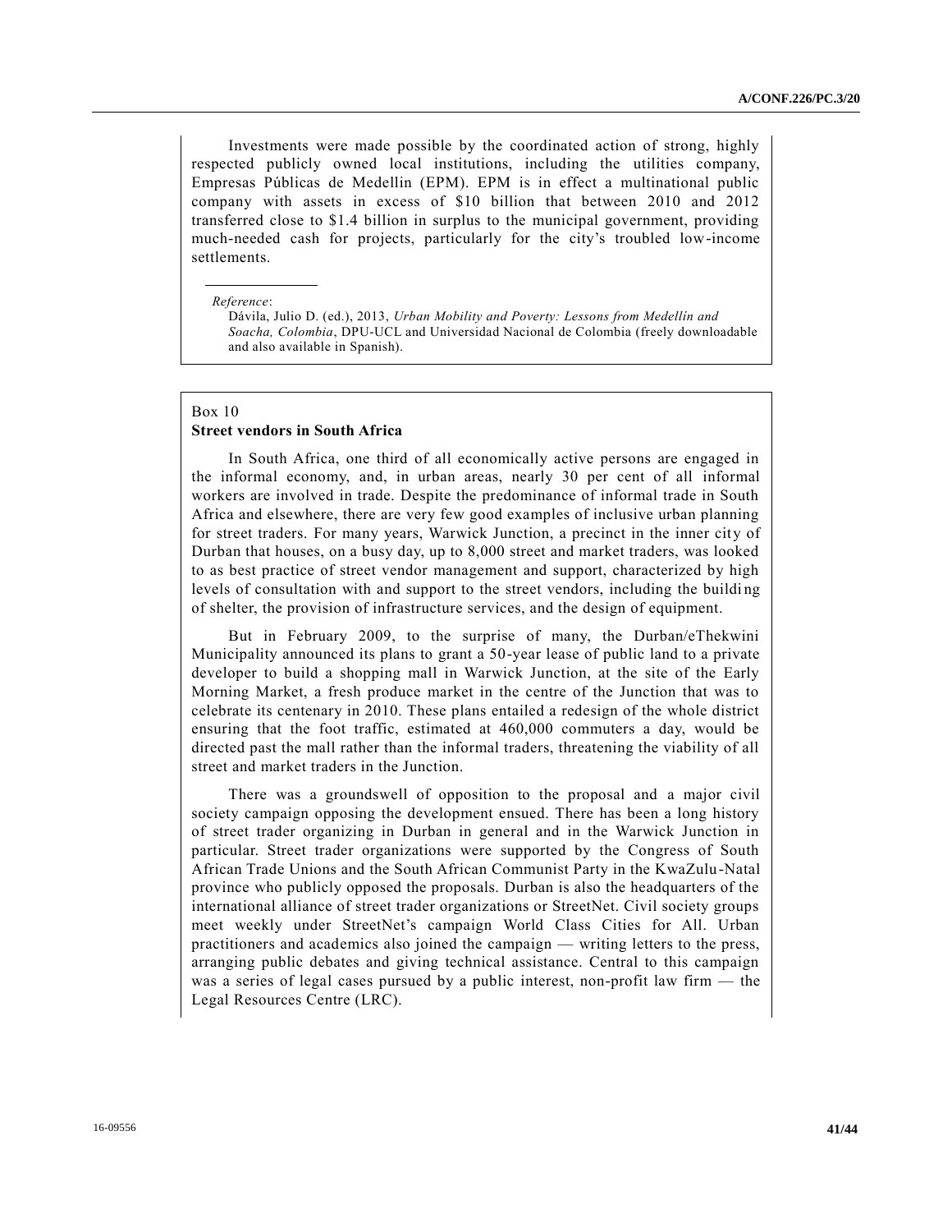Investments were made possible by the coordinated action of strong, highly respected publicly owned local institutions, including the utilities company, Empresas Públicas de Medellín (EPM). EPM is in effect a multinational public company with assets in excess of $10 billion that between 2010 and 2012 transferred close to $1.4 billion in surplus to the municipal government, providing much-needed cash for projects, particularly for the city's troubled low-income settlements.

*Reference*:

Dávila, Julio D. (ed.), 2013, *Urban Mobility and Poverty: Lessons from Medellín and Soacha, Colombia*, DPU-UCL and Universidad Nacional de Colombia (freely downloadable and also available in Spanish).

Box 10
**Street vendors in South Africa**

In South Africa, one third of all economically active persons are engaged in the informal economy, and, in urban areas, nearly 30 per cent of all informal workers are involved in trade. Despite the predominance of informal trade in South Africa and elsewhere, there are very few good examples of inclusive urban planning for street traders. For many years, Warwick Junction, a precinct in the inner city of Durban that houses, on a busy day, up to 8,000 street and market traders, was looked to as best practice of street vendor management and support, characterized by high levels of consultation with and support to the street vendors, including the building of shelter, the provision of infrastructure services, and the design of equipment.

But in February 2009, to the surprise of many, the Durban/eThekwini Municipality announced its plans to grant a 50-year lease of public land to a private developer to build a shopping mall in Warwick Junction, at the site of the Early Morning Market, a fresh produce market in the centre of the Junction that was to celebrate its centenary in 2010. These plans entailed a redesign of the whole district ensuring that the foot traffic, estimated at 460,000 commuters a day, would be directed past the mall rather than the informal traders, threatening the viability of all street and market traders in the Junction.

There was a groundswell of opposition to the proposal and a major civil society campaign opposing the development ensued. There has been a long history of street trader organizing in Durban in general and in the Warwick Junction in particular. Street trader organizations were supported by the Congress of South African Trade Unions and the South African Communist Party in the KwaZulu-Natal province who publicly opposed the proposals. Durban is also the headquarters of the international alliance of street trader organizations or StreetNet. Civil society groups meet weekly under StreetNet's campaign World Class Cities for All. Urban practitioners and academics also joined the campaign — writing letters to the press, arranging public debates and giving technical assistance. Central to this campaign was a series of legal cases pursued by a public interest, non-profit law firm — the Legal Resources Centre (LRC).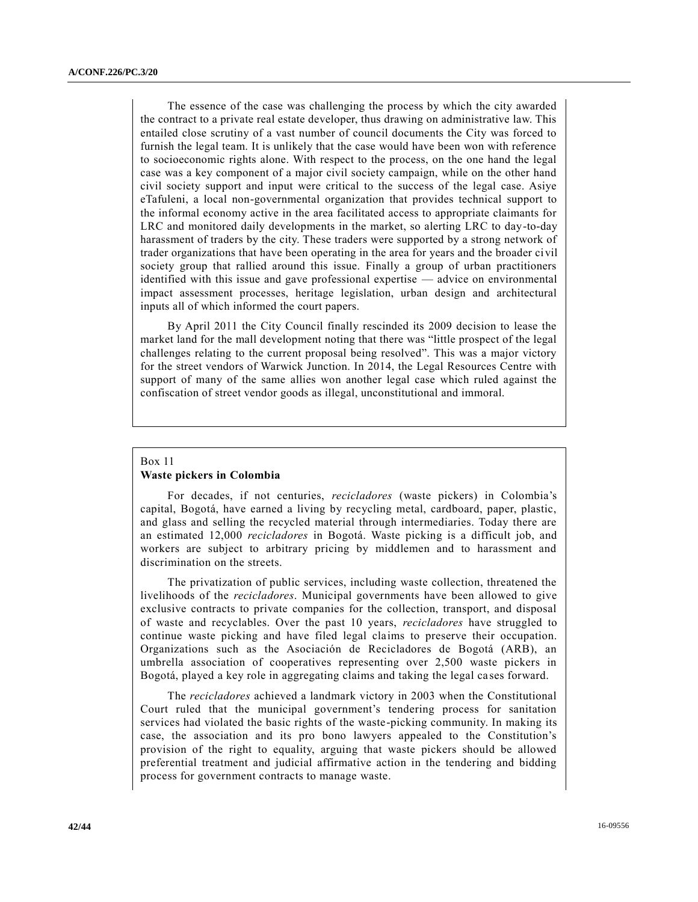The essence of the case was challenging the process by which the city awarded the contract to a private real estate developer, thus drawing on administrative law. This entailed close scrutiny of a vast number of council documents the City was forced to furnish the legal team. It is unlikely that the case would have been won with reference to socioeconomic rights alone. With respect to the process, on the one hand the legal case was a key component of a major civil society campaign, while on the other hand civil society support and input were critical to the success of the legal case. Asiye eTafuleni, a local non-governmental organization that provides technical support to the informal economy active in the area facilitated access to appropriate claimants for LRC and monitored daily developments in the market, so alerting LRC to day-to-day harassment of traders by the city. These traders were supported by a strong network of trader organizations that have been operating in the area for years and the broader civil society group that rallied around this issue. Finally a group of urban practitioners identified with this issue and gave professional expertise — advice on environmental impact assessment processes, heritage legislation, urban design and architectural inputs all of which informed the court papers.

By April 2011 the City Council finally rescinded its 2009 decision to lease the market land for the mall development noting that there was "little prospect of the legal challenges relating to the current proposal being resolved". This was a major victory for the street vendors of Warwick Junction. In 2014, the Legal Resources Centre with support of many of the same allies won another legal case which ruled against the confiscation of street vendor goods as illegal, unconstitutional and immoral.

Box 11

**Waste pickers in Colombia**

For decades, if not centuries, *recicladores* (waste pickers) in Colombia's capital, Bogotá, have earned a living by recycling metal, cardboard, paper, plastic, and glass and selling the recycled material through intermediaries. Today there are an estimated 12,000 *recicladores* in Bogotá. Waste picking is a difficult job, and workers are subject to arbitrary pricing by middlemen and to harassment and discrimination on the streets.

The privatization of public services, including waste collection, threatened the livelihoods of the *recicladores*. Municipal governments have been allowed to give exclusive contracts to private companies for the collection, transport, and disposal of waste and recyclables. Over the past 10 years, *recicladores* have struggled to continue waste picking and have filed legal claims to preserve their occupation. Organizations such as the Asociación de Recicladores de Bogotá (ARB), an umbrella association of cooperatives representing over 2,500 waste pickers in Bogotá, played a key role in aggregating claims and taking the legal cases forward.

The *recicladores* achieved a landmark victory in 2003 when the Constitutional Court ruled that the municipal government's tendering process for sanitation services had violated the basic rights of the waste-picking community. In making its case, the association and its pro bono lawyers appealed to the Constitution's provision of the right to equality, arguing that waste pickers should be allowed preferential treatment and judicial affirmative action in the tendering and bidding process for government contracts to manage waste.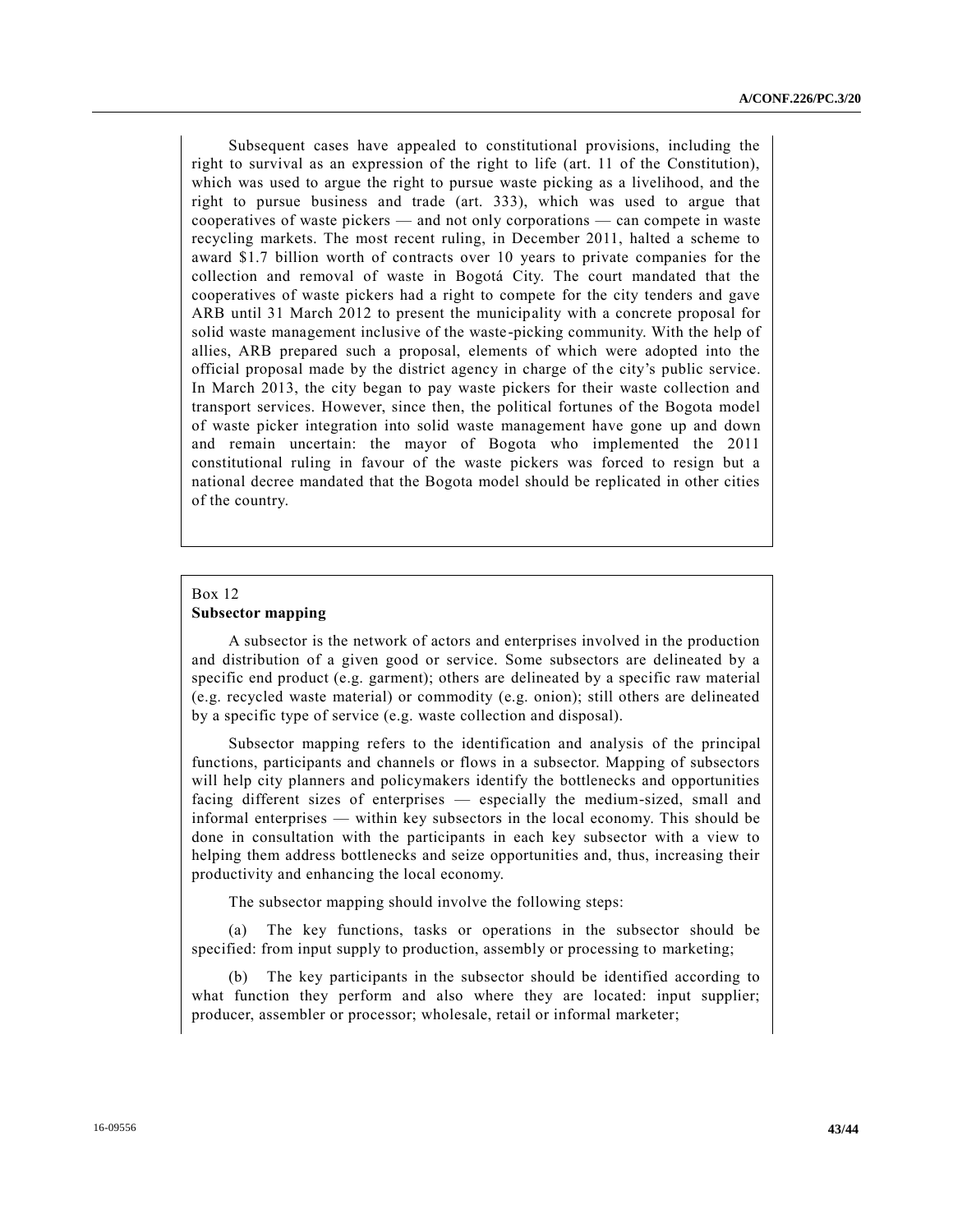Subsequent cases have appealed to constitutional provisions, including the right to survival as an expression of the right to life (art. 11 of the Constitution), which was used to argue the right to pursue waste picking as a livelihood, and the right to pursue business and trade (art. 333), which was used to argue that cooperatives of waste pickers — and not only corporations — can compete in waste recycling markets. The most recent ruling, in December 2011, halted a scheme to award $1.7 billion worth of contracts over 10 years to private companies for the collection and removal of waste in Bogotá City. The court mandated that the cooperatives of waste pickers had a right to compete for the city tenders and gave ARB until 31 March 2012 to present the municipality with a concrete proposal for solid waste management inclusive of the waste-picking community. With the help of allies, ARB prepared such a proposal, elements of which were adopted into the official proposal made by the district agency in charge of the city's public service. In March 2013, the city began to pay waste pickers for their waste collection and transport services. However, since then, the political fortunes of the Bogota model of waste picker integration into solid waste management have gone up and down and remain uncertain: the mayor of Bogota who implemented the 2011 constitutional ruling in favour of the waste pickers was forced to resign but a national decree mandated that the Bogota model should be replicated in other cities of the country.

Box 12
**Subsector mapping**

A subsector is the network of actors and enterprises involved in the production and distribution of a given good or service. Some subsectors are delineated by a specific end product (e.g. garment); others are delineated by a specific raw material (e.g. recycled waste material) or commodity (e.g. onion); still others are delineated by a specific type of service (e.g. waste collection and disposal).

Subsector mapping refers to the identification and analysis of the principal functions, participants and channels or flows in a subsector. Mapping of subsectors will help city planners and policymakers identify the bottlenecks and opportunities facing different sizes of enterprises — especially the medium-sized, small and informal enterprises — within key subsectors in the local economy. This should be done in consultation with the participants in each key subsector with a view to helping them address bottlenecks and seize opportunities and, thus, increasing their productivity and enhancing the local economy.

The subsector mapping should involve the following steps:

(a) The key functions, tasks or operations in the subsector should be specified: from input supply to production, assembly or processing to marketing;

(b) The key participants in the subsector should be identified according to what function they perform and also where they are located: input supplier; producer, assembler or processor; wholesale, retail or informal marketer;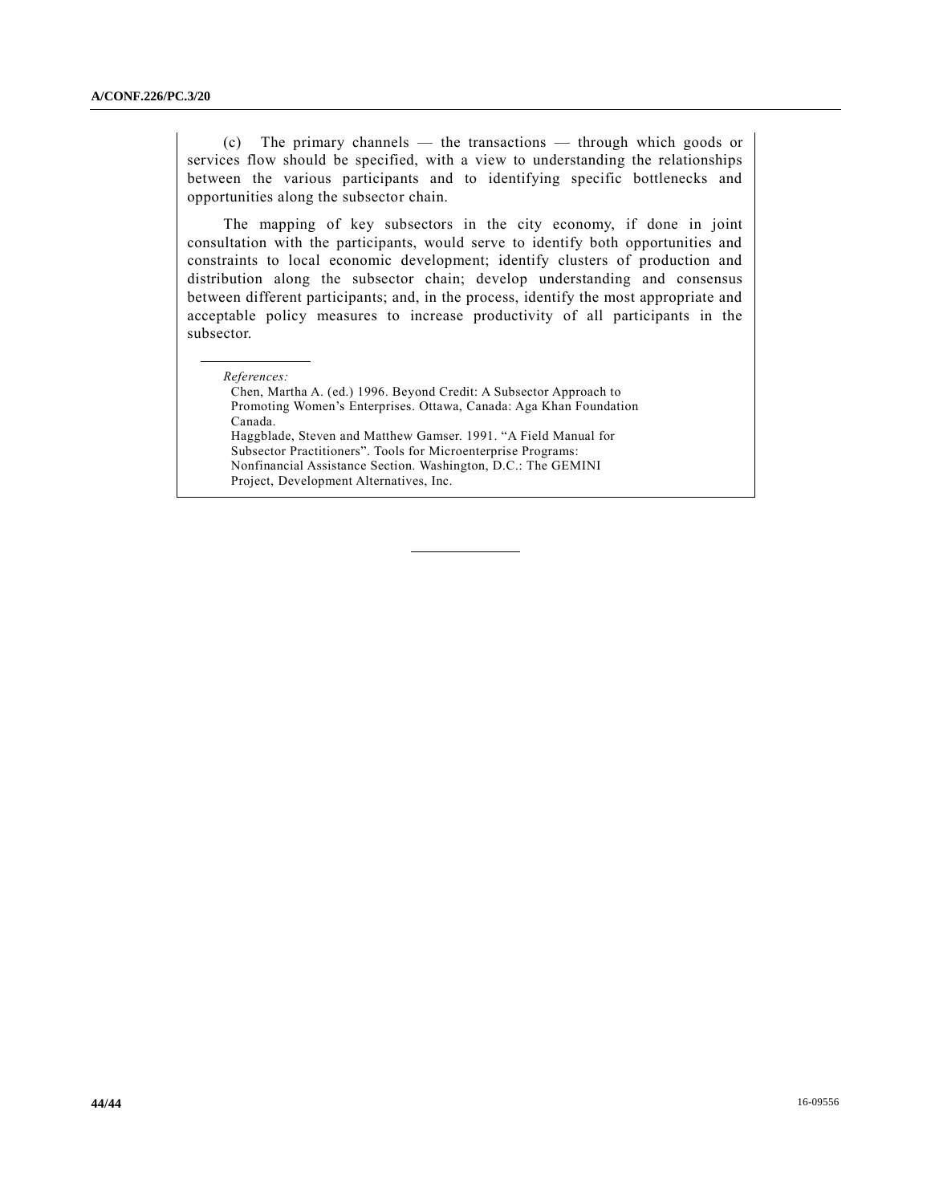(c) The primary channels — the transactions — through which goods or services flow should be specified, with a view to understanding the relationships between the various participants and to identifying specific bottlenecks and opportunities along the subsector chain.

The mapping of key subsectors in the city economy, if done in joint consultation with the participants, would serve to identify both opportunities and constraints to local economic development; identify clusters of production and distribution along the subsector chain; develop understanding and consensus between different participants; and, in the process, identify the most appropriate and acceptable policy measures to increase productivity of all participants in the subsector.

---

*References:*

Chen, Martha A. (ed.) 1996. Beyond Credit: A Subsector Approach to Promoting Women's Enterprises. Ottawa, Canada: Aga Khan Foundation Canada.

Haggblade, Steven and Matthew Gamser. 1991. "A Field Manual for Subsector Practitioners". Tools for Microenterprise Programs: Nonfinancial Assistance Section. Washington, D.C.: The GEMINI Project, Development Alternatives, Inc.